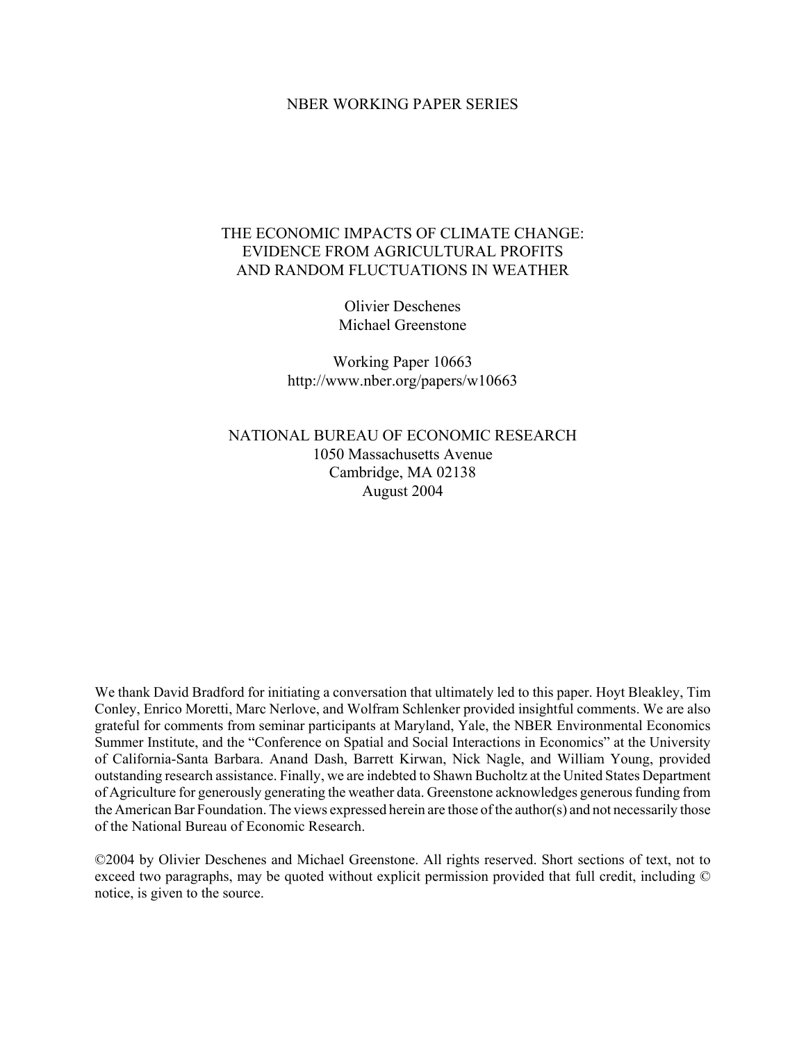NBER WORKING PAPER SERIES

# THE ECONOMIC IMPACTS OF CLIMATE CHANGE: EVIDENCE FROM AGRICULTURAL PROFITS AND RANDOM FLUCTUATIONS IN WEATHER

Olivier Deschenes
Michael Greenstone

Working Paper 10663
http://www.nber.org/papers/w10663

NATIONAL BUREAU OF ECONOMIC RESEARCH
1050 Massachusetts Avenue
Cambridge, MA 02138
August 2004

We thank David Bradford for initiating a conversation that ultimately led to this paper. Hoyt Bleakley, Tim Conley, Enrico Moretti, Marc Nerlove, and Wolfram Schlenker provided insightful comments. We are also grateful for comments from seminar participants at Maryland, Yale, the NBER Environmental Economics Summer Institute, and the "Conference on Spatial and Social Interactions in Economics" at the University of California-Santa Barbara. Anand Dash, Barrett Kirwan, Nick Nagle, and William Young, provided outstanding research assistance. Finally, we are indebted to Shawn Bucholtz at the United States Department of Agriculture for generously generating the weather data. Greenstone acknowledges generous funding from the American Bar Foundation. The views expressed herein are those of the author(s) and not necessarily those of the National Bureau of Economic Research.

©2004 by Olivier Deschenes and Michael Greenstone. All rights reserved. Short sections of text, not to exceed two paragraphs, may be quoted without explicit permission provided that full credit, including © notice, is given to the source.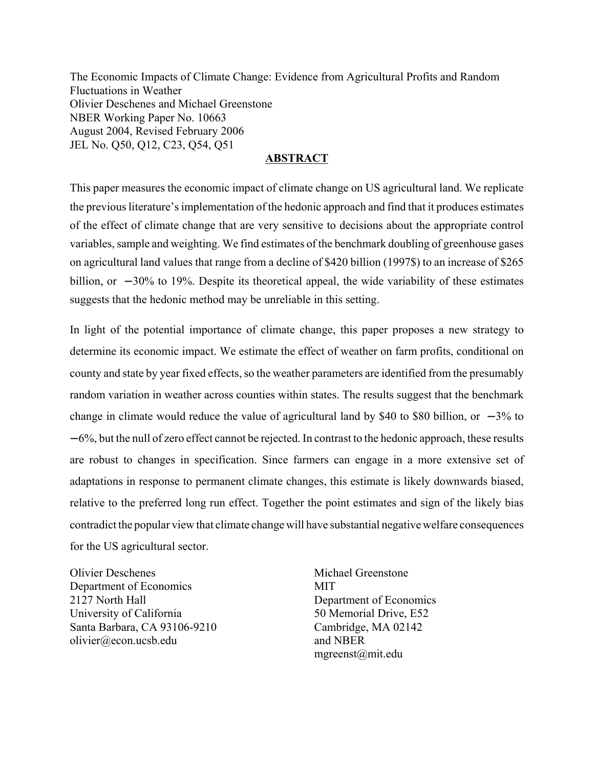The Economic Impacts of Climate Change: Evidence from Agricultural Profits and Random Fluctuations in Weather
Olivier Deschenes and Michael Greenstone
NBER Working Paper No. 10663
August 2004, Revised February 2006
JEL No. Q50, Q12, C23, Q54, Q51

## ABSTRACT

This paper measures the economic impact of climate change on US agricultural land. We replicate the previous literature's implementation of the hedonic approach and find that it produces estimates of the effect of climate change that are very sensitive to decisions about the appropriate control variables, sample and weighting. We find estimates of the benchmark doubling of greenhouse gases on agricultural land values that range from a decline of $420 billion (1997$) to an increase of $265 billion, or −30% to 19%. Despite its theoretical appeal, the wide variability of these estimates suggests that the hedonic method may be unreliable in this setting.

In light of the potential importance of climate change, this paper proposes a new strategy to determine its economic impact. We estimate the effect of weather on farm profits, conditional on county and state by year fixed effects, so the weather parameters are identified from the presumably random variation in weather across counties within states. The results suggest that the benchmark change in climate would reduce the value of agricultural land by $40 to $80 billion, or −3% to −6%, but the null of zero effect cannot be rejected. In contrast to the hedonic approach, these results are robust to changes in specification. Since farmers can engage in a more extensive set of adaptations in response to permanent climate changes, this estimate is likely downwards biased, relative to the preferred long run effect. Together the point estimates and sign of the likely bias contradict the popular view that climate change will have substantial negative welfare consequences for the US agricultural sector.

Olivier Deschenes
Department of Economics
2127 North Hall
University of California
Santa Barbara, CA 93106-9210
olivier@econ.ucsb.edu

Michael Greenstone
MIT
Department of Economics
50 Memorial Drive, E52
Cambridge, MA 02142
and NBER
mgreenst@mit.edu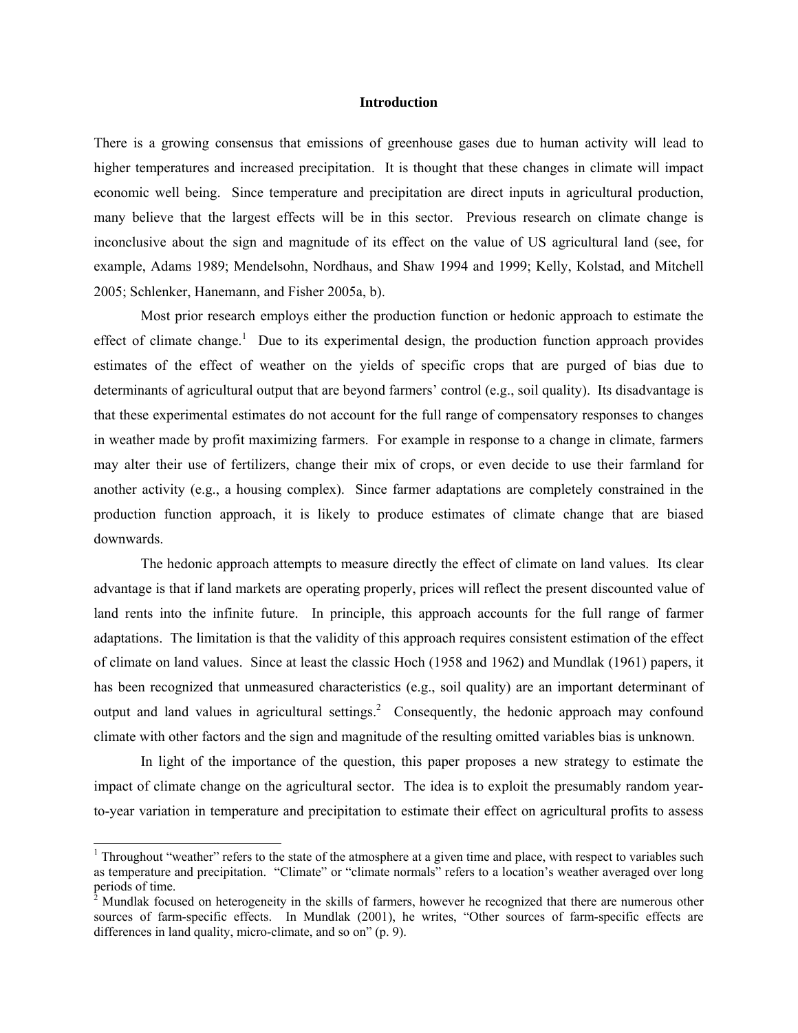# Introduction

There is a growing consensus that emissions of greenhouse gases due to human activity will lead to higher temperatures and increased precipitation. It is thought that these changes in climate will impact economic well being. Since temperature and precipitation are direct inputs in agricultural production, many believe that the largest effects will be in this sector. Previous research on climate change is inconclusive about the sign and magnitude of its effect on the value of US agricultural land (see, for example, Adams 1989; Mendelsohn, Nordhaus, and Shaw 1994 and 1999; Kelly, Kolstad, and Mitchell 2005; Schlenker, Hanemann, and Fisher 2005a, b).

Most prior research employs either the production function or hedonic approach to estimate the effect of climate change.[1] Due to its experimental design, the production function approach provides estimates of the effect of weather on the yields of specific crops that are purged of bias due to determinants of agricultural output that are beyond farmers' control (e.g., soil quality). Its disadvantage is that these experimental estimates do not account for the full range of compensatory responses to changes in weather made by profit maximizing farmers. For example in response to a change in climate, farmers may alter their use of fertilizers, change their mix of crops, or even decide to use their farmland for another activity (e.g., a housing complex). Since farmer adaptations are completely constrained in the production function approach, it is likely to produce estimates of climate change that are biased downwards.

The hedonic approach attempts to measure directly the effect of climate on land values. Its clear advantage is that if land markets are operating properly, prices will reflect the present discounted value of land rents into the infinite future. In principle, this approach accounts for the full range of farmer adaptations. The limitation is that the validity of this approach requires consistent estimation of the effect of climate on land values. Since at least the classic Hoch (1958 and 1962) and Mundlak (1961) papers, it has been recognized that unmeasured characteristics (e.g., soil quality) are an important determinant of output and land values in agricultural settings.[2] Consequently, the hedonic approach may confound climate with other factors and the sign and magnitude of the resulting omitted variables bias is unknown.

In light of the importance of the question, this paper proposes a new strategy to estimate the impact of climate change on the agricultural sector. The idea is to exploit the presumably random year-to-year variation in temperature and precipitation to estimate their effect on agricultural profits to assess

[1] Throughout "weather" refers to the state of the atmosphere at a given time and place, with respect to variables such as temperature and precipitation. "Climate" or "climate normals" refers to a location's weather averaged over long periods of time.

[2] Mundlak focused on heterogeneity in the skills of farmers, however he recognized that there are numerous other sources of farm-specific effects. In Mundlak (2001), he writes, "Other sources of farm-specific effects are differences in land quality, micro-climate, and so on" (p. 9).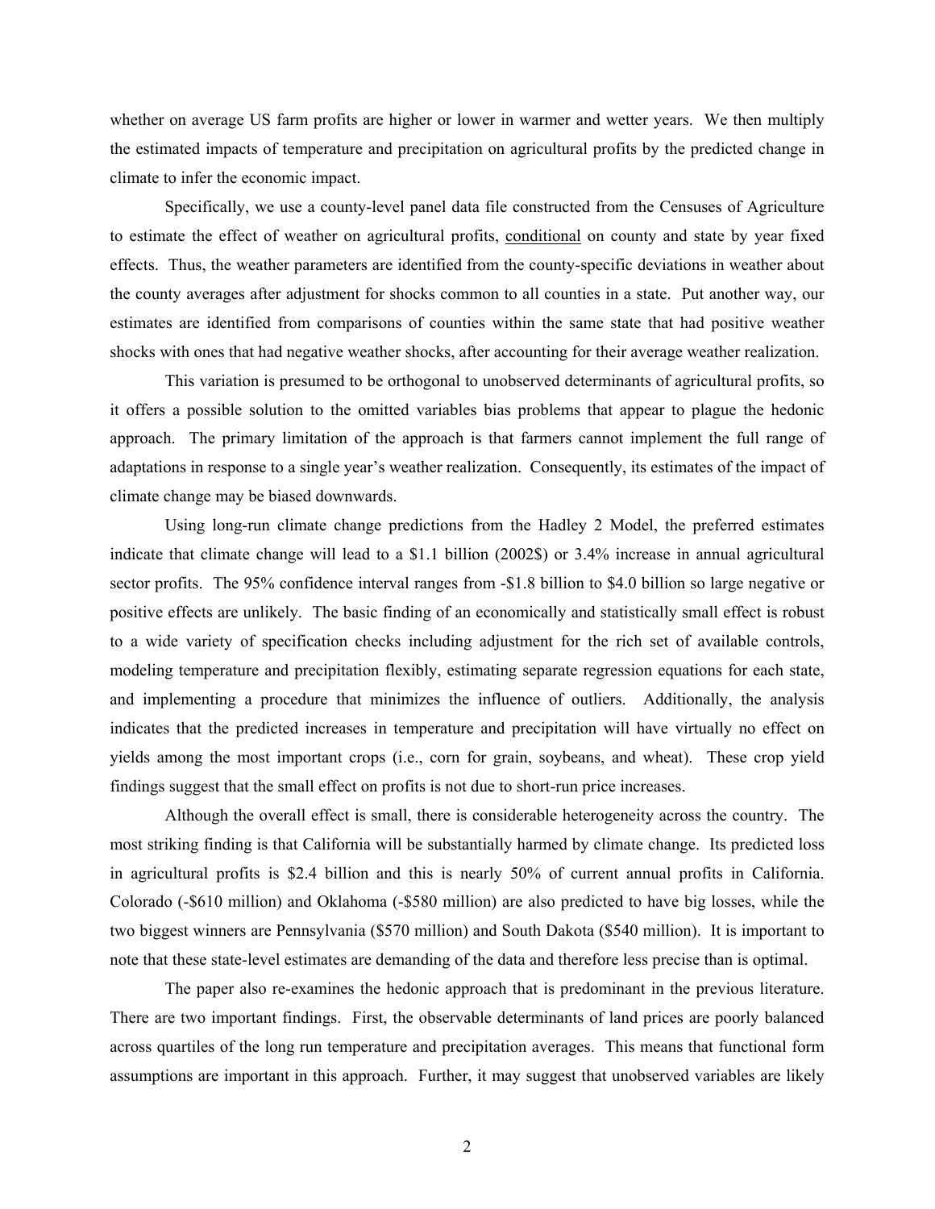whether on average US farm profits are higher or lower in warmer and wetter years. We then multiply the estimated impacts of temperature and precipitation on agricultural profits by the predicted change in climate to infer the economic impact.

Specifically, we use a county-level panel data file constructed from the Censuses of Agriculture to estimate the effect of weather on agricultural profits, <u>conditional</u> on county and state by year fixed effects. Thus, the weather parameters are identified from the county-specific deviations in weather about the county averages after adjustment for shocks common to all counties in a state. Put another way, our estimates are identified from comparisons of counties within the same state that had positive weather shocks with ones that had negative weather shocks, after accounting for their average weather realization.

This variation is presumed to be orthogonal to unobserved determinants of agricultural profits, so it offers a possible solution to the omitted variables bias problems that appear to plague the hedonic approach. The primary limitation of the approach is that farmers cannot implement the full range of adaptations in response to a single year's weather realization. Consequently, its estimates of the impact of climate change may be biased downwards.

Using long-run climate change predictions from the Hadley 2 Model, the preferred estimates indicate that climate change will lead to a $1.1 billion (2002$) or 3.4% increase in annual agricultural sector profits. The 95% confidence interval ranges from -$1.8 billion to $4.0 billion so large negative or positive effects are unlikely. The basic finding of an economically and statistically small effect is robust to a wide variety of specification checks including adjustment for the rich set of available controls, modeling temperature and precipitation flexibly, estimating separate regression equations for each state, and implementing a procedure that minimizes the influence of outliers. Additionally, the analysis indicates that the predicted increases in temperature and precipitation will have virtually no effect on yields among the most important crops (i.e., corn for grain, soybeans, and wheat). These crop yield findings suggest that the small effect on profits is not due to short-run price increases.

Although the overall effect is small, there is considerable heterogeneity across the country. The most striking finding is that California will be substantially harmed by climate change. Its predicted loss in agricultural profits is $2.4 billion and this is nearly 50% of current annual profits in California. Colorado (-$610 million) and Oklahoma (-$580 million) are also predicted to have big losses, while the two biggest winners are Pennsylvania ($570 million) and South Dakota ($540 million). It is important to note that these state-level estimates are demanding of the data and therefore less precise than is optimal.

The paper also re-examines the hedonic approach that is predominant in the previous literature. There are two important findings. First, the observable determinants of land prices are poorly balanced across quartiles of the long run temperature and precipitation averages. This means that functional form assumptions are important in this approach. Further, it may suggest that unobserved variables are likely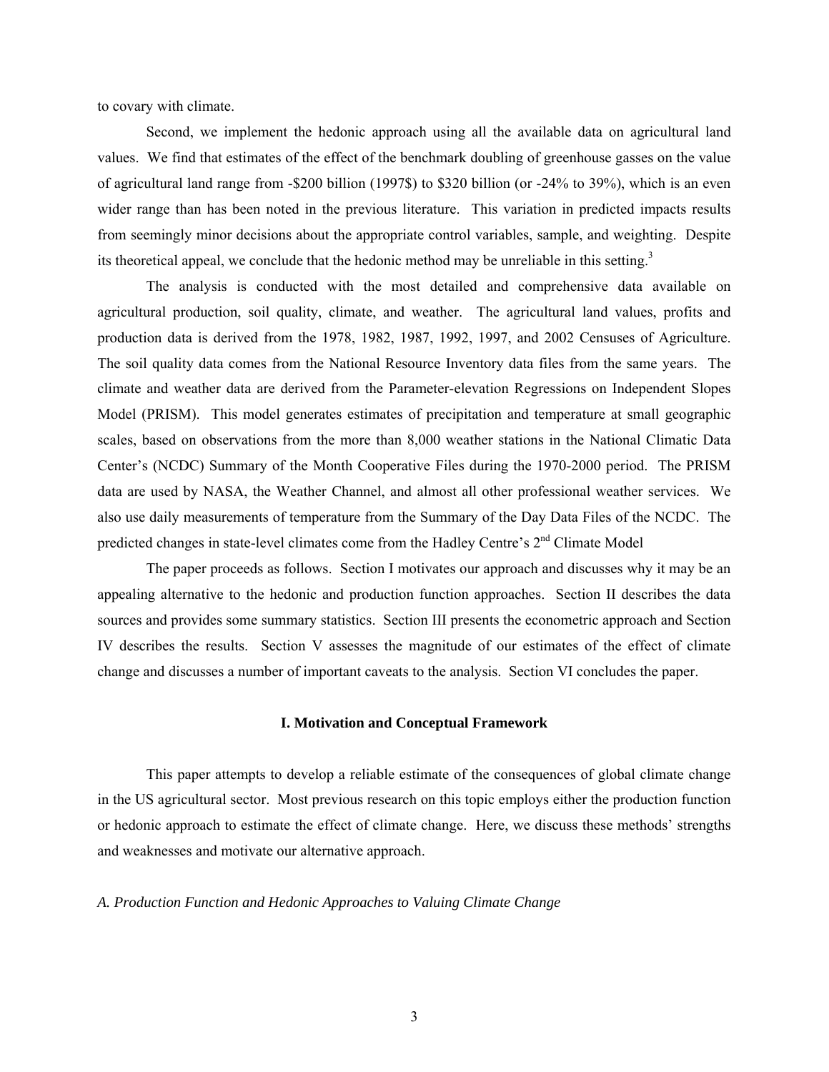to covary with climate.

Second, we implement the hedonic approach using all the available data on agricultural land values. We find that estimates of the effect of the benchmark doubling of greenhouse gasses on the value of agricultural land range from -$200 billion (1997$) to $320 billion (or -24% to 39%), which is an even wider range than has been noted in the previous literature. This variation in predicted impacts results from seemingly minor decisions about the appropriate control variables, sample, and weighting. Despite its theoretical appeal, we conclude that the hedonic method may be unreliable in this setting.[3]

The analysis is conducted with the most detailed and comprehensive data available on agricultural production, soil quality, climate, and weather. The agricultural land values, profits and production data is derived from the 1978, 1982, 1987, 1992, 1997, and 2002 Censuses of Agriculture. The soil quality data comes from the National Resource Inventory data files from the same years. The climate and weather data are derived from the Parameter-elevation Regressions on Independent Slopes Model (PRISM). This model generates estimates of precipitation and temperature at small geographic scales, based on observations from the more than 8,000 weather stations in the National Climatic Data Center's (NCDC) Summary of the Month Cooperative Files during the 1970-2000 period. The PRISM data are used by NASA, the Weather Channel, and almost all other professional weather services. We also use daily measurements of temperature from the Summary of the Day Data Files of the NCDC. The predicted changes in state-level climates come from the Hadley Centre's 2nd Climate Model

The paper proceeds as follows. Section I motivates our approach and discusses why it may be an appealing alternative to the hedonic and production function approaches. Section II describes the data sources and provides some summary statistics. Section III presents the econometric approach and Section IV describes the results. Section V assesses the magnitude of our estimates of the effect of climate change and discusses a number of important caveats to the analysis. Section VI concludes the paper.

## I. Motivation and Conceptual Framework

This paper attempts to develop a reliable estimate of the consequences of global climate change in the US agricultural sector. Most previous research on this topic employs either the production function or hedonic approach to estimate the effect of climate change. Here, we discuss these methods' strengths and weaknesses and motivate our alternative approach.

### *A. Production Function and Hedonic Approaches to Valuing Climate Change*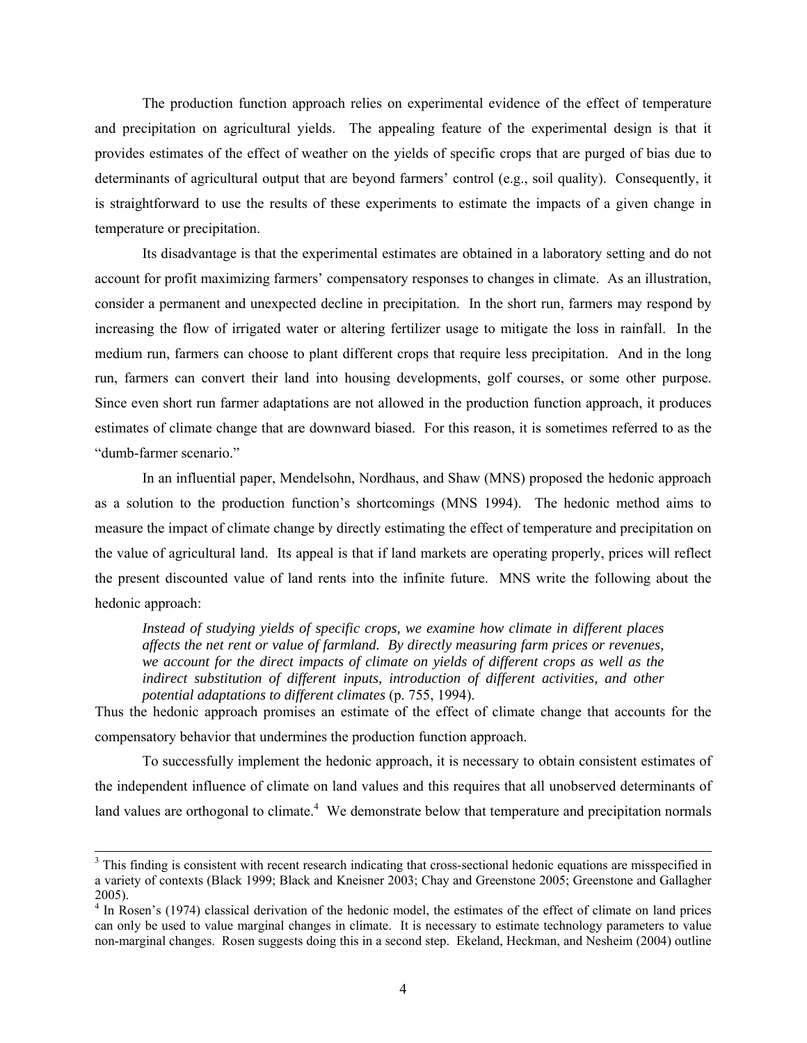The production function approach relies on experimental evidence of the effect of temperature and precipitation on agricultural yields. The appealing feature of the experimental design is that it provides estimates of the effect of weather on the yields of specific crops that are purged of bias due to determinants of agricultural output that are beyond farmers' control (e.g., soil quality). Consequently, it is straightforward to use the results of these experiments to estimate the impacts of a given change in temperature or precipitation.

Its disadvantage is that the experimental estimates are obtained in a laboratory setting and do not account for profit maximizing farmers' compensatory responses to changes in climate. As an illustration, consider a permanent and unexpected decline in precipitation. In the short run, farmers may respond by increasing the flow of irrigated water or altering fertilizer usage to mitigate the loss in rainfall. In the medium run, farmers can choose to plant different crops that require less precipitation. And in the long run, farmers can convert their land into housing developments, golf courses, or some other purpose. Since even short run farmer adaptations are not allowed in the production function approach, it produces estimates of climate change that are downward biased. For this reason, it is sometimes referred to as the "dumb-farmer scenario."

In an influential paper, Mendelsohn, Nordhaus, and Shaw (MNS) proposed the hedonic approach as a solution to the production function's shortcomings (MNS 1994). The hedonic method aims to measure the impact of climate change by directly estimating the effect of temperature and precipitation on the value of agricultural land. Its appeal is that if land markets are operating properly, prices will reflect the present discounted value of land rents into the infinite future. MNS write the following about the hedonic approach:

> *Instead of studying yields of specific crops, we examine how climate in different places affects the net rent or value of farmland. By directly measuring farm prices or revenues, we account for the direct impacts of climate on yields of different crops as well as the indirect substitution of different inputs, introduction of different activities, and other potential adaptations to different climates* (p. 755, 1994).

Thus the hedonic approach promises an estimate of the effect of climate change that accounts for the compensatory behavior that undermines the production function approach.

To successfully implement the hedonic approach, it is necessary to obtain consistent estimates of the independent influence of climate on land values and this requires that all unobserved determinants of land values are orthogonal to climate.[4] We demonstrate below that temperature and precipitation normals

[3] This finding is consistent with recent research indicating that cross-sectional hedonic equations are misspecified in a variety of contexts (Black 1999; Black and Kneisner 2003; Chay and Greenstone 2005; Greenstone and Gallagher 2005).

[4] In Rosen's (1974) classical derivation of the hedonic model, the estimates of the effect of climate on land prices can only be used to value marginal changes in climate. It is necessary to estimate technology parameters to value non-marginal changes. Rosen suggests doing this in a second step. Ekeland, Heckman, and Nesheim (2004) outline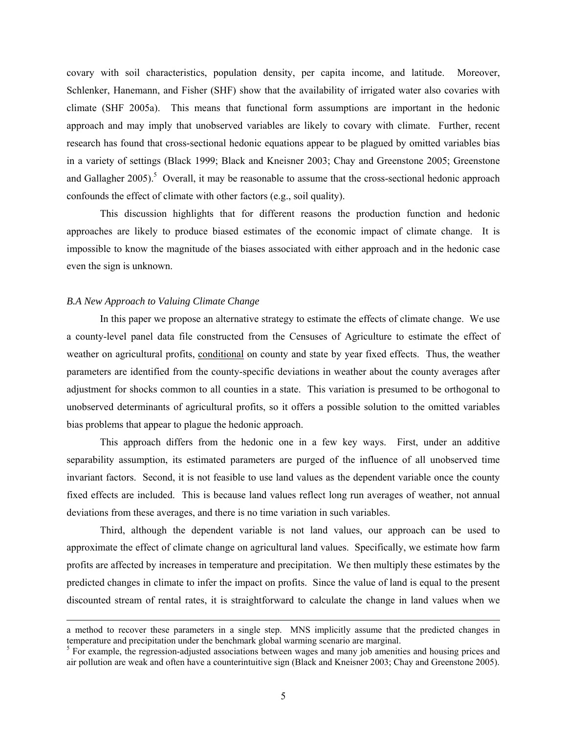covary with soil characteristics, population density, per capita income, and latitude. Moreover, Schlenker, Hanemann, and Fisher (SHF) show that the availability of irrigated water also covaries with climate (SHF 2005a). This means that functional form assumptions are important in the hedonic approach and may imply that unobserved variables are likely to covary with climate. Further, recent research has found that cross-sectional hedonic equations appear to be plagued by omitted variables bias in a variety of settings (Black 1999; Black and Kneisner 2003; Chay and Greenstone 2005; Greenstone and Gallagher 2005).[5] Overall, it may be reasonable to assume that the cross-sectional hedonic approach confounds the effect of climate with other factors (e.g., soil quality).

This discussion highlights that for different reasons the production function and hedonic approaches are likely to produce biased estimates of the economic impact of climate change. It is impossible to know the magnitude of the biases associated with either approach and in the hedonic case even the sign is unknown.

### *B. A New Approach to Valuing Climate Change*

In this paper we propose an alternative strategy to estimate the effects of climate change. We use a county-level panel data file constructed from the Censuses of Agriculture to estimate the effect of weather on agricultural profits, <u>conditional</u> on county and state by year fixed effects. Thus, the weather parameters are identified from the county-specific deviations in weather about the county averages after adjustment for shocks common to all counties in a state. This variation is presumed to be orthogonal to unobserved determinants of agricultural profits, so it offers a possible solution to the omitted variables bias problems that appear to plague the hedonic approach.

This approach differs from the hedonic one in a few key ways. First, under an additive separability assumption, its estimated parameters are purged of the influence of all unobserved time invariant factors. Second, it is not feasible to use land values as the dependent variable once the county fixed effects are included. This is because land values reflect long run averages of weather, not annual deviations from these averages, and there is no time variation in such variables.

Third, although the dependent variable is not land values, our approach can be used to approximate the effect of climate change on agricultural land values. Specifically, we estimate how farm profits are affected by increases in temperature and precipitation. We then multiply these estimates by the predicted changes in climate to infer the impact on profits. Since the value of land is equal to the present discounted stream of rental rates, it is straightforward to calculate the change in land values when we

---

a method to recover these parameters in a single step. MNS implicitly assume that the predicted changes in temperature and precipitation under the benchmark global warming scenario are marginal.

[5] For example, the regression-adjusted associations between wages and many job amenities and housing prices and air pollution are weak and often have a counterintuitive sign (Black and Kneisner 2003; Chay and Greenstone 2005).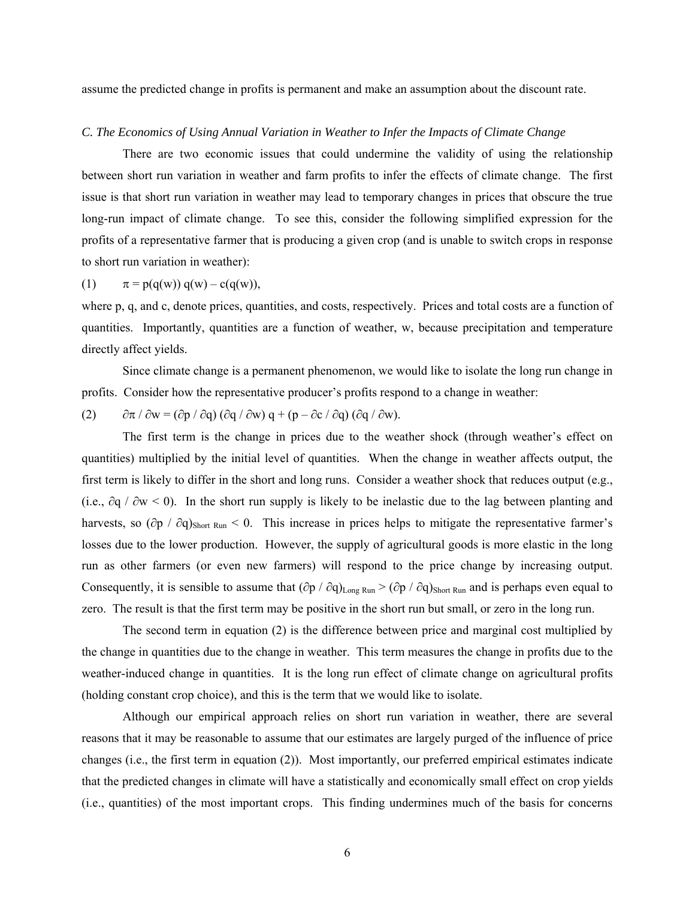assume the predicted change in profits is permanent and make an assumption about the discount rate.

### *C. The Economics of Using Annual Variation in Weather to Infer the Impacts of Climate Change*

There are two economic issues that could undermine the validity of using the relationship between short run variation in weather and farm profits to infer the effects of climate change. The first issue is that short run variation in weather may lead to temporary changes in prices that obscure the true long-run impact of climate change. To see this, consider the following simplified expression for the profits of a representative farmer that is producing a given crop (and is unable to switch crops in response to short run variation in weather):

$$\pi = p(q(w))\, q(w) - c(q(w)), \quad (1)$$

where p, q, and c, denote prices, quantities, and costs, respectively. Prices and total costs are a function of quantities. Importantly, quantities are a function of weather, w, because precipitation and temperature directly affect yields.

Since climate change is a permanent phenomenon, we would like to isolate the long run change in profits. Consider how the representative producer's profits respond to a change in weather:

$$\partial\pi / \partial w = (\partial p / \partial q)\,(\partial q / \partial w)\, q + (p - \partial c / \partial q)\,(\partial q / \partial w). \quad (2)$$

The first term is the change in prices due to the weather shock (through weather's effect on quantities) multiplied by the initial level of quantities. When the change in weather affects output, the first term is likely to differ in the short and long runs. Consider a weather shock that reduces output (e.g., (i.e., $\partial q / \partial w < 0$). In the short run supply is likely to be inelastic due to the lag between planting and harvests, so $(\partial p / \partial q)_{Short\ Run} < 0$. This increase in prices helps to mitigate the representative farmer's losses due to the lower production. However, the supply of agricultural goods is more elastic in the long run as other farmers (or even new farmers) will respond to the price change by increasing output. Consequently, it is sensible to assume that $(\partial p / \partial q)_{Long\ Run} > (\partial p / \partial q)_{Short\ Run}$ and is perhaps even equal to zero. The result is that the first term may be positive in the short run but small, or zero in the long run.

The second term in equation (2) is the difference between price and marginal cost multiplied by the change in quantities due to the change in weather. This term measures the change in profits due to the weather-induced change in quantities. It is the long run effect of climate change on agricultural profits (holding constant crop choice), and this is the term that we would like to isolate.

Although our empirical approach relies on short run variation in weather, there are several reasons that it may be reasonable to assume that our estimates are largely purged of the influence of price changes (i.e., the first term in equation (2)). Most importantly, our preferred empirical estimates indicate that the predicted changes in climate will have a statistically and economically small effect on crop yields (i.e., quantities) of the most important crops. This finding undermines much of the basis for concerns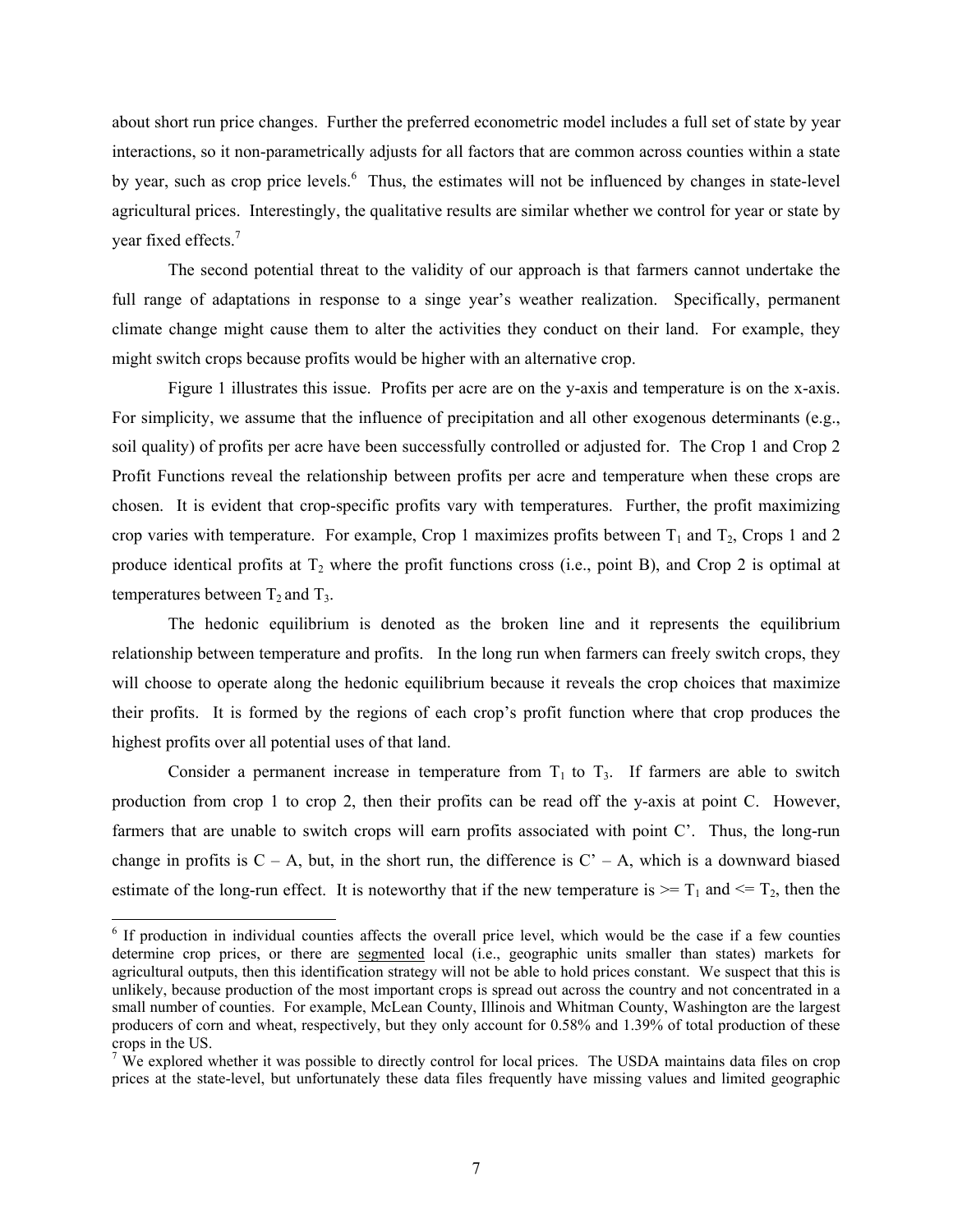about short run price changes. Further the preferred econometric model includes a full set of state by year interactions, so it non-parametrically adjusts for all factors that are common across counties within a state by year, such as crop price levels.[6] Thus, the estimates will not be influenced by changes in state-level agricultural prices. Interestingly, the qualitative results are similar whether we control for year or state by year fixed effects.[7]

The second potential threat to the validity of our approach is that farmers cannot undertake the full range of adaptations in response to a singe year's weather realization. Specifically, permanent climate change might cause them to alter the activities they conduct on their land. For example, they might switch crops because profits would be higher with an alternative crop.

Figure 1 illustrates this issue. Profits per acre are on the y-axis and temperature is on the x-axis. For simplicity, we assume that the influence of precipitation and all other exogenous determinants (e.g., soil quality) of profits per acre have been successfully controlled or adjusted for. The Crop 1 and Crop 2 Profit Functions reveal the relationship between profits per acre and temperature when these crops are chosen. It is evident that crop-specific profits vary with temperatures. Further, the profit maximizing crop varies with temperature. For example, Crop 1 maximizes profits between $T_1$ and $T_2$, Crops 1 and 2 produce identical profits at $T_2$ where the profit functions cross (i.e., point B), and Crop 2 is optimal at temperatures between $T_2$ and $T_3$.

The hedonic equilibrium is denoted as the broken line and it represents the equilibrium relationship between temperature and profits. In the long run when farmers can freely switch crops, they will choose to operate along the hedonic equilibrium because it reveals the crop choices that maximize their profits. It is formed by the regions of each crop's profit function where that crop produces the highest profits over all potential uses of that land.

Consider a permanent increase in temperature from $T_1$ to $T_3$. If farmers are able to switch production from crop 1 to crop 2, then their profits can be read off the y-axis at point C. However, farmers that are unable to switch crops will earn profits associated with point C'. Thus, the long-run change in profits is C – A, but, in the short run, the difference is C' – A, which is a downward biased estimate of the long-run effect. It is noteworthy that if the new temperature is $>= T_1$ and $<= T_2$, then the

[6] If production in individual counties affects the overall price level, which would be the case if a few counties determine crop prices, or there are segmented local (i.e., geographic units smaller than states) markets for agricultural outputs, then this identification strategy will not be able to hold prices constant. We suspect that this is unlikely, because production of the most important crops is spread out across the country and not concentrated in a small number of counties. For example, McLean County, Illinois and Whitman County, Washington are the largest producers of corn and wheat, respectively, but they only account for 0.58% and 1.39% of total production of these crops in the US.

[7] We explored whether it was possible to directly control for local prices. The USDA maintains data files on crop prices at the state-level, but unfortunately these data files frequently have missing values and limited geographic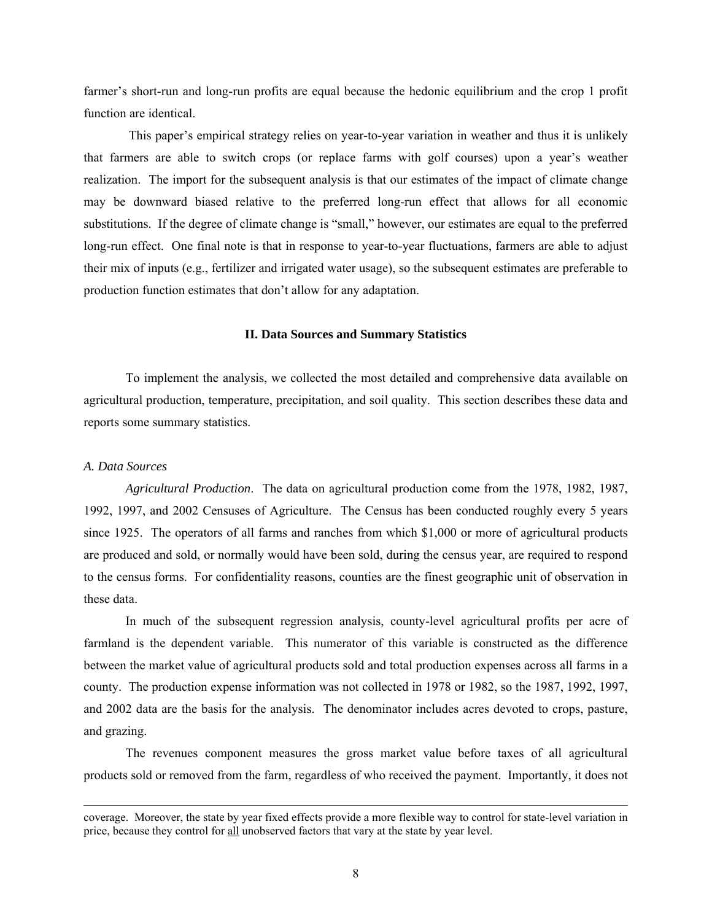farmer's short-run and long-run profits are equal because the hedonic equilibrium and the crop 1 profit function are identical.

This paper's empirical strategy relies on year-to-year variation in weather and thus it is unlikely that farmers are able to switch crops (or replace farms with golf courses) upon a year's weather realization. The import for the subsequent analysis is that our estimates of the impact of climate change may be downward biased relative to the preferred long-run effect that allows for all economic substitutions. If the degree of climate change is "small," however, our estimates are equal to the preferred long-run effect. One final note is that in response to year-to-year fluctuations, farmers are able to adjust their mix of inputs (e.g., fertilizer and irrigated water usage), so the subsequent estimates are preferable to production function estimates that don't allow for any adaptation.

## II. Data Sources and Summary Statistics

To implement the analysis, we collected the most detailed and comprehensive data available on agricultural production, temperature, precipitation, and soil quality. This section describes these data and reports some summary statistics.

### *A. Data Sources*

*Agricultural Production*. The data on agricultural production come from the 1978, 1982, 1987, 1992, 1997, and 2002 Censuses of Agriculture. The Census has been conducted roughly every 5 years since 1925. The operators of all farms and ranches from which $1,000 or more of agricultural products are produced and sold, or normally would have been sold, during the census year, are required to respond to the census forms. For confidentiality reasons, counties are the finest geographic unit of observation in these data.

In much of the subsequent regression analysis, county-level agricultural profits per acre of farmland is the dependent variable. This numerator of this variable is constructed as the difference between the market value of agricultural products sold and total production expenses across all farms in a county. The production expense information was not collected in 1978 or 1982, so the 1987, 1992, 1997, and 2002 data are the basis for the analysis. The denominator includes acres devoted to crops, pasture, and grazing.

The revenues component measures the gross market value before taxes of all agricultural products sold or removed from the farm, regardless of who received the payment. Importantly, it does not

coverage. Moreover, the state by year fixed effects provide a more flexible way to control for state-level variation in price, because they control for all unobserved factors that vary at the state by year level.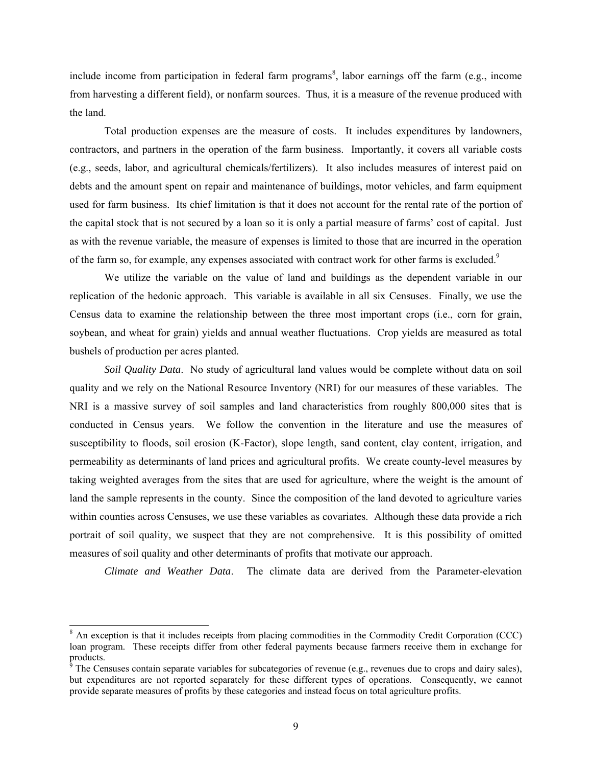include income from participation in federal farm programs[8], labor earnings off the farm (e.g., income from harvesting a different field), or nonfarm sources. Thus, it is a measure of the revenue produced with the land.

Total production expenses are the measure of costs. It includes expenditures by landowners, contractors, and partners in the operation of the farm business. Importantly, it covers all variable costs (e.g., seeds, labor, and agricultural chemicals/fertilizers). It also includes measures of interest paid on debts and the amount spent on repair and maintenance of buildings, motor vehicles, and farm equipment used for farm business. Its chief limitation is that it does not account for the rental rate of the portion of the capital stock that is not secured by a loan so it is only a partial measure of farms' cost of capital. Just as with the revenue variable, the measure of expenses is limited to those that are incurred in the operation of the farm so, for example, any expenses associated with contract work for other farms is excluded.[9]

We utilize the variable on the value of land and buildings as the dependent variable in our replication of the hedonic approach. This variable is available in all six Censuses. Finally, we use the Census data to examine the relationship between the three most important crops (i.e., corn for grain, soybean, and wheat for grain) yields and annual weather fluctuations. Crop yields are measured as total bushels of production per acres planted.

*Soil Quality Data*. No study of agricultural land values would be complete without data on soil quality and we rely on the National Resource Inventory (NRI) for our measures of these variables. The NRI is a massive survey of soil samples and land characteristics from roughly 800,000 sites that is conducted in Census years. We follow the convention in the literature and use the measures of susceptibility to floods, soil erosion (K-Factor), slope length, sand content, clay content, irrigation, and permeability as determinants of land prices and agricultural profits. We create county-level measures by taking weighted averages from the sites that are used for agriculture, where the weight is the amount of land the sample represents in the county. Since the composition of the land devoted to agriculture varies within counties across Censuses, we use these variables as covariates. Although these data provide a rich portrait of soil quality, we suspect that they are not comprehensive. It is this possibility of omitted measures of soil quality and other determinants of profits that motivate our approach.

*Climate and Weather Data*. The climate data are derived from the Parameter-elevation

---

[8] An exception is that it includes receipts from placing commodities in the Commodity Credit Corporation (CCC) loan program. These receipts differ from other federal payments because farmers receive them in exchange for products.

[9] The Censuses contain separate variables for subcategories of revenue (e.g., revenues due to crops and dairy sales), but expenditures are not reported separately for these different types of operations. Consequently, we cannot provide separate measures of profits by these categories and instead focus on total agriculture profits.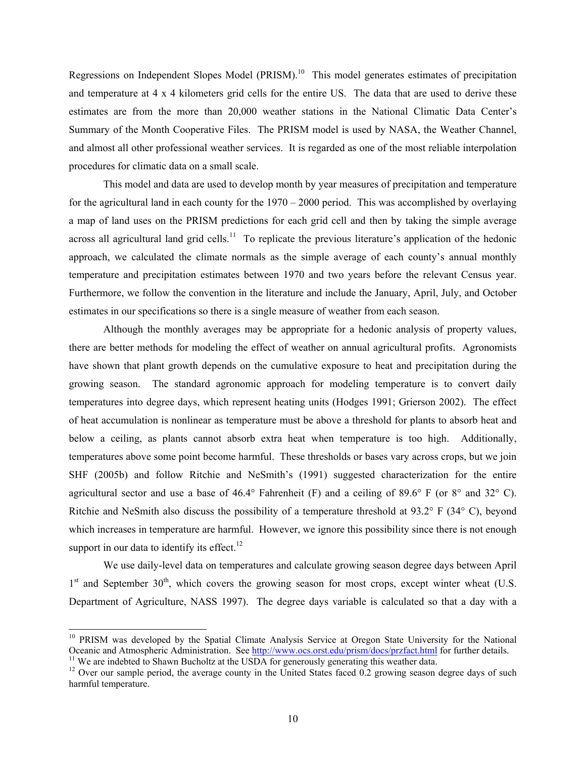Regressions on Independent Slopes Model (PRISM).[10] This model generates estimates of precipitation and temperature at 4 x 4 kilometers grid cells for the entire US. The data that are used to derive these estimates are from the more than 20,000 weather stations in the National Climatic Data Center's Summary of the Month Cooperative Files. The PRISM model is used by NASA, the Weather Channel, and almost all other professional weather services. It is regarded as one of the most reliable interpolation procedures for climatic data on a small scale.

This model and data are used to develop month by year measures of precipitation and temperature for the agricultural land in each county for the 1970 – 2000 period. This was accomplished by overlaying a map of land uses on the PRISM predictions for each grid cell and then by taking the simple average across all agricultural land grid cells.[11] To replicate the previous literature's application of the hedonic approach, we calculated the climate normals as the simple average of each county's annual monthly temperature and precipitation estimates between 1970 and two years before the relevant Census year. Furthermore, we follow the convention in the literature and include the January, April, July, and October estimates in our specifications so there is a single measure of weather from each season.

Although the monthly averages may be appropriate for a hedonic analysis of property values, there are better methods for modeling the effect of weather on annual agricultural profits. Agronomists have shown that plant growth depends on the cumulative exposure to heat and precipitation during the growing season. The standard agronomic approach for modeling temperature is to convert daily temperatures into degree days, which represent heating units (Hodges 1991; Grierson 2002). The effect of heat accumulation is nonlinear as temperature must be above a threshold for plants to absorb heat and below a ceiling, as plants cannot absorb extra heat when temperature is too high. Additionally, temperatures above some point become harmful. These thresholds or bases vary across crops, but we join SHF (2005b) and follow Ritchie and NeSmith's (1991) suggested characterization for the entire agricultural sector and use a base of 46.4° Fahrenheit (F) and a ceiling of 89.6° F (or 8° and 32° C). Ritchie and NeSmith also discuss the possibility of a temperature threshold at 93.2° F (34° C), beyond which increases in temperature are harmful. However, we ignore this possibility since there is not enough support in our data to identify its effect.[12]

We use daily-level data on temperatures and calculate growing season degree days between April 1st and September 30th, which covers the growing season for most crops, except winter wheat (U.S. Department of Agriculture, NASS 1997). The degree days variable is calculated so that a day with a

---

[10] PRISM was developed by the Spatial Climate Analysis Service at Oregon State University for the National Oceanic and Atmospheric Administration. See http://www.ocs.orst.edu/prism/docs/przfact.html for further details.

[11] We are indebted to Shawn Bucholtz at the USDA for generously generating this weather data.

[12] Over our sample period, the average county in the United States faced 0.2 growing season degree days of such harmful temperature.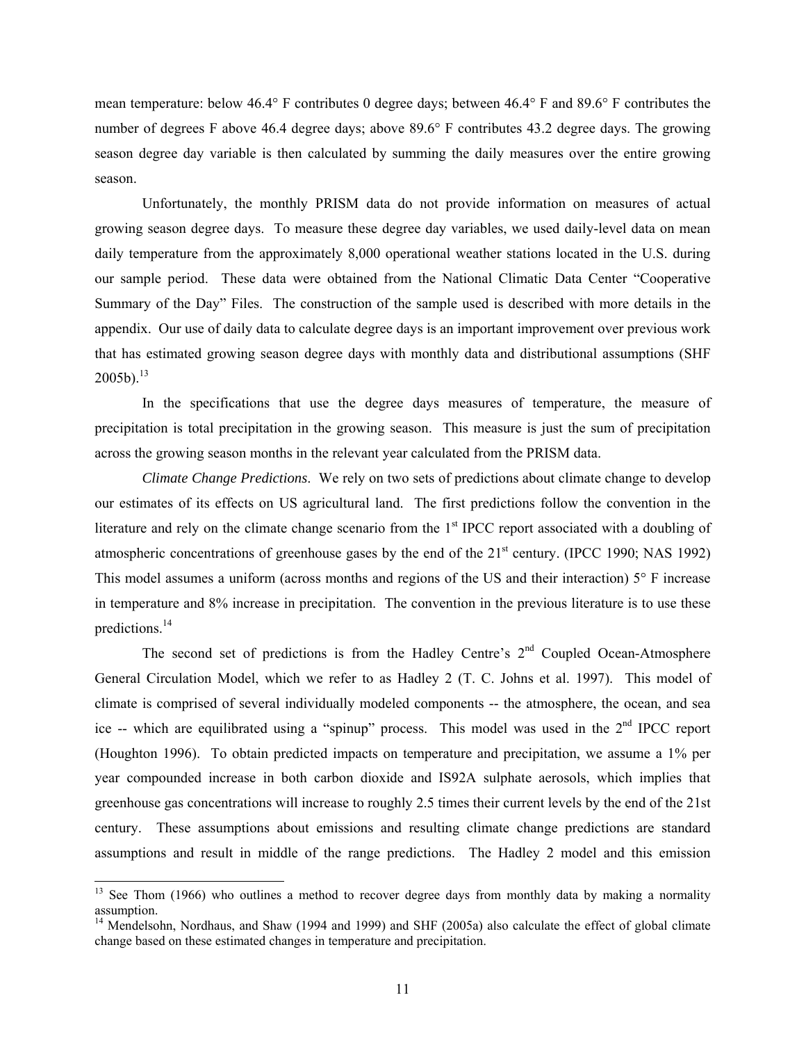mean temperature: below 46.4° F contributes 0 degree days; between 46.4° F and 89.6° F contributes the number of degrees F above 46.4 degree days; above 89.6° F contributes 43.2 degree days. The growing season degree day variable is then calculated by summing the daily measures over the entire growing season.

Unfortunately, the monthly PRISM data do not provide information on measures of actual growing season degree days. To measure these degree day variables, we used daily-level data on mean daily temperature from the approximately 8,000 operational weather stations located in the U.S. during our sample period. These data were obtained from the National Climatic Data Center "Cooperative Summary of the Day" Files. The construction of the sample used is described with more details in the appendix. Our use of daily data to calculate degree days is an important improvement over previous work that has estimated growing season degree days with monthly data and distributional assumptions (SHF 2005b).[13]

In the specifications that use the degree days measures of temperature, the measure of precipitation is total precipitation in the growing season. This measure is just the sum of precipitation across the growing season months in the relevant year calculated from the PRISM data.

*Climate Change Predictions*. We rely on two sets of predictions about climate change to develop our estimates of its effects on US agricultural land. The first predictions follow the convention in the literature and rely on the climate change scenario from the 1st IPCC report associated with a doubling of atmospheric concentrations of greenhouse gases by the end of the 21st century. (IPCC 1990; NAS 1992) This model assumes a uniform (across months and regions of the US and their interaction) 5° F increase in temperature and 8% increase in precipitation. The convention in the previous literature is to use these predictions.[14]

The second set of predictions is from the Hadley Centre's 2nd Coupled Ocean-Atmosphere General Circulation Model, which we refer to as Hadley 2 (T. C. Johns et al. 1997). This model of climate is comprised of several individually modeled components -- the atmosphere, the ocean, and sea ice -- which are equilibrated using a "spinup" process. This model was used in the 2nd IPCC report (Houghton 1996). To obtain predicted impacts on temperature and precipitation, we assume a 1% per year compounded increase in both carbon dioxide and IS92A sulphate aerosols, which implies that greenhouse gas concentrations will increase to roughly 2.5 times their current levels by the end of the 21st century. These assumptions about emissions and resulting climate change predictions are standard assumptions and result in middle of the range predictions. The Hadley 2 model and this emission

---

[13] See Thom (1966) who outlines a method to recover degree days from monthly data by making a normality assumption.

[14] Mendelsohn, Nordhaus, and Shaw (1994 and 1999) and SHF (2005a) also calculate the effect of global climate change based on these estimated changes in temperature and precipitation.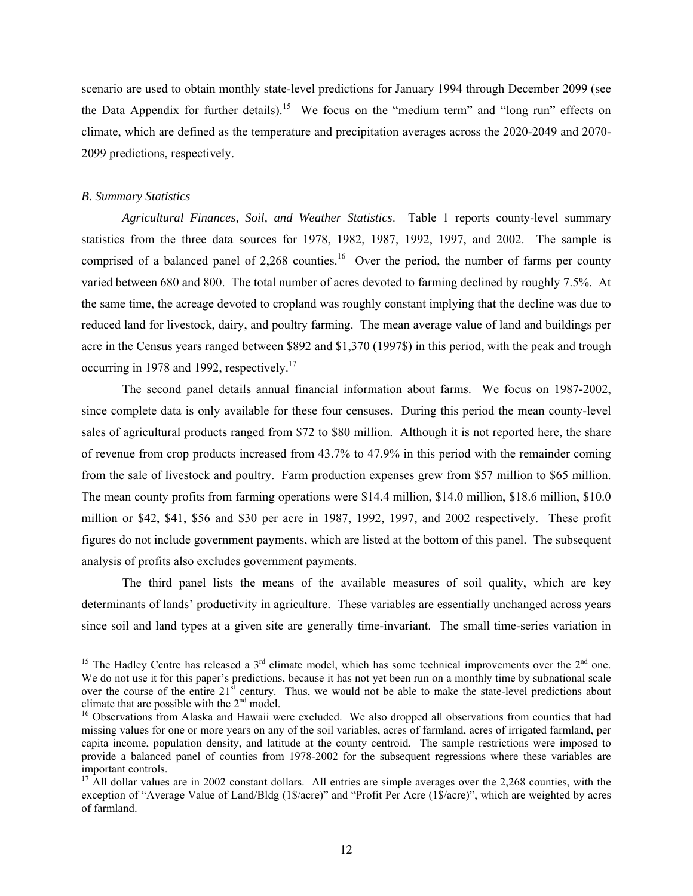scenario are used to obtain monthly state-level predictions for January 1994 through December 2099 (see the Data Appendix for further details).[15] We focus on the "medium term" and "long run" effects on climate, which are defined as the temperature and precipitation averages across the 2020-2049 and 2070-2099 predictions, respectively.

### *B. Summary Statistics*

*Agricultural Finances, Soil, and Weather Statistics*. Table 1 reports county-level summary statistics from the three data sources for 1978, 1982, 1987, 1992, 1997, and 2002. The sample is comprised of a balanced panel of 2,268 counties.[16] Over the period, the number of farms per county varied between 680 and 800. The total number of acres devoted to farming declined by roughly 7.5%. At the same time, the acreage devoted to cropland was roughly constant implying that the decline was due to reduced land for livestock, dairy, and poultry farming. The mean average value of land and buildings per acre in the Census years ranged between \$892 and \$1,370 (1997\$) in this period, with the peak and trough occurring in 1978 and 1992, respectively.[17]

The second panel details annual financial information about farms. We focus on 1987-2002, since complete data is only available for these four censuses. During this period the mean county-level sales of agricultural products ranged from \$72 to \$80 million. Although it is not reported here, the share of revenue from crop products increased from 43.7% to 47.9% in this period with the remainder coming from the sale of livestock and poultry. Farm production expenses grew from \$57 million to \$65 million. The mean county profits from farming operations were \$14.4 million, \$14.0 million, \$18.6 million, \$10.0 million or \$42, \$41, \$56 and \$30 per acre in 1987, 1992, 1997, and 2002 respectively. These profit figures do not include government payments, which are listed at the bottom of this panel. The subsequent analysis of profits also excludes government payments.

The third panel lists the means of the available measures of soil quality, which are key determinants of lands' productivity in agriculture. These variables are essentially unchanged across years since soil and land types at a given site are generally time-invariant. The small time-series variation in

---

[15] The Hadley Centre has released a 3rd climate model, which has some technical improvements over the 2nd one. We do not use it for this paper's predictions, because it has not yet been run on a monthly time by subnational scale over the course of the entire 21st century. Thus, we would not be able to make the state-level predictions about climate that are possible with the 2nd model.

[16] Observations from Alaska and Hawaii were excluded. We also dropped all observations from counties that had missing values for one or more years on any of the soil variables, acres of farmland, acres of irrigated farmland, per capita income, population density, and latitude at the county centroid. The sample restrictions were imposed to provide a balanced panel of counties from 1978-2002 for the subsequent regressions where these variables are important controls.

[17] All dollar values are in 2002 constant dollars. All entries are simple averages over the 2,268 counties, with the exception of "Average Value of Land/Bldg (1\$/acre)" and "Profit Per Acre (1\$/acre)", which are weighted by acres of farmland.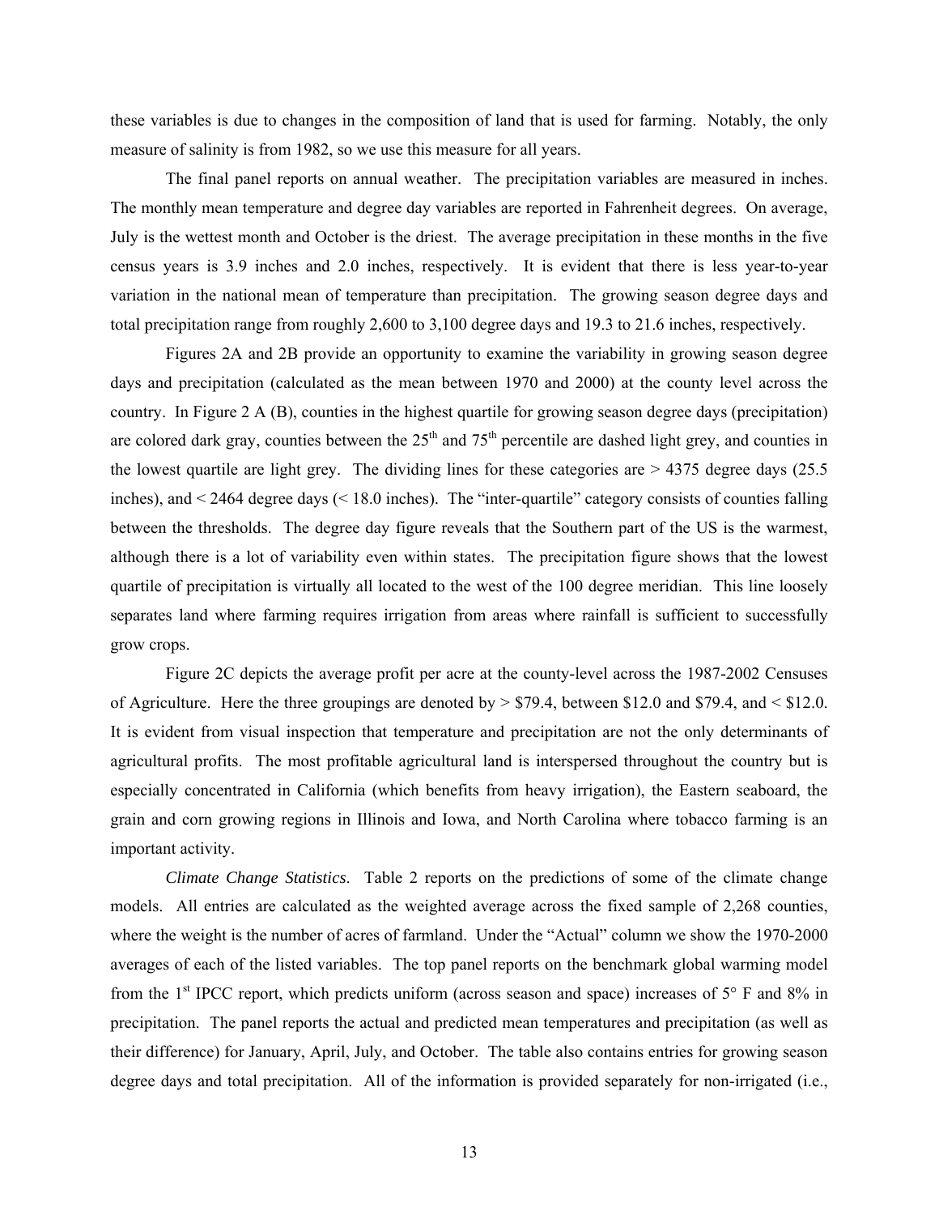these variables is due to changes in the composition of land that is used for farming. Notably, the only measure of salinity is from 1982, so we use this measure for all years.

The final panel reports on annual weather. The precipitation variables are measured in inches. The monthly mean temperature and degree day variables are reported in Fahrenheit degrees. On average, July is the wettest month and October is the driest. The average precipitation in these months in the five census years is 3.9 inches and 2.0 inches, respectively. It is evident that there is less year-to-year variation in the national mean of temperature than precipitation. The growing season degree days and total precipitation range from roughly 2,600 to 3,100 degree days and 19.3 to 21.6 inches, respectively.

Figures 2A and 2B provide an opportunity to examine the variability in growing season degree days and precipitation (calculated as the mean between 1970 and 2000) at the county level across the country. In Figure 2 A (B), counties in the highest quartile for growing season degree days (precipitation) are colored dark gray, counties between the 25th and 75th percentile are dashed light grey, and counties in the lowest quartile are light grey. The dividing lines for these categories are > 4375 degree days (25.5 inches), and < 2464 degree days (< 18.0 inches). The "inter-quartile" category consists of counties falling between the thresholds. The degree day figure reveals that the Southern part of the US is the warmest, although there is a lot of variability even within states. The precipitation figure shows that the lowest quartile of precipitation is virtually all located to the west of the 100 degree meridian. This line loosely separates land where farming requires irrigation from areas where rainfall is sufficient to successfully grow crops.

Figure 2C depicts the average profit per acre at the county-level across the 1987-2002 Censuses of Agriculture. Here the three groupings are denoted by > $79.4, between $12.0 and $79.4, and < $12.0. It is evident from visual inspection that temperature and precipitation are not the only determinants of agricultural profits. The most profitable agricultural land is interspersed throughout the country but is especially concentrated in California (which benefits from heavy irrigation), the Eastern seaboard, the grain and corn growing regions in Illinois and Iowa, and North Carolina where tobacco farming is an important activity.

*Climate Change Statistics*. Table 2 reports on the predictions of some of the climate change models. All entries are calculated as the weighted average across the fixed sample of 2,268 counties, where the weight is the number of acres of farmland. Under the "Actual" column we show the 1970-2000 averages of each of the listed variables. The top panel reports on the benchmark global warming model from the 1st IPCC report, which predicts uniform (across season and space) increases of 5° F and 8% in precipitation. The panel reports the actual and predicted mean temperatures and precipitation (as well as their difference) for January, April, July, and October. The table also contains entries for growing season degree days and total precipitation. All of the information is provided separately for non-irrigated (i.e.,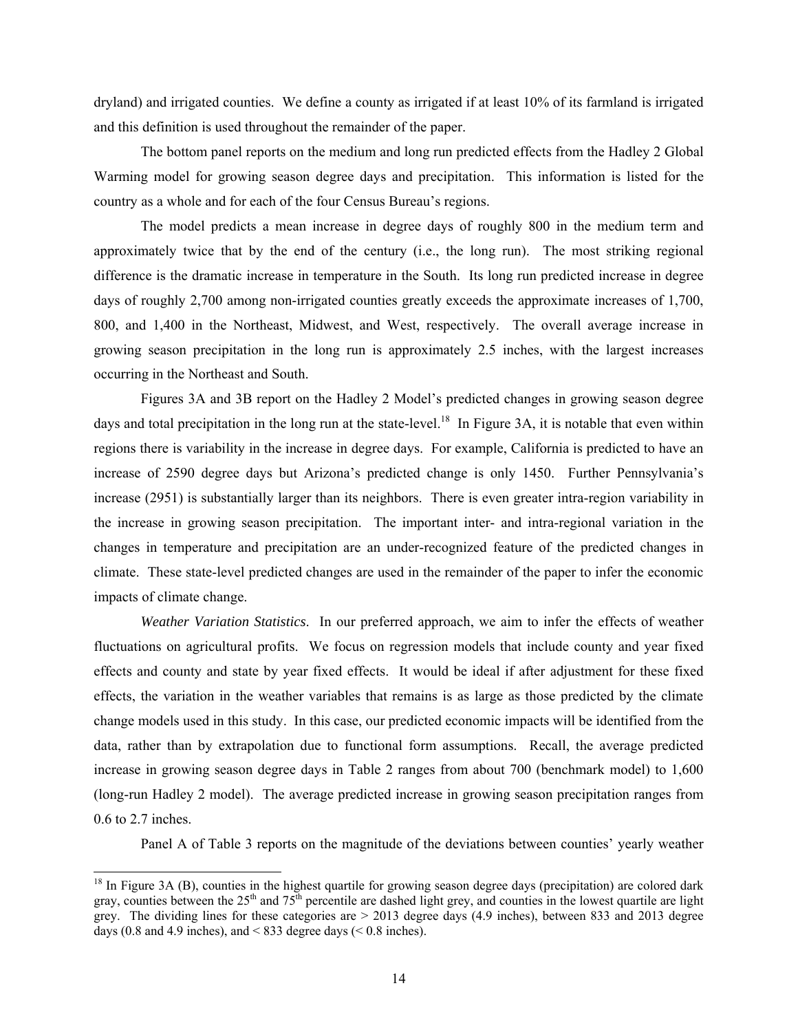dryland) and irrigated counties. We define a county as irrigated if at least 10% of its farmland is irrigated and this definition is used throughout the remainder of the paper.

The bottom panel reports on the medium and long run predicted effects from the Hadley 2 Global Warming model for growing season degree days and precipitation. This information is listed for the country as a whole and for each of the four Census Bureau's regions.

The model predicts a mean increase in degree days of roughly 800 in the medium term and approximately twice that by the end of the century (i.e., the long run). The most striking regional difference is the dramatic increase in temperature in the South. Its long run predicted increase in degree days of roughly 2,700 among non-irrigated counties greatly exceeds the approximate increases of 1,700, 800, and 1,400 in the Northeast, Midwest, and West, respectively. The overall average increase in growing season precipitation in the long run is approximately 2.5 inches, with the largest increases occurring in the Northeast and South.

Figures 3A and 3B report on the Hadley 2 Model's predicted changes in growing season degree days and total precipitation in the long run at the state-level.[18] In Figure 3A, it is notable that even within regions there is variability in the increase in degree days. For example, California is predicted to have an increase of 2590 degree days but Arizona's predicted change is only 1450. Further Pennsylvania's increase (2951) is substantially larger than its neighbors. There is even greater intra-region variability in the increase in growing season precipitation. The important inter- and intra-regional variation in the changes in temperature and precipitation are an under-recognized feature of the predicted changes in climate. These state-level predicted changes are used in the remainder of the paper to infer the economic impacts of climate change.

*Weather Variation Statistics*. In our preferred approach, we aim to infer the effects of weather fluctuations on agricultural profits. We focus on regression models that include county and year fixed effects and county and state by year fixed effects. It would be ideal if after adjustment for these fixed effects, the variation in the weather variables that remains is as large as those predicted by the climate change models used in this study. In this case, our predicted economic impacts will be identified from the data, rather than by extrapolation due to functional form assumptions. Recall, the average predicted increase in growing season degree days in Table 2 ranges from about 700 (benchmark model) to 1,600 (long-run Hadley 2 model). The average predicted increase in growing season precipitation ranges from 0.6 to 2.7 inches.

Panel A of Table 3 reports on the magnitude of the deviations between counties' yearly weather

---

[18] In Figure 3A (B), counties in the highest quartile for growing season degree days (precipitation) are colored dark gray, counties between the 25th and 75th percentile are dashed light grey, and counties in the lowest quartile are light grey. The dividing lines for these categories are > 2013 degree days (4.9 inches), between 833 and 2013 degree days (0.8 and 4.9 inches), and < 833 degree days (< 0.8 inches).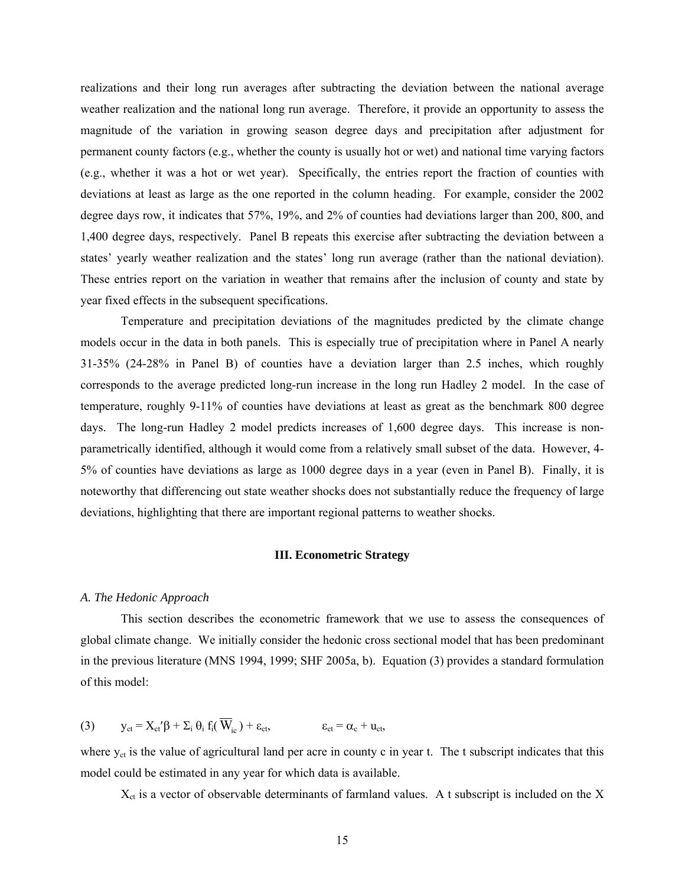realizations and their long run averages after subtracting the deviation between the national average weather realization and the national long run average. Therefore, it provide an opportunity to assess the magnitude of the variation in growing season degree days and precipitation after adjustment for permanent county factors (e.g., whether the county is usually hot or wet) and national time varying factors (e.g., whether it was a hot or wet year). Specifically, the entries report the fraction of counties with deviations at least as large as the one reported in the column heading. For example, consider the 2002 degree days row, it indicates that 57%, 19%, and 2% of counties had deviations larger than 200, 800, and 1,400 degree days, respectively. Panel B repeats this exercise after subtracting the deviation between a states' yearly weather realization and the states' long run average (rather than the national deviation). These entries report on the variation in weather that remains after the inclusion of county and state by year fixed effects in the subsequent specifications.

Temperature and precipitation deviations of the magnitudes predicted by the climate change models occur in the data in both panels. This is especially true of precipitation where in Panel A nearly 31-35% (24-28% in Panel B) of counties have a deviation larger than 2.5 inches, which roughly corresponds to the average predicted long-run increase in the long run Hadley 2 model. In the case of temperature, roughly 9-11% of counties have deviations at least as great as the benchmark 800 degree days. The long-run Hadley 2 model predicts increases of 1,600 degree days. This increase is non-parametrically identified, although it would come from a relatively small subset of the data. However, 4-5% of counties have deviations as large as 1000 degree days in a year (even in Panel B). Finally, it is noteworthy that differencing out state weather shocks does not substantially reduce the frequency of large deviations, highlighting that there are important regional patterns to weather shocks.

## III. Econometric Strategy

### *A. The Hedonic Approach*

This section describes the econometric framework that we use to assess the consequences of global climate change. We initially consider the hedonic cross sectional model that has been predominant in the previous literature (MNS 1994, 1999; SHF 2005a, b). Equation (3) provides a standard formulation of this model:

$$(3) \qquad y_{ct} = X_{ct}'\beta + \Sigma_i \, \theta_i \, f_i(\overline{W}_{ic}) + \varepsilon_{ct}, \qquad \varepsilon_{ct} = \alpha_c + u_{ct},$$

where $y_{ct}$ is the value of agricultural land per acre in county c in year t. The t subscript indicates that this model could be estimated in any year for which data is available.

$X_{ct}$ is a vector of observable determinants of farmland values. A t subscript is included on the X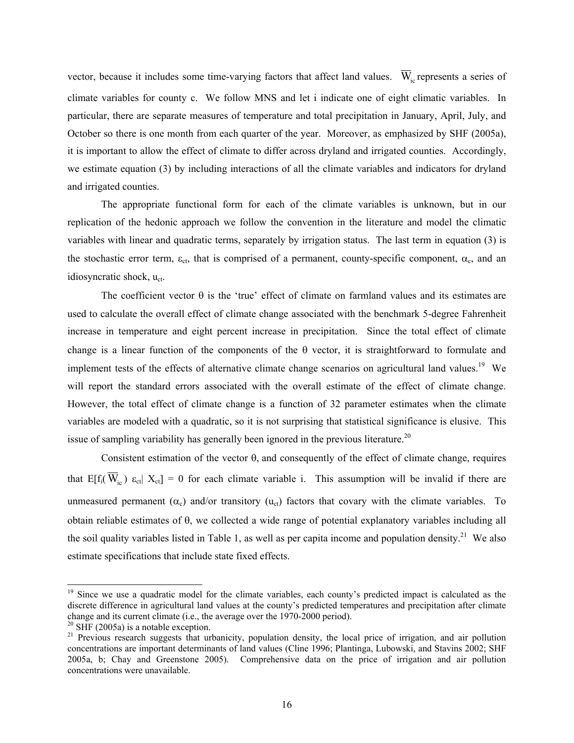vector, because it includes some time-varying factors that affect land values. $\overline{W}_{ic}$ represents a series of climate variables for county c. We follow MNS and let i indicate one of eight climatic variables. In particular, there are separate measures of temperature and total precipitation in January, April, July, and October so there is one month from each quarter of the year. Moreover, as emphasized by SHF (2005a), it is important to allow the effect of climate to differ across dryland and irrigated counties. Accordingly, we estimate equation (3) by including interactions of all the climate variables and indicators for dryland and irrigated counties.

The appropriate functional form for each of the climate variables is unknown, but in our replication of the hedonic approach we follow the convention in the literature and model the climatic variables with linear and quadratic terms, separately by irrigation status. The last term in equation (3) is the stochastic error term, $\varepsilon_{ct}$, that is comprised of a permanent, county-specific component, $\alpha_c$, and an idiosyncratic shock, $u_{ct}$.

The coefficient vector $\theta$ is the 'true' effect of climate on farmland values and its estimates are used to calculate the overall effect of climate change associated with the benchmark 5-degree Fahrenheit increase in temperature and eight percent increase in precipitation. Since the total effect of climate change is a linear function of the components of the $\theta$ vector, it is straightforward to formulate and implement tests of the effects of alternative climate change scenarios on agricultural land values.[19] We will report the standard errors associated with the overall estimate of the effect of climate change. However, the total effect of climate change is a function of 32 parameter estimates when the climate variables are modeled with a quadratic, so it is not surprising that statistical significance is elusive. This issue of sampling variability has generally been ignored in the previous literature.[20]

Consistent estimation of the vector $\theta$, and consequently of the effect of climate change, requires that $E[f_i(\overline{W}_{ic})\ \varepsilon_{ct}|\ X_{ct}] = 0$ for each climate variable i. This assumption will be invalid if there are unmeasured permanent ($\alpha_c$) and/or transitory ($u_{ct}$) factors that covary with the climate variables. To obtain reliable estimates of $\theta$, we collected a wide range of potential explanatory variables including all the soil quality variables listed in Table 1, as well as per capita income and population density.[21] We also estimate specifications that include state fixed effects.

---

[19] Since we use a quadratic model for the climate variables, each county's predicted impact is calculated as the discrete difference in agricultural land values at the county's predicted temperatures and precipitation after climate change and its current climate (i.e., the average over the 1970-2000 period).

[20] SHF (2005a) is a notable exception.

[21] Previous research suggests that urbanicity, population density, the local price of irrigation, and air pollution concentrations are important determinants of land values (Cline 1996; Plantinga, Lubowski, and Stavins 2002; SHF 2005a, b; Chay and Greenstone 2005). Comprehensive data on the price of irrigation and air pollution concentrations were unavailable.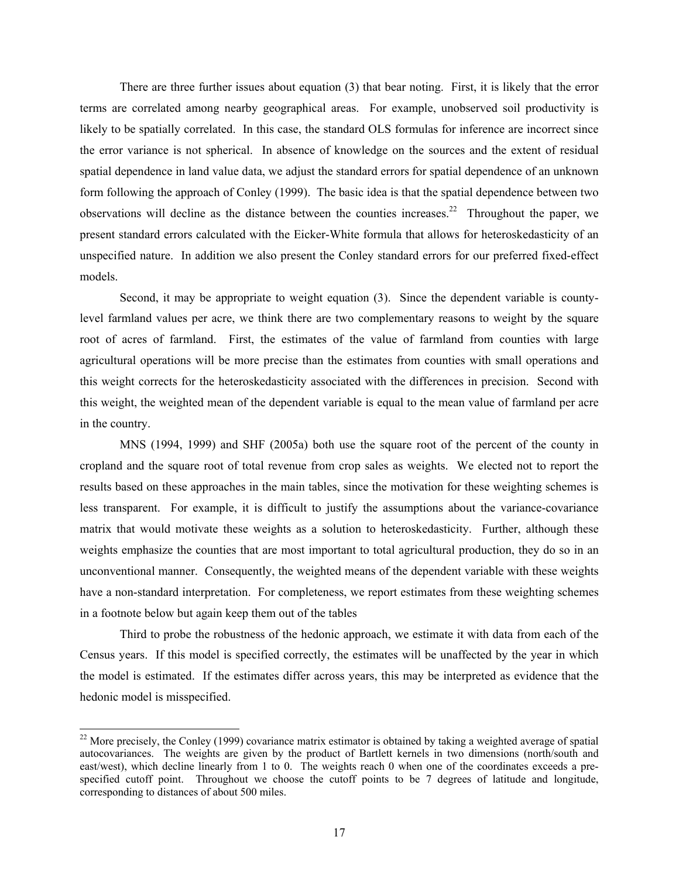There are three further issues about equation (3) that bear noting. First, it is likely that the error terms are correlated among nearby geographical areas. For example, unobserved soil productivity is likely to be spatially correlated. In this case, the standard OLS formulas for inference are incorrect since the error variance is not spherical. In absence of knowledge on the sources and the extent of residual spatial dependence in land value data, we adjust the standard errors for spatial dependence of an unknown form following the approach of Conley (1999). The basic idea is that the spatial dependence between two observations will decline as the distance between the counties increases.[22] Throughout the paper, we present standard errors calculated with the Eicker-White formula that allows for heteroskedasticity of an unspecified nature. In addition we also present the Conley standard errors for our preferred fixed-effect models.

Second, it may be appropriate to weight equation (3). Since the dependent variable is county-level farmland values per acre, we think there are two complementary reasons to weight by the square root of acres of farmland. First, the estimates of the value of farmland from counties with large agricultural operations will be more precise than the estimates from counties with small operations and this weight corrects for the heteroskedasticity associated with the differences in precision. Second with this weight, the weighted mean of the dependent variable is equal to the mean value of farmland per acre in the country.

MNS (1994, 1999) and SHF (2005a) both use the square root of the percent of the county in cropland and the square root of total revenue from crop sales as weights. We elected not to report the results based on these approaches in the main tables, since the motivation for these weighting schemes is less transparent. For example, it is difficult to justify the assumptions about the variance-covariance matrix that would motivate these weights as a solution to heteroskedasticity. Further, although these weights emphasize the counties that are most important to total agricultural production, they do so in an unconventional manner. Consequently, the weighted means of the dependent variable with these weights have a non-standard interpretation. For completeness, we report estimates from these weighting schemes in a footnote below but again keep them out of the tables

Third to probe the robustness of the hedonic approach, we estimate it with data from each of the Census years. If this model is specified correctly, the estimates will be unaffected by the year in which the model is estimated. If the estimates differ across years, this may be interpreted as evidence that the hedonic model is misspecified.

---

[22] More precisely, the Conley (1999) covariance matrix estimator is obtained by taking a weighted average of spatial autocovariances. The weights are given by the product of Bartlett kernels in two dimensions (north/south and east/west), which decline linearly from 1 to 0. The weights reach 0 when one of the coordinates exceeds a pre-specified cutoff point. Throughout we choose the cutoff points to be 7 degrees of latitude and longitude, corresponding to distances of about 500 miles.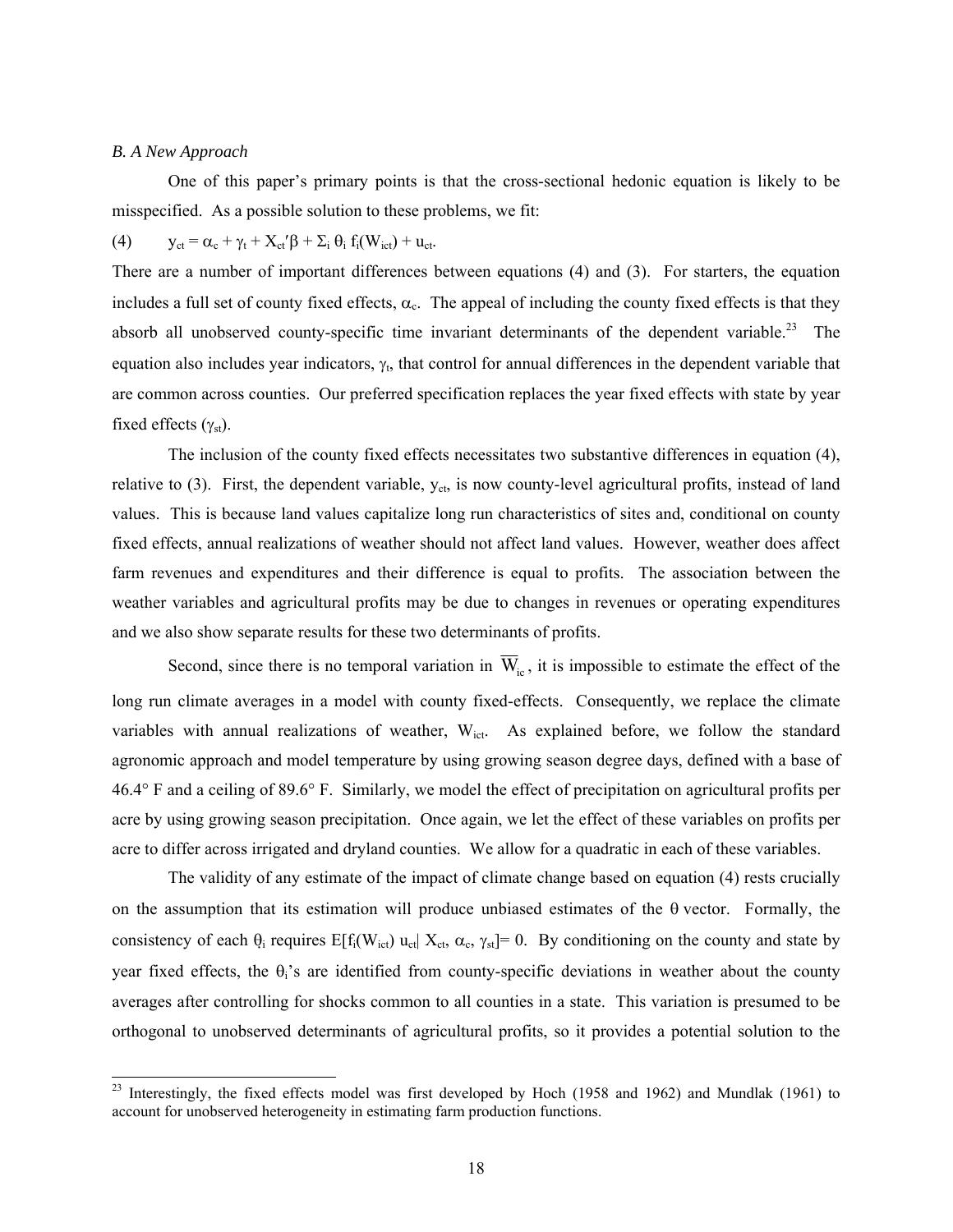*B. A New Approach*

One of this paper's primary points is that the cross-sectional hedonic equation is likely to be misspecified. As a possible solution to these problems, we fit:

(4) $y_{ct} = \alpha_c + \gamma_t + X_{ct}'\beta + \Sigma_i \theta_i f_i(W_{ict}) + u_{ct}$.

There are a number of important differences between equations (4) and (3). For starters, the equation includes a full set of county fixed effects, $\alpha_c$. The appeal of including the county fixed effects is that they absorb all unobserved county-specific time invariant determinants of the dependent variable.[23] The equation also includes year indicators, $\gamma_t$, that control for annual differences in the dependent variable that are common across counties. Our preferred specification replaces the year fixed effects with state by year fixed effects ($\gamma_{st}$).

The inclusion of the county fixed effects necessitates two substantive differences in equation (4), relative to (3). First, the dependent variable, $y_{ct}$, is now county-level agricultural profits, instead of land values. This is because land values capitalize long run characteristics of sites and, conditional on county fixed effects, annual realizations of weather should not affect land values. However, weather does affect farm revenues and expenditures and their difference is equal to profits. The association between the weather variables and agricultural profits may be due to changes in revenues or operating expenditures and we also show separate results for these two determinants of profits.

Second, since there is no temporal variation in $\overline{W}_{ic}$, it is impossible to estimate the effect of the long run climate averages in a model with county fixed-effects. Consequently, we replace the climate variables with annual realizations of weather, $W_{ict}$. As explained before, we follow the standard agronomic approach and model temperature by using growing season degree days, defined with a base of 46.4° F and a ceiling of 89.6° F. Similarly, we model the effect of precipitation on agricultural profits per acre by using growing season precipitation. Once again, we let the effect of these variables on profits per acre to differ across irrigated and dryland counties. We allow for a quadratic in each of these variables.

The validity of any estimate of the impact of climate change based on equation (4) rests crucially on the assumption that its estimation will produce unbiased estimates of the $\theta$ vector. Formally, the consistency of each $\theta_i$ requires $E[f_i(W_{ict})\, u_{ct} | X_{ct}, \alpha_c, \gamma_{st}] = 0$. By conditioning on the county and state by year fixed effects, the $\theta_i$'s are identified from county-specific deviations in weather about the county averages after controlling for shocks common to all counties in a state. This variation is presumed to be orthogonal to unobserved determinants of agricultural profits, so it provides a potential solution to the

[23] Interestingly, the fixed effects model was first developed by Hoch (1958 and 1962) and Mundlak (1961) to account for unobserved heterogeneity in estimating farm production functions.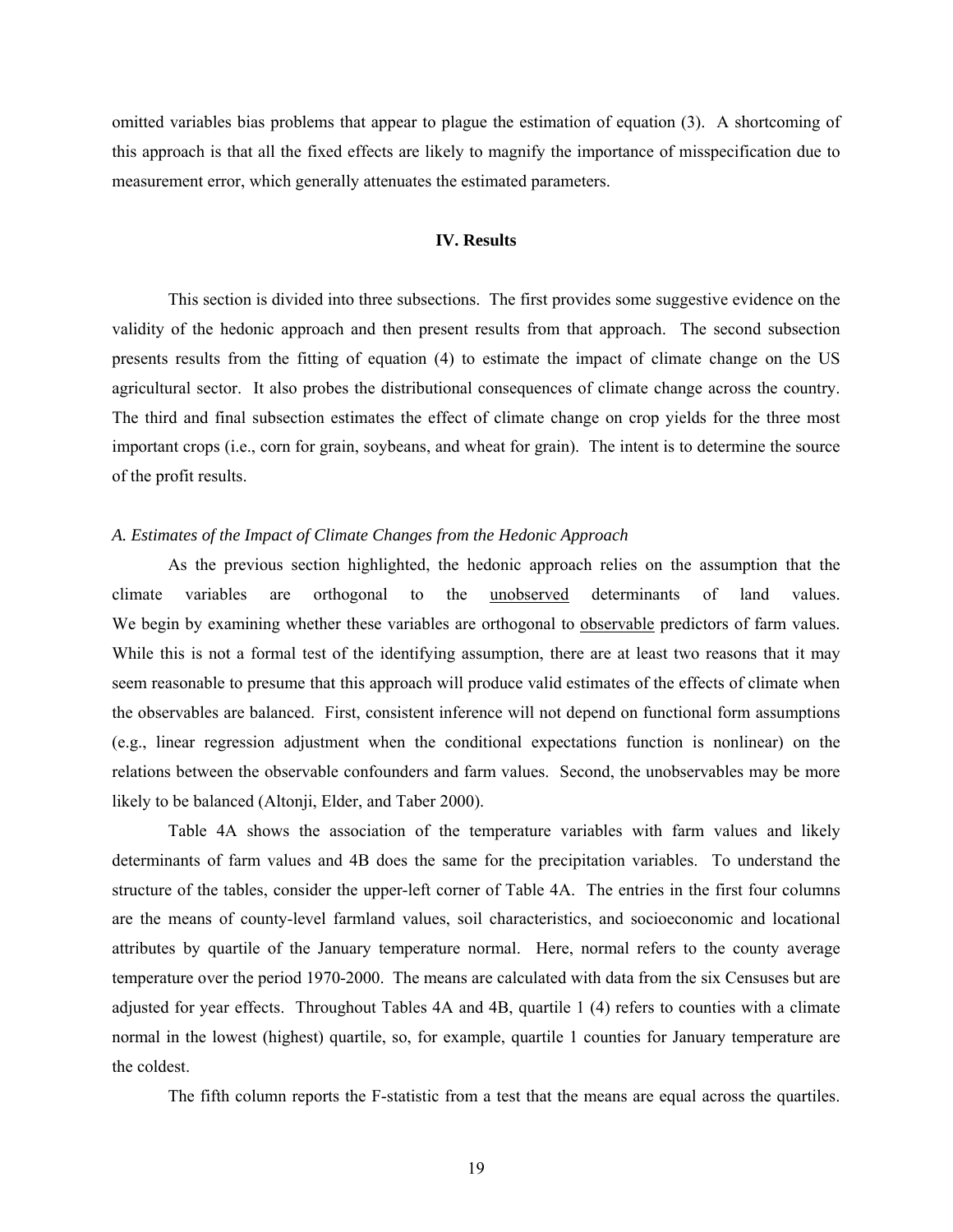omitted variables bias problems that appear to plague the estimation of equation (3). A shortcoming of this approach is that all the fixed effects are likely to magnify the importance of misspecification due to measurement error, which generally attenuates the estimated parameters.

## IV. Results

This section is divided into three subsections. The first provides some suggestive evidence on the validity of the hedonic approach and then present results from that approach. The second subsection presents results from the fitting of equation (4) to estimate the impact of climate change on the US agricultural sector. It also probes the distributional consequences of climate change across the country. The third and final subsection estimates the effect of climate change on crop yields for the three most important crops (i.e., corn for grain, soybeans, and wheat for grain). The intent is to determine the source of the profit results.

### *A. Estimates of the Impact of Climate Changes from the Hedonic Approach*

As the previous section highlighted, the hedonic approach relies on the assumption that the climate variables are orthogonal to the <u>unobserved</u> determinants of land values. We begin by examining whether these variables are orthogonal to <u>observable</u> predictors of farm values. While this is not a formal test of the identifying assumption, there are at least two reasons that it may seem reasonable to presume that this approach will produce valid estimates of the effects of climate when the observables are balanced. First, consistent inference will not depend on functional form assumptions (e.g., linear regression adjustment when the conditional expectations function is nonlinear) on the relations between the observable confounders and farm values. Second, the unobservables may be more likely to be balanced (Altonji, Elder, and Taber 2000).

Table 4A shows the association of the temperature variables with farm values and likely determinants of farm values and 4B does the same for the precipitation variables. To understand the structure of the tables, consider the upper-left corner of Table 4A. The entries in the first four columns are the means of county-level farmland values, soil characteristics, and socioeconomic and locational attributes by quartile of the January temperature normal. Here, normal refers to the county average temperature over the period 1970-2000. The means are calculated with data from the six Censuses but are adjusted for year effects. Throughout Tables 4A and 4B, quartile 1 (4) refers to counties with a climate normal in the lowest (highest) quartile, so, for example, quartile 1 counties for January temperature are the coldest.

The fifth column reports the F-statistic from a test that the means are equal across the quartiles.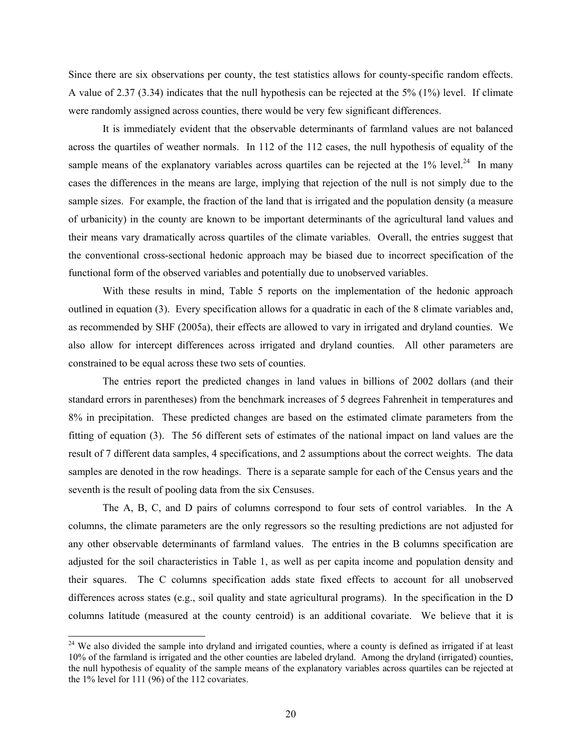Since there are six observations per county, the test statistics allows for county-specific random effects. A value of 2.37 (3.34) indicates that the null hypothesis can be rejected at the 5% (1%) level. If climate were randomly assigned across counties, there would be very few significant differences.

It is immediately evident that the observable determinants of farmland values are not balanced across the quartiles of weather normals. In 112 of the 112 cases, the null hypothesis of equality of the sample means of the explanatory variables across quartiles can be rejected at the 1% level.[24] In many cases the differences in the means are large, implying that rejection of the null is not simply due to the sample sizes. For example, the fraction of the land that is irrigated and the population density (a measure of urbanicity) in the county are known to be important determinants of the agricultural land values and their means vary dramatically across quartiles of the climate variables. Overall, the entries suggest that the conventional cross-sectional hedonic approach may be biased due to incorrect specification of the functional form of the observed variables and potentially due to unobserved variables.

With these results in mind, Table 5 reports on the implementation of the hedonic approach outlined in equation (3). Every specification allows for a quadratic in each of the 8 climate variables and, as recommended by SHF (2005a), their effects are allowed to vary in irrigated and dryland counties. We also allow for intercept differences across irrigated and dryland counties. All other parameters are constrained to be equal across these two sets of counties.

The entries report the predicted changes in land values in billions of 2002 dollars (and their standard errors in parentheses) from the benchmark increases of 5 degrees Fahrenheit in temperatures and 8% in precipitation. These predicted changes are based on the estimated climate parameters from the fitting of equation (3). The 56 different sets of estimates of the national impact on land values are the result of 7 different data samples, 4 specifications, and 2 assumptions about the correct weights. The data samples are denoted in the row headings. There is a separate sample for each of the Census years and the seventh is the result of pooling data from the six Censuses.

The A, B, C, and D pairs of columns correspond to four sets of control variables. In the A columns, the climate parameters are the only regressors so the resulting predictions are not adjusted for any other observable determinants of farmland values. The entries in the B columns specification are adjusted for the soil characteristics in Table 1, as well as per capita income and population density and their squares. The C columns specification adds state fixed effects to account for all unobserved differences across states (e.g., soil quality and state agricultural programs). In the specification in the D columns latitude (measured at the county centroid) is an additional covariate. We believe that it is

[24] We also divided the sample into dryland and irrigated counties, where a county is defined as irrigated if at least 10% of the farmland is irrigated and the other counties are labeled dryland. Among the dryland (irrigated) counties, the null hypothesis of equality of the sample means of the explanatory variables across quartiles can be rejected at the 1% level for 111 (96) of the 112 covariates.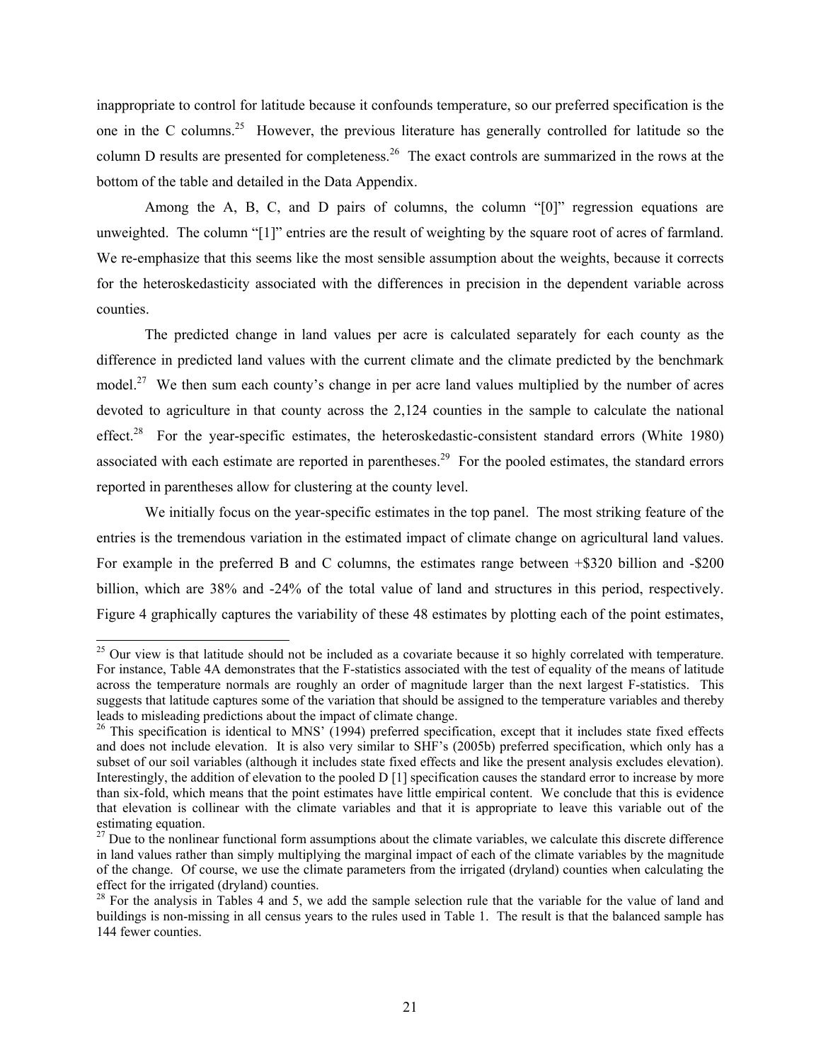inappropriate to control for latitude because it confounds temperature, so our preferred specification is the one in the C columns.[25] However, the previous literature has generally controlled for latitude so the column D results are presented for completeness.[26] The exact controls are summarized in the rows at the bottom of the table and detailed in the Data Appendix.

Among the A, B, C, and D pairs of columns, the column "[0]" regression equations are unweighted. The column "[1]" entries are the result of weighting by the square root of acres of farmland. We re-emphasize that this seems like the most sensible assumption about the weights, because it corrects for the heteroskedasticity associated with the differences in precision in the dependent variable across counties.

The predicted change in land values per acre is calculated separately for each county as the difference in predicted land values with the current climate and the climate predicted by the benchmark model.[27] We then sum each county's change in per acre land values multiplied by the number of acres devoted to agriculture in that county across the 2,124 counties in the sample to calculate the national effect.[28] For the year-specific estimates, the heteroskedastic-consistent standard errors (White 1980) associated with each estimate are reported in parentheses.[29] For the pooled estimates, the standard errors reported in parentheses allow for clustering at the county level.

We initially focus on the year-specific estimates in the top panel. The most striking feature of the entries is the tremendous variation in the estimated impact of climate change on agricultural land values. For example in the preferred B and C columns, the estimates range between +$320 billion and -$200 billion, which are 38% and -24% of the total value of land and structures in this period, respectively. Figure 4 graphically captures the variability of these 48 estimates by plotting each of the point estimates,

---

[25] Our view is that latitude should not be included as a covariate because it so highly correlated with temperature. For instance, Table 4A demonstrates that the F-statistics associated with the test of equality of the means of latitude across the temperature normals are roughly an order of magnitude larger than the next largest F-statistics. This suggests that latitude captures some of the variation that should be assigned to the temperature variables and thereby leads to misleading predictions about the impact of climate change.

[26] This specification is identical to MNS' (1994) preferred specification, except that it includes state fixed effects and does not include elevation. It is also very similar to SHF's (2005b) preferred specification, which only has a subset of our soil variables (although it includes state fixed effects and like the present analysis excludes elevation). Interestingly, the addition of elevation to the pooled D [1] specification causes the standard error to increase by more than six-fold, which means that the point estimates have little empirical content. We conclude that this is evidence that elevation is collinear with the climate variables and that it is appropriate to leave this variable out of the estimating equation.

[27] Due to the nonlinear functional form assumptions about the climate variables, we calculate this discrete difference in land values rather than simply multiplying the marginal impact of each of the climate variables by the magnitude of the change. Of course, we use the climate parameters from the irrigated (dryland) counties when calculating the effect for the irrigated (dryland) counties.

[28] For the analysis in Tables 4 and 5, we add the sample selection rule that the variable for the value of land and buildings is non-missing in all census years to the rules used in Table 1. The result is that the balanced sample has 144 fewer counties.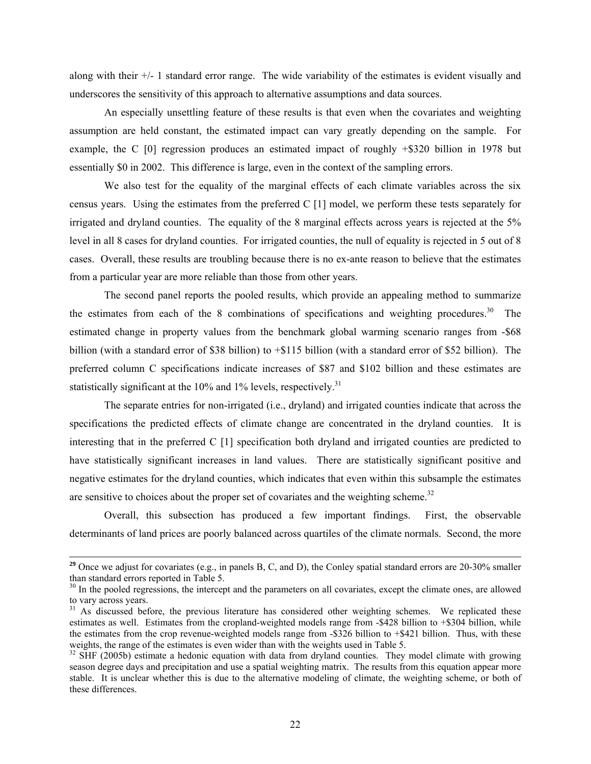along with their +/- 1 standard error range. The wide variability of the estimates is evident visually and underscores the sensitivity of this approach to alternative assumptions and data sources.

An especially unsettling feature of these results is that even when the covariates and weighting assumption are held constant, the estimated impact can vary greatly depending on the sample. For example, the C [0] regression produces an estimated impact of roughly +$320 billion in 1978 but essentially $0 in 2002. This difference is large, even in the context of the sampling errors.

We also test for the equality of the marginal effects of each climate variables across the six census years. Using the estimates from the preferred C [1] model, we perform these tests separately for irrigated and dryland counties. The equality of the 8 marginal effects across years is rejected at the 5% level in all 8 cases for dryland counties. For irrigated counties, the null of equality is rejected in 5 out of 8 cases. Overall, these results are troubling because there is no ex-ante reason to believe that the estimates from a particular year are more reliable than those from other years.

The second panel reports the pooled results, which provide an appealing method to summarize the estimates from each of the 8 combinations of specifications and weighting procedures.[30] The estimated change in property values from the benchmark global warming scenario ranges from -$68 billion (with a standard error of $38 billion) to +$115 billion (with a standard error of $52 billion). The preferred column C specifications indicate increases of $87 and $102 billion and these estimates are statistically significant at the 10% and 1% levels, respectively.[31]

The separate entries for non-irrigated (i.e., dryland) and irrigated counties indicate that across the specifications the predicted effects of climate change are concentrated in the dryland counties. It is interesting that in the preferred C [1] specification both dryland and irrigated counties are predicted to have statistically significant increases in land values. There are statistically significant positive and negative estimates for the dryland counties, which indicates that even within this subsample the estimates are sensitive to choices about the proper set of covariates and the weighting scheme.[32]

Overall, this subsection has produced a few important findings. First, the observable determinants of land prices are poorly balanced across quartiles of the climate normals. Second, the more

---

[29] Once we adjust for covariates (e.g., in panels B, C, and D), the Conley spatial standard errors are 20-30% smaller than standard errors reported in Table 5.

[30] In the pooled regressions, the intercept and the parameters on all covariates, except the climate ones, are allowed to vary across years.

[31] As discussed before, the previous literature has considered other weighting schemes. We replicated these estimates as well. Estimates from the cropland-weighted models range from -$428 billion to +$304 billion, while the estimates from the crop revenue-weighted models range from -$326 billion to +$421 billion. Thus, with these weights, the range of the estimates is even wider than with the weights used in Table 5.

[32] SHF (2005b) estimate a hedonic equation with data from dryland counties. They model climate with growing season degree days and precipitation and use a spatial weighting matrix. The results from this equation appear more stable. It is unclear whether this is due to the alternative modeling of climate, the weighting scheme, or both of these differences.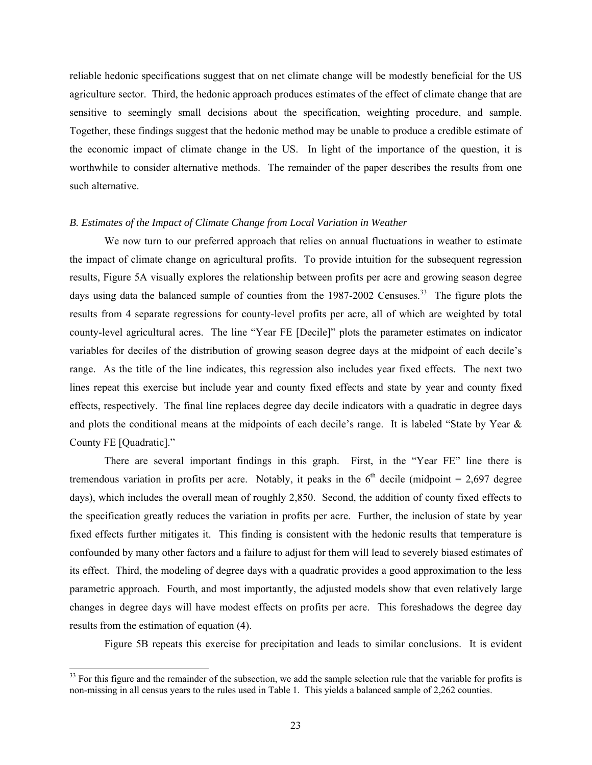reliable hedonic specifications suggest that on net climate change will be modestly beneficial for the US agriculture sector. Third, the hedonic approach produces estimates of the effect of climate change that are sensitive to seemingly small decisions about the specification, weighting procedure, and sample. Together, these findings suggest that the hedonic method may be unable to produce a credible estimate of the economic impact of climate change in the US. In light of the importance of the question, it is worthwhile to consider alternative methods. The remainder of the paper describes the results from one such alternative.

### *B. Estimates of the Impact of Climate Change from Local Variation in Weather*

We now turn to our preferred approach that relies on annual fluctuations in weather to estimate the impact of climate change on agricultural profits. To provide intuition for the subsequent regression results, Figure 5A visually explores the relationship between profits per acre and growing season degree days using data the balanced sample of counties from the 1987-2002 Censuses.[33] The figure plots the results from 4 separate regressions for county-level profits per acre, all of which are weighted by total county-level agricultural acres. The line "Year FE [Decile]" plots the parameter estimates on indicator variables for deciles of the distribution of growing season degree days at the midpoint of each decile's range. As the title of the line indicates, this regression also includes year fixed effects. The next two lines repeat this exercise but include year and county fixed effects and state by year and county fixed effects, respectively. The final line replaces degree day decile indicators with a quadratic in degree days and plots the conditional means at the midpoints of each decile's range. It is labeled "State by Year & County FE [Quadratic]."

There are several important findings in this graph. First, in the "Year FE" line there is tremendous variation in profits per acre. Notably, it peaks in the $6^{th}$ decile (midpoint = 2,697 degree days), which includes the overall mean of roughly 2,850. Second, the addition of county fixed effects to the specification greatly reduces the variation in profits per acre. Further, the inclusion of state by year fixed effects further mitigates it. This finding is consistent with the hedonic results that temperature is confounded by many other factors and a failure to adjust for them will lead to severely biased estimates of its effect. Third, the modeling of degree days with a quadratic provides a good approximation to the less parametric approach. Fourth, and most importantly, the adjusted models show that even relatively large changes in degree days will have modest effects on profits per acre. This foreshadows the degree day results from the estimation of equation (4).

Figure 5B repeats this exercise for precipitation and leads to similar conclusions. It is evident

[33] For this figure and the remainder of the subsection, we add the sample selection rule that the variable for profits is non-missing in all census years to the rules used in Table 1. This yields a balanced sample of 2,262 counties.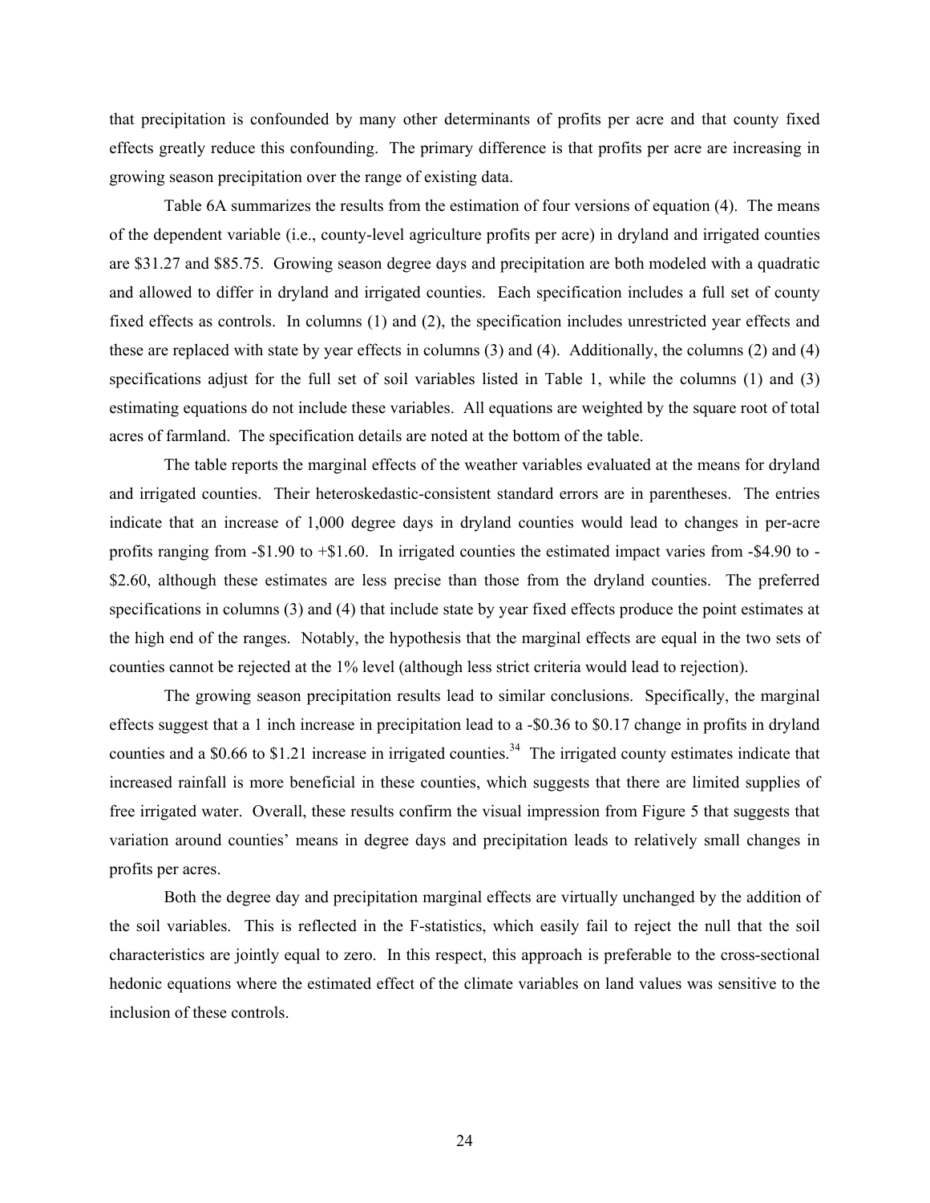that precipitation is confounded by many other determinants of profits per acre and that county fixed effects greatly reduce this confounding. The primary difference is that profits per acre are increasing in growing season precipitation over the range of existing data.

Table 6A summarizes the results from the estimation of four versions of equation (4). The means of the dependent variable (i.e., county-level agriculture profits per acre) in dryland and irrigated counties are $31.27 and $85.75. Growing season degree days and precipitation are both modeled with a quadratic and allowed to differ in dryland and irrigated counties. Each specification includes a full set of county fixed effects as controls. In columns (1) and (2), the specification includes unrestricted year effects and these are replaced with state by year effects in columns (3) and (4). Additionally, the columns (2) and (4) specifications adjust for the full set of soil variables listed in Table 1, while the columns (1) and (3) estimating equations do not include these variables. All equations are weighted by the square root of total acres of farmland. The specification details are noted at the bottom of the table.

The table reports the marginal effects of the weather variables evaluated at the means for dryland and irrigated counties. Their heteroskedastic-consistent standard errors are in parentheses. The entries indicate that an increase of 1,000 degree days in dryland counties would lead to changes in per-acre profits ranging from -$1.90 to +$1.60. In irrigated counties the estimated impact varies from -$4.90 to -$2.60, although these estimates are less precise than those from the dryland counties. The preferred specifications in columns (3) and (4) that include state by year fixed effects produce the point estimates at the high end of the ranges. Notably, the hypothesis that the marginal effects are equal in the two sets of counties cannot be rejected at the 1% level (although less strict criteria would lead to rejection).

The growing season precipitation results lead to similar conclusions. Specifically, the marginal effects suggest that a 1 inch increase in precipitation lead to a -$0.36 to $0.17 change in profits in dryland counties and a $0.66 to $1.21 increase in irrigated counties.[34] The irrigated county estimates indicate that increased rainfall is more beneficial in these counties, which suggests that there are limited supplies of free irrigated water. Overall, these results confirm the visual impression from Figure 5 that suggests that variation around counties' means in degree days and precipitation leads to relatively small changes in profits per acres.

Both the degree day and precipitation marginal effects are virtually unchanged by the addition of the soil variables. This is reflected in the F-statistics, which easily fail to reject the null that the soil characteristics are jointly equal to zero. In this respect, this approach is preferable to the cross-sectional hedonic equations where the estimated effect of the climate variables on land values was sensitive to the inclusion of these controls.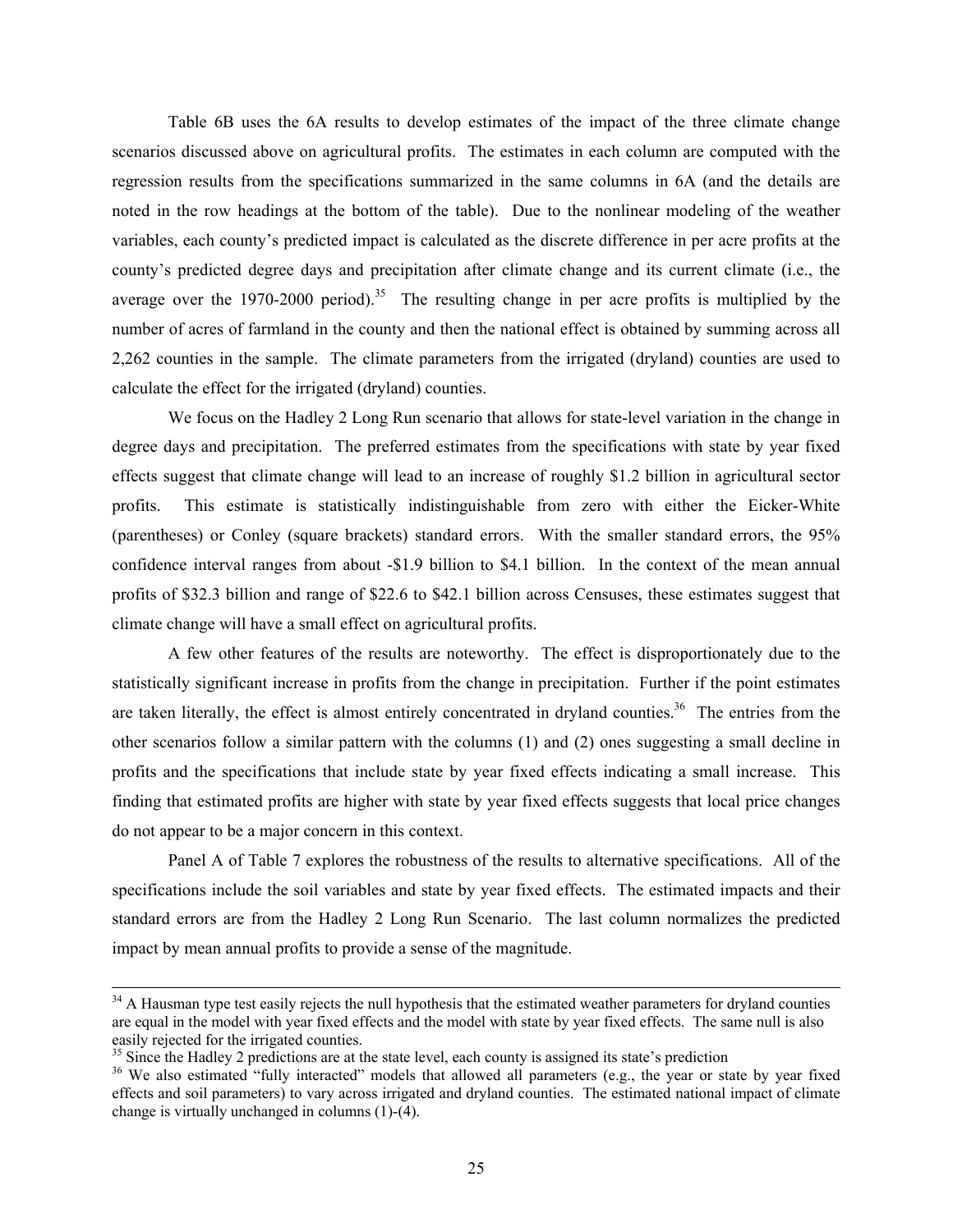Table 6B uses the 6A results to develop estimates of the impact of the three climate change scenarios discussed above on agricultural profits. The estimates in each column are computed with the regression results from the specifications summarized in the same columns in 6A (and the details are noted in the row headings at the bottom of the table). Due to the nonlinear modeling of the weather variables, each county's predicted impact is calculated as the discrete difference in per acre profits at the county's predicted degree days and precipitation after climate change and its current climate (i.e., the average over the 1970-2000 period).[35] The resulting change in per acre profits is multiplied by the number of acres of farmland in the county and then the national effect is obtained by summing across all 2,262 counties in the sample. The climate parameters from the irrigated (dryland) counties are used to calculate the effect for the irrigated (dryland) counties.

We focus on the Hadley 2 Long Run scenario that allows for state-level variation in the change in degree days and precipitation. The preferred estimates from the specifications with state by year fixed effects suggest that climate change will lead to an increase of roughly $1.2 billion in agricultural sector profits. This estimate is statistically indistinguishable from zero with either the Eicker-White (parentheses) or Conley (square brackets) standard errors. With the smaller standard errors, the 95% confidence interval ranges from about -$1.9 billion to $4.1 billion. In the context of the mean annual profits of $32.3 billion and range of $22.6 to $42.1 billion across Censuses, these estimates suggest that climate change will have a small effect on agricultural profits.

A few other features of the results are noteworthy. The effect is disproportionately due to the statistically significant increase in profits from the change in precipitation. Further if the point estimates are taken literally, the effect is almost entirely concentrated in dryland counties.[36] The entries from the other scenarios follow a similar pattern with the columns (1) and (2) ones suggesting a small decline in profits and the specifications that include state by year fixed effects indicating a small increase. This finding that estimated profits are higher with state by year fixed effects suggests that local price changes do not appear to be a major concern in this context.

Panel A of Table 7 explores the robustness of the results to alternative specifications. All of the specifications include the soil variables and state by year fixed effects. The estimated impacts and their standard errors are from the Hadley 2 Long Run Scenario. The last column normalizes the predicted impact by mean annual profits to provide a sense of the magnitude.

---

[34] A Hausman type test easily rejects the null hypothesis that the estimated weather parameters for dryland counties are equal in the model with year fixed effects and the model with state by year fixed effects. The same null is also easily rejected for the irrigated counties.

[35] Since the Hadley 2 predictions are at the state level, each county is assigned its state's prediction

[36] We also estimated "fully interacted" models that allowed all parameters (e.g., the year or state by year fixed effects and soil parameters) to vary across irrigated and dryland counties. The estimated national impact of climate change is virtually unchanged in columns (1)-(4).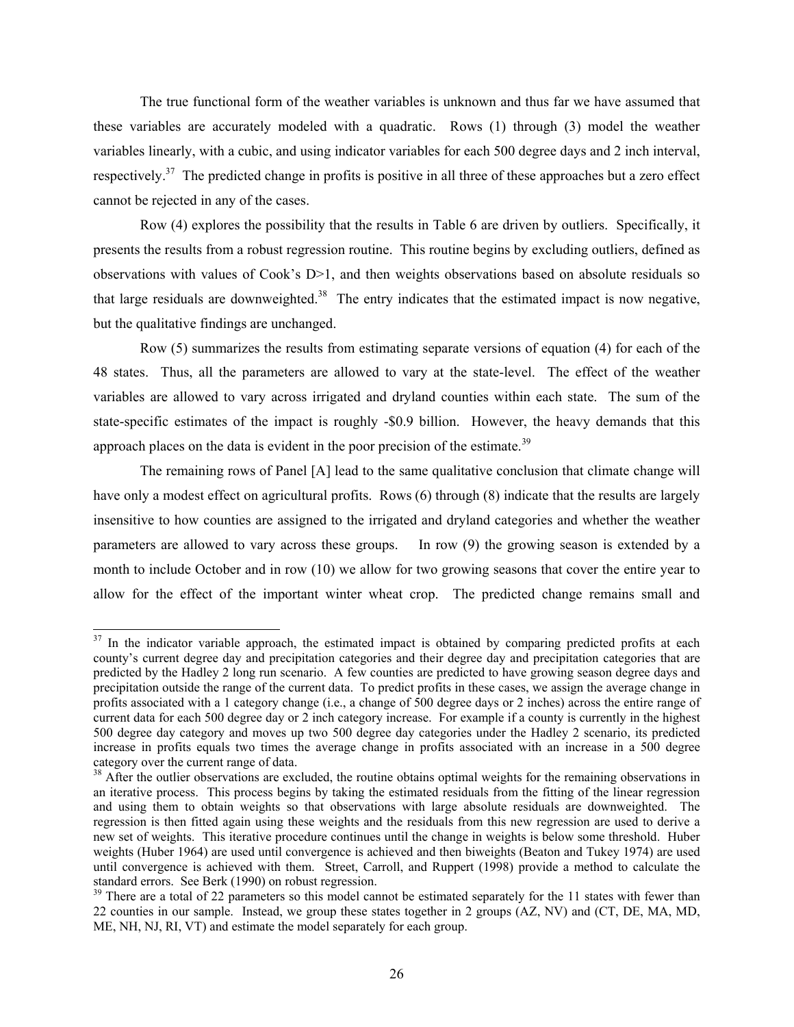The true functional form of the weather variables is unknown and thus far we have assumed that these variables are accurately modeled with a quadratic. Rows (1) through (3) model the weather variables linearly, with a cubic, and using indicator variables for each 500 degree days and 2 inch interval, respectively.[37] The predicted change in profits is positive in all three of these approaches but a zero effect cannot be rejected in any of the cases.

Row (4) explores the possibility that the results in Table 6 are driven by outliers. Specifically, it presents the results from a robust regression routine. This routine begins by excluding outliers, defined as observations with values of Cook's D>1, and then weights observations based on absolute residuals so that large residuals are downweighted.[38] The entry indicates that the estimated impact is now negative, but the qualitative findings are unchanged.

Row (5) summarizes the results from estimating separate versions of equation (4) for each of the 48 states. Thus, all the parameters are allowed to vary at the state-level. The effect of the weather variables are allowed to vary across irrigated and dryland counties within each state. The sum of the state-specific estimates of the impact is roughly -$0.9 billion. However, the heavy demands that this approach places on the data is evident in the poor precision of the estimate.[39]

The remaining rows of Panel [A] lead to the same qualitative conclusion that climate change will have only a modest effect on agricultural profits. Rows (6) through (8) indicate that the results are largely insensitive to how counties are assigned to the irrigated and dryland categories and whether the weather parameters are allowed to vary across these groups. In row (9) the growing season is extended by a month to include October and in row (10) we allow for two growing seasons that cover the entire year to allow for the effect of the important winter wheat crop. The predicted change remains small and

---

[37] In the indicator variable approach, the estimated impact is obtained by comparing predicted profits at each county's current degree day and precipitation categories and their degree day and precipitation categories that are predicted by the Hadley 2 long run scenario. A few counties are predicted to have growing season degree days and precipitation outside the range of the current data. To predict profits in these cases, we assign the average change in profits associated with a 1 category change (i.e., a change of 500 degree days or 2 inches) across the entire range of current data for each 500 degree day or 2 inch category increase. For example if a county is currently in the highest 500 degree day category and moves up two 500 degree day categories under the Hadley 2 scenario, its predicted increase in profits equals two times the average change in profits associated with an increase in a 500 degree category over the current range of data.

[38] After the outlier observations are excluded, the routine obtains optimal weights for the remaining observations in an iterative process. This process begins by taking the estimated residuals from the fitting of the linear regression and using them to obtain weights so that observations with large absolute residuals are downweighted. The regression is then fitted again using these weights and the residuals from this new regression are used to derive a new set of weights. This iterative procedure continues until the change in weights is below some threshold. Huber weights (Huber 1964) are used until convergence is achieved and then biweights (Beaton and Tukey 1974) are used until convergence is achieved with them. Street, Carroll, and Ruppert (1998) provide a method to calculate the standard errors. See Berk (1990) on robust regression.

[39] There are a total of 22 parameters so this model cannot be estimated separately for the 11 states with fewer than 22 counties in our sample. Instead, we group these states together in 2 groups (AZ, NV) and (CT, DE, MA, MD, ME, NH, NJ, RI, VT) and estimate the model separately for each group.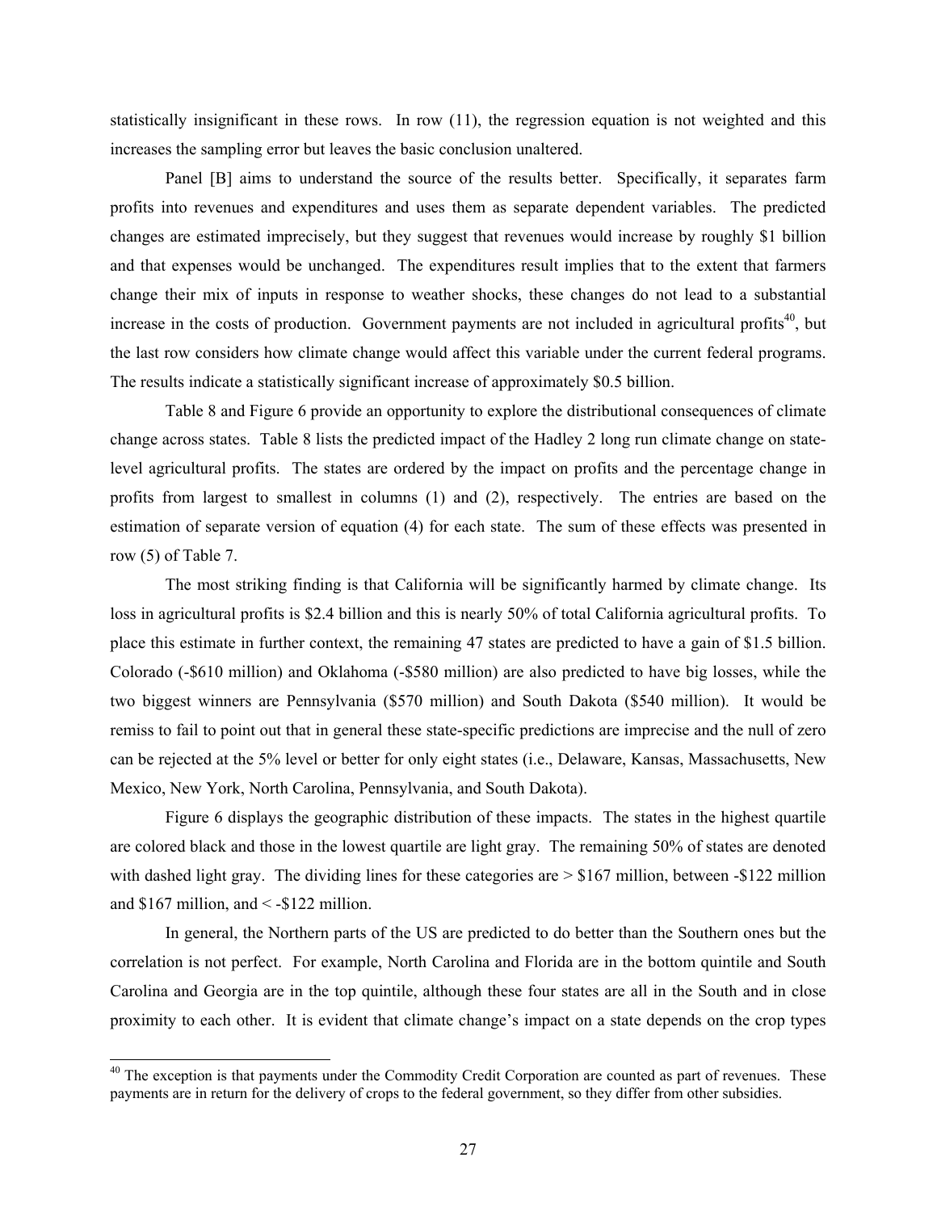statistically insignificant in these rows. In row (11), the regression equation is not weighted and this increases the sampling error but leaves the basic conclusion unaltered.

Panel [B] aims to understand the source of the results better. Specifically, it separates farm profits into revenues and expenditures and uses them as separate dependent variables. The predicted changes are estimated imprecisely, but they suggest that revenues would increase by roughly $1 billion and that expenses would be unchanged. The expenditures result implies that to the extent that farmers change their mix of inputs in response to weather shocks, these changes do not lead to a substantial increase in the costs of production. Government payments are not included in agricultural profits[40], but the last row considers how climate change would affect this variable under the current federal programs. The results indicate a statistically significant increase of approximately $0.5 billion.

Table 8 and Figure 6 provide an opportunity to explore the distributional consequences of climate change across states. Table 8 lists the predicted impact of the Hadley 2 long run climate change on state-level agricultural profits. The states are ordered by the impact on profits and the percentage change in profits from largest to smallest in columns (1) and (2), respectively. The entries are based on the estimation of separate version of equation (4) for each state. The sum of these effects was presented in row (5) of Table 7.

The most striking finding is that California will be significantly harmed by climate change. Its loss in agricultural profits is $2.4 billion and this is nearly 50% of total California agricultural profits. To place this estimate in further context, the remaining 47 states are predicted to have a gain of $1.5 billion. Colorado (-$610 million) and Oklahoma (-$580 million) are also predicted to have big losses, while the two biggest winners are Pennsylvania ($570 million) and South Dakota ($540 million). It would be remiss to fail to point out that in general these state-specific predictions are imprecise and the null of zero can be rejected at the 5% level or better for only eight states (i.e., Delaware, Kansas, Massachusetts, New Mexico, New York, North Carolina, Pennsylvania, and South Dakota).

Figure 6 displays the geographic distribution of these impacts. The states in the highest quartile are colored black and those in the lowest quartile are light gray. The remaining 50% of states are denoted with dashed light gray. The dividing lines for these categories are > $167 million, between -$122 million and $167 million, and < -$122 million.

In general, the Northern parts of the US are predicted to do better than the Southern ones but the correlation is not perfect. For example, North Carolina and Florida are in the bottom quintile and South Carolina and Georgia are in the top quintile, although these four states are all in the South and in close proximity to each other. It is evident that climate change's impact on a state depends on the crop types

[40] The exception is that payments under the Commodity Credit Corporation are counted as part of revenues. These payments are in return for the delivery of crops to the federal government, so they differ from other subsidies.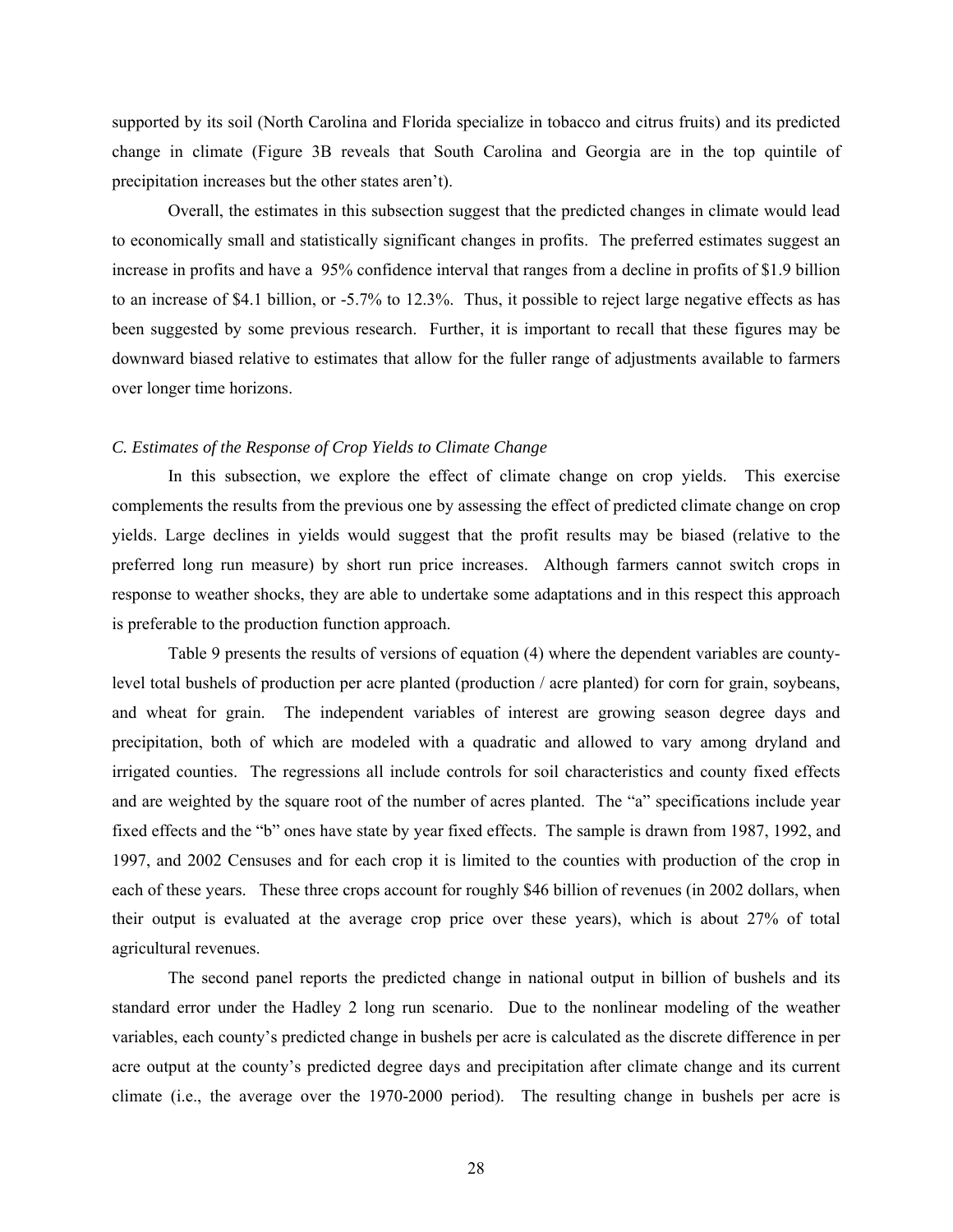supported by its soil (North Carolina and Florida specialize in tobacco and citrus fruits) and its predicted change in climate (Figure 3B reveals that South Carolina and Georgia are in the top quintile of precipitation increases but the other states aren't).

Overall, the estimates in this subsection suggest that the predicted changes in climate would lead to economically small and statistically significant changes in profits. The preferred estimates suggest an increase in profits and have a 95% confidence interval that ranges from a decline in profits of $1.9 billion to an increase of $4.1 billion, or -5.7% to 12.3%. Thus, it possible to reject large negative effects as has been suggested by some previous research. Further, it is important to recall that these figures may be downward biased relative to estimates that allow for the fuller range of adjustments available to farmers over longer time horizons.

### *C. Estimates of the Response of Crop Yields to Climate Change*

In this subsection, we explore the effect of climate change on crop yields. This exercise complements the results from the previous one by assessing the effect of predicted climate change on crop yields. Large declines in yields would suggest that the profit results may be biased (relative to the preferred long run measure) by short run price increases. Although farmers cannot switch crops in response to weather shocks, they are able to undertake some adaptations and in this respect this approach is preferable to the production function approach.

Table 9 presents the results of versions of equation (4) where the dependent variables are county-level total bushels of production per acre planted (production / acre planted) for corn for grain, soybeans, and wheat for grain. The independent variables of interest are growing season degree days and precipitation, both of which are modeled with a quadratic and allowed to vary among dryland and irrigated counties. The regressions all include controls for soil characteristics and county fixed effects and are weighted by the square root of the number of acres planted. The "a" specifications include year fixed effects and the "b" ones have state by year fixed effects. The sample is drawn from 1987, 1992, and 1997, and 2002 Censuses and for each crop it is limited to the counties with production of the crop in each of these years. These three crops account for roughly $46 billion of revenues (in 2002 dollars, when their output is evaluated at the average crop price over these years), which is about 27% of total agricultural revenues.

The second panel reports the predicted change in national output in billion of bushels and its standard error under the Hadley 2 long run scenario. Due to the nonlinear modeling of the weather variables, each county's predicted change in bushels per acre is calculated as the discrete difference in per acre output at the county's predicted degree days and precipitation after climate change and its current climate (i.e., the average over the 1970-2000 period). The resulting change in bushels per acre is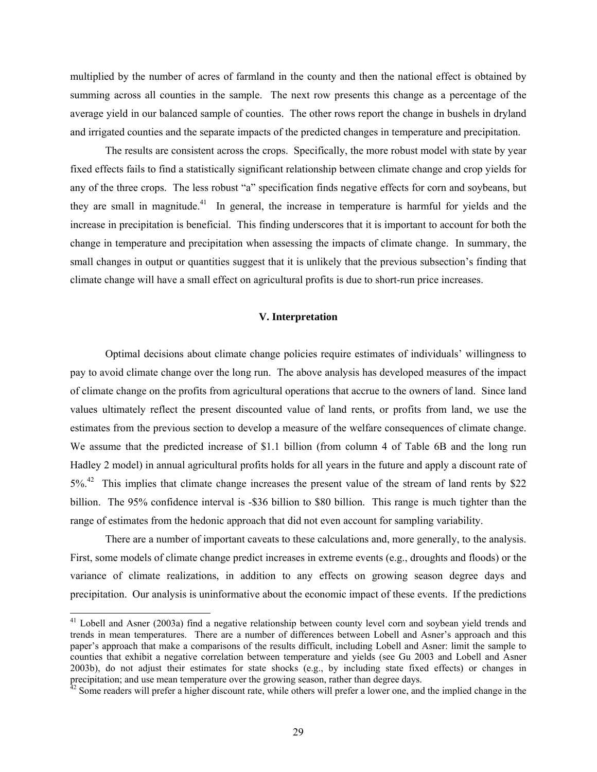multiplied by the number of acres of farmland in the county and then the national effect is obtained by summing across all counties in the sample. The next row presents this change as a percentage of the average yield in our balanced sample of counties. The other rows report the change in bushels in dryland and irrigated counties and the separate impacts of the predicted changes in temperature and precipitation.

The results are consistent across the crops. Specifically, the more robust model with state by year fixed effects fails to find a statistically significant relationship between climate change and crop yields for any of the three crops. The less robust "a" specification finds negative effects for corn and soybeans, but they are small in magnitude.[41] In general, the increase in temperature is harmful for yields and the increase in precipitation is beneficial. This finding underscores that it is important to account for both the change in temperature and precipitation when assessing the impacts of climate change. In summary, the small changes in output or quantities suggest that it is unlikely that the previous subsection's finding that climate change will have a small effect on agricultural profits is due to short-run price increases.

## V. Interpretation

Optimal decisions about climate change policies require estimates of individuals' willingness to pay to avoid climate change over the long run. The above analysis has developed measures of the impact of climate change on the profits from agricultural operations that accrue to the owners of land. Since land values ultimately reflect the present discounted value of land rents, or profits from land, we use the estimates from the previous section to develop a measure of the welfare consequences of climate change. We assume that the predicted increase of $1.1 billion (from column 4 of Table 6B and the long run Hadley 2 model) in annual agricultural profits holds for all years in the future and apply a discount rate of 5%.[42] This implies that climate change increases the present value of the stream of land rents by $22 billion. The 95% confidence interval is -$36 billion to $80 billion. This range is much tighter than the range of estimates from the hedonic approach that did not even account for sampling variability.

There are a number of important caveats to these calculations and, more generally, to the analysis. First, some models of climate change predict increases in extreme events (e.g., droughts and floods) or the variance of climate realizations, in addition to any effects on growing season degree days and precipitation. Our analysis is uninformative about the economic impact of these events. If the predictions

---

[41] Lobell and Asner (2003a) find a negative relationship between county level corn and soybean yield trends and trends in mean temperatures. There are a number of differences between Lobell and Asner's approach and this paper's approach that make a comparisons of the results difficult, including Lobell and Asner: limit the sample to counties that exhibit a negative correlation between temperature and yields (see Gu 2003 and Lobell and Asner 2003b), do not adjust their estimates for state shocks (e.g., by including state fixed effects) or changes in precipitation; and use mean temperature over the growing season, rather than degree days.

[42] Some readers will prefer a higher discount rate, while others will prefer a lower one, and the implied change in the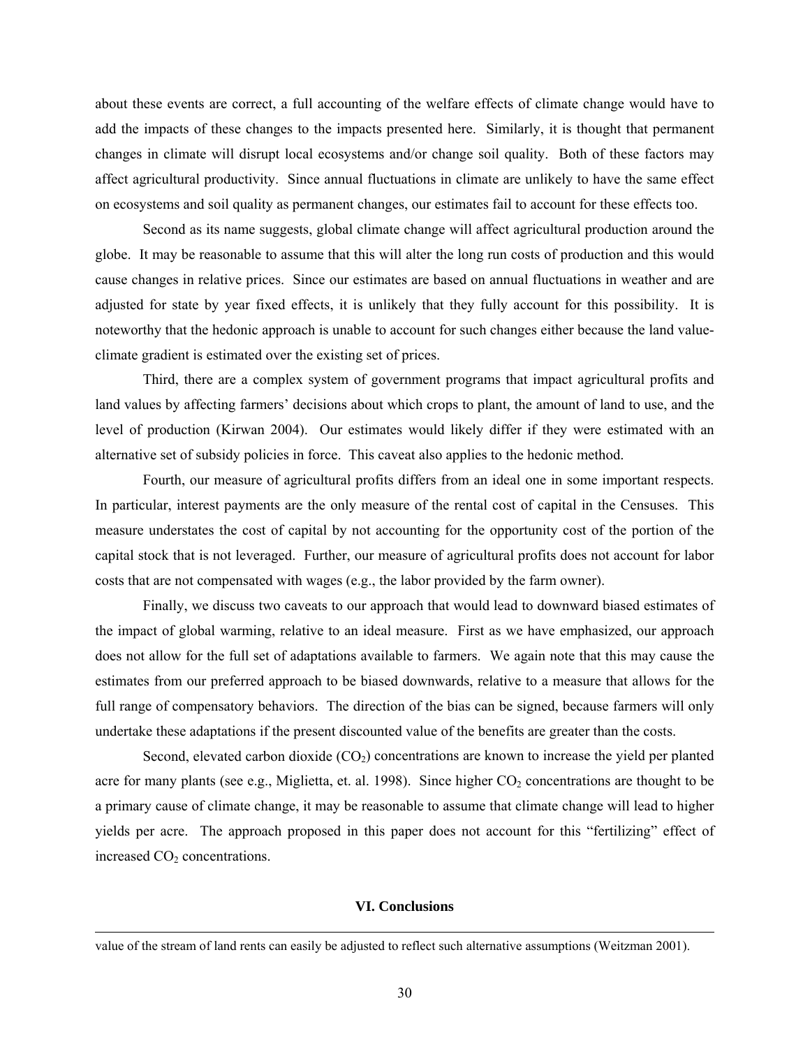about these events are correct, a full accounting of the welfare effects of climate change would have to add the impacts of these changes to the impacts presented here. Similarly, it is thought that permanent changes in climate will disrupt local ecosystems and/or change soil quality. Both of these factors may affect agricultural productivity. Since annual fluctuations in climate are unlikely to have the same effect on ecosystems and soil quality as permanent changes, our estimates fail to account for these effects too.

Second as its name suggests, global climate change will affect agricultural production around the globe. It may be reasonable to assume that this will alter the long run costs of production and this would cause changes in relative prices. Since our estimates are based on annual fluctuations in weather and are adjusted for state by year fixed effects, it is unlikely that they fully account for this possibility. It is noteworthy that the hedonic approach is unable to account for such changes either because the land value-climate gradient is estimated over the existing set of prices.

Third, there are a complex system of government programs that impact agricultural profits and land values by affecting farmers' decisions about which crops to plant, the amount of land to use, and the level of production (Kirwan 2004). Our estimates would likely differ if they were estimated with an alternative set of subsidy policies in force. This caveat also applies to the hedonic method.

Fourth, our measure of agricultural profits differs from an ideal one in some important respects. In particular, interest payments are the only measure of the rental cost of capital in the Censuses. This measure understates the cost of capital by not accounting for the opportunity cost of the portion of the capital stock that is not leveraged. Further, our measure of agricultural profits does not account for labor costs that are not compensated with wages (e.g., the labor provided by the farm owner).

Finally, we discuss two caveats to our approach that would lead to downward biased estimates of the impact of global warming, relative to an ideal measure. First as we have emphasized, our approach does not allow for the full set of adaptations available to farmers. We again note that this may cause the estimates from our preferred approach to be biased downwards, relative to a measure that allows for the full range of compensatory behaviors. The direction of the bias can be signed, because farmers will only undertake these adaptations if the present discounted value of the benefits are greater than the costs.

Second, elevated carbon dioxide ($CO_2$) concentrations are known to increase the yield per planted acre for many plants (see e.g., Miglietta, et. al. 1998). Since higher $CO_2$ concentrations are thought to be a primary cause of climate change, it may be reasonable to assume that climate change will lead to higher yields per acre. The approach proposed in this paper does not account for this "fertilizing" effect of increased $CO_2$ concentrations.

## VI. Conclusions

value of the stream of land rents can easily be adjusted to reflect such alternative assumptions (Weitzman 2001).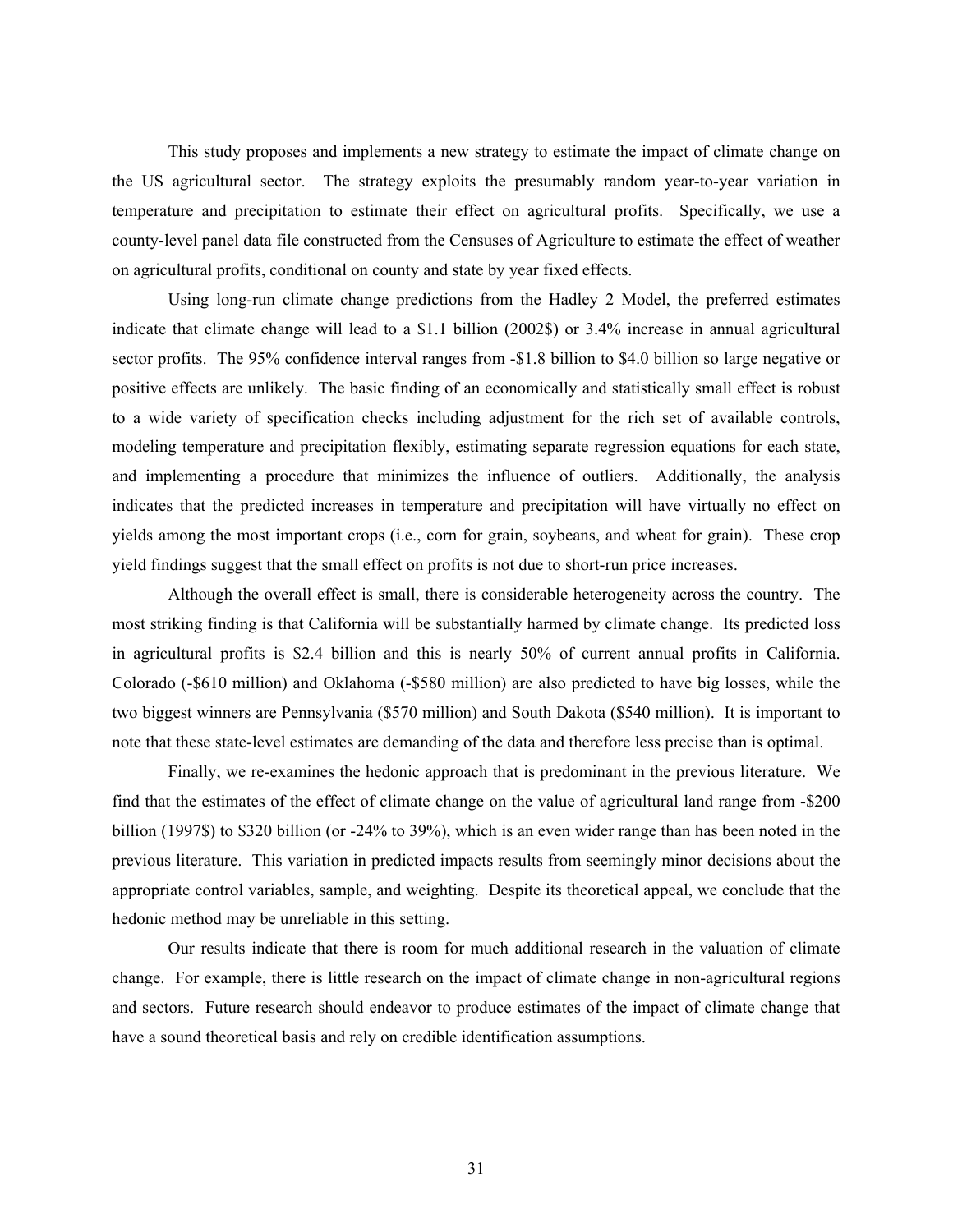This study proposes and implements a new strategy to estimate the impact of climate change on the US agricultural sector. The strategy exploits the presumably random year-to-year variation in temperature and precipitation to estimate their effect on agricultural profits. Specifically, we use a county-level panel data file constructed from the Censuses of Agriculture to estimate the effect of weather on agricultural profits, conditional on county and state by year fixed effects.

Using long-run climate change predictions from the Hadley 2 Model, the preferred estimates indicate that climate change will lead to a $1.1 billion (2002$) or 3.4% increase in annual agricultural sector profits. The 95% confidence interval ranges from -$1.8 billion to $4.0 billion so large negative or positive effects are unlikely. The basic finding of an economically and statistically small effect is robust to a wide variety of specification checks including adjustment for the rich set of available controls, modeling temperature and precipitation flexibly, estimating separate regression equations for each state, and implementing a procedure that minimizes the influence of outliers. Additionally, the analysis indicates that the predicted increases in temperature and precipitation will have virtually no effect on yields among the most important crops (i.e., corn for grain, soybeans, and wheat for grain). These crop yield findings suggest that the small effect on profits is not due to short-run price increases.

Although the overall effect is small, there is considerable heterogeneity across the country. The most striking finding is that California will be substantially harmed by climate change. Its predicted loss in agricultural profits is $2.4 billion and this is nearly 50% of current annual profits in California. Colorado (-$610 million) and Oklahoma (-$580 million) are also predicted to have big losses, while the two biggest winners are Pennsylvania ($570 million) and South Dakota ($540 million). It is important to note that these state-level estimates are demanding of the data and therefore less precise than is optimal.

Finally, we re-examines the hedonic approach that is predominant in the previous literature. We find that the estimates of the effect of climate change on the value of agricultural land range from -$200 billion (1997$) to $320 billion (or -24% to 39%), which is an even wider range than has been noted in the previous literature. This variation in predicted impacts results from seemingly minor decisions about the appropriate control variables, sample, and weighting. Despite its theoretical appeal, we conclude that the hedonic method may be unreliable in this setting.

Our results indicate that there is room for much additional research in the valuation of climate change. For example, there is little research on the impact of climate change in non-agricultural regions and sectors. Future research should endeavor to produce estimates of the impact of climate change that have a sound theoretical basis and rely on credible identification assumptions.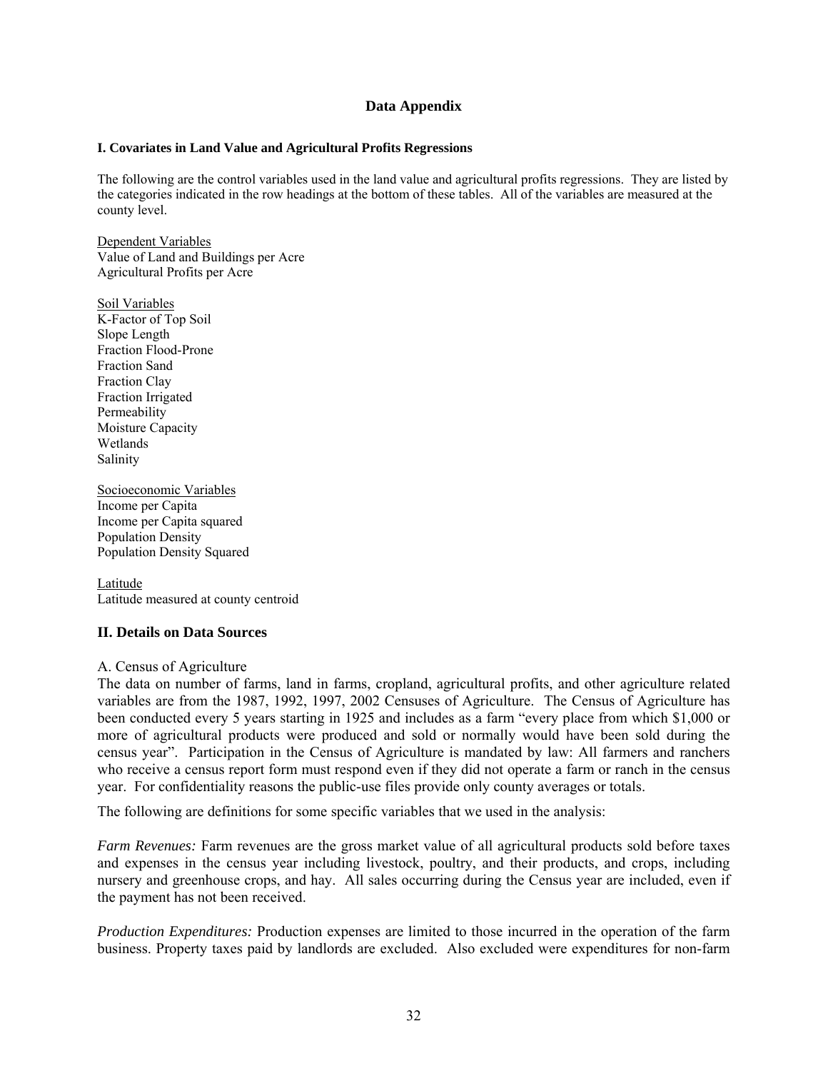## Data Appendix

### I. Covariates in Land Value and Agricultural Profits Regressions

The following are the control variables used in the land value and agricultural profits regressions. They are listed by the categories indicated in the row headings at the bottom of these tables. All of the variables are measured at the county level.

<u>Dependent Variables</u>
Value of Land and Buildings per Acre
Agricultural Profits per Acre

<u>Soil Variables</u>
K-Factor of Top Soil
Slope Length
Fraction Flood-Prone
Fraction Sand
Fraction Clay
Fraction Irrigated
Permeability
Moisture Capacity
Wetlands
Salinity

<u>Socioeconomic Variables</u>
Income per Capita
Income per Capita squared
Population Density
Population Density Squared

<u>Latitude</u>
Latitude measured at county centroid

### II. Details on Data Sources

A. Census of Agriculture

The data on number of farms, land in farms, cropland, agricultural profits, and other agriculture related variables are from the 1987, 1992, 1997, 2002 Censuses of Agriculture. The Census of Agriculture has been conducted every 5 years starting in 1925 and includes as a farm "every place from which $1,000 or more of agricultural products were produced and sold or normally would have been sold during the census year". Participation in the Census of Agriculture is mandated by law: All farmers and ranchers who receive a census report form must respond even if they did not operate a farm or ranch in the census year. For confidentiality reasons the public-use files provide only county averages or totals.

The following are definitions for some specific variables that we used in the analysis:

*Farm Revenues:* Farm revenues are the gross market value of all agricultural products sold before taxes and expenses in the census year including livestock, poultry, and their products, and crops, including nursery and greenhouse crops, and hay. All sales occurring during the Census year are included, even if the payment has not been received.

*Production Expenditures:* Production expenses are limited to those incurred in the operation of the farm business. Property taxes paid by landlords are excluded. Also excluded were expenditures for non-farm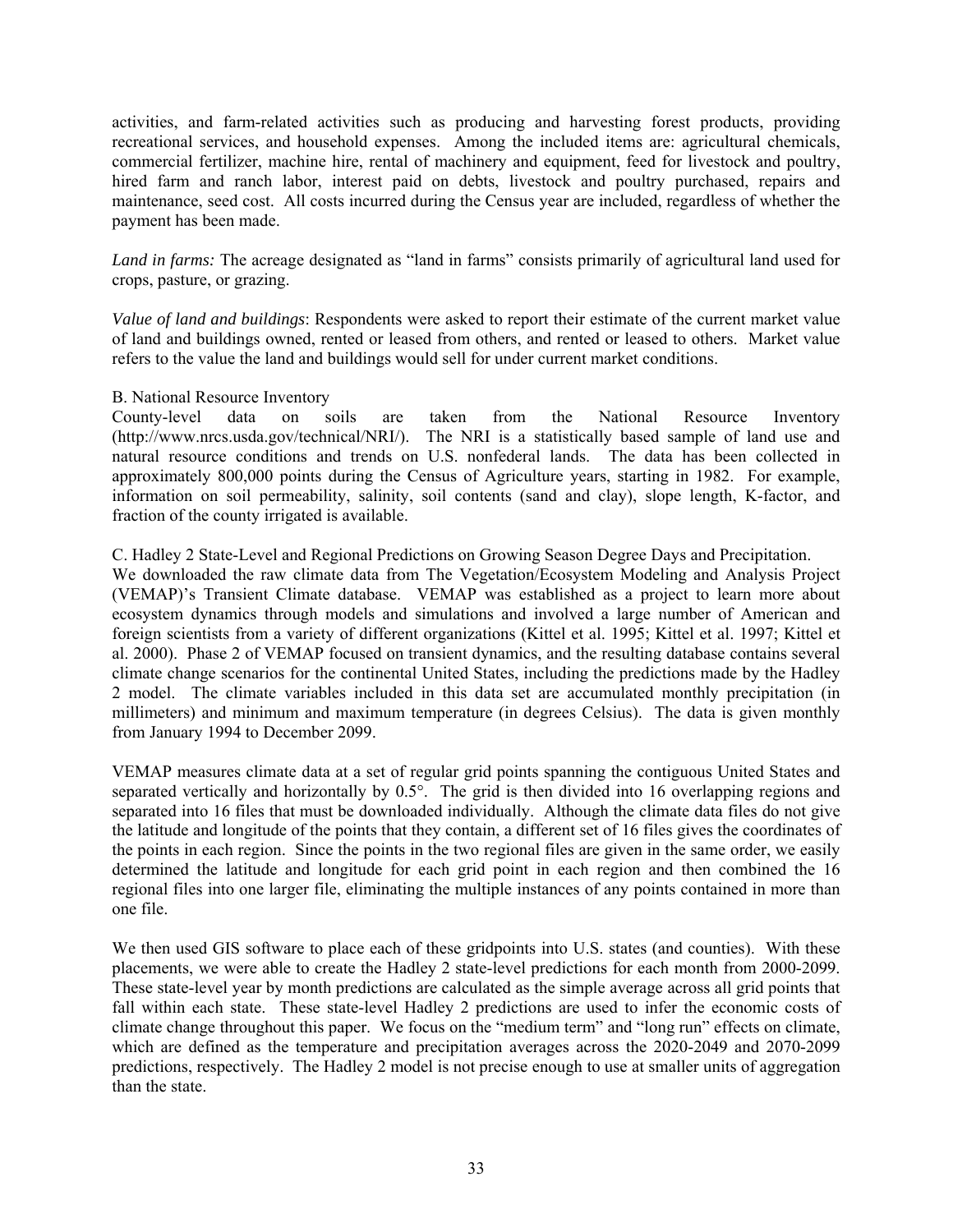activities, and farm-related activities such as producing and harvesting forest products, providing recreational services, and household expenses. Among the included items are: agricultural chemicals, commercial fertilizer, machine hire, rental of machinery and equipment, feed for livestock and poultry, hired farm and ranch labor, interest paid on debts, livestock and poultry purchased, repairs and maintenance, seed cost. All costs incurred during the Census year are included, regardless of whether the payment has been made.

*Land in farms:* The acreage designated as "land in farms" consists primarily of agricultural land used for crops, pasture, or grazing.

*Value of land and buildings*: Respondents were asked to report their estimate of the current market value of land and buildings owned, rented or leased from others, and rented or leased to others. Market value refers to the value the land and buildings would sell for under current market conditions.

B. National Resource Inventory

County-level data on soils are taken from the National Resource Inventory (http://www.nrcs.usda.gov/technical/NRI/). The NRI is a statistically based sample of land use and natural resource conditions and trends on U.S. nonfederal lands. The data has been collected in approximately 800,000 points during the Census of Agriculture years, starting in 1982. For example, information on soil permeability, salinity, soil contents (sand and clay), slope length, K-factor, and fraction of the county irrigated is available.

C. Hadley 2 State-Level and Regional Predictions on Growing Season Degree Days and Precipitation.

We downloaded the raw climate data from The Vegetation/Ecosystem Modeling and Analysis Project (VEMAP)'s Transient Climate database. VEMAP was established as a project to learn more about ecosystem dynamics through models and simulations and involved a large number of American and foreign scientists from a variety of different organizations (Kittel et al. 1995; Kittel et al. 1997; Kittel et al. 2000). Phase 2 of VEMAP focused on transient dynamics, and the resulting database contains several climate change scenarios for the continental United States, including the predictions made by the Hadley 2 model. The climate variables included in this data set are accumulated monthly precipitation (in millimeters) and minimum and maximum temperature (in degrees Celsius). The data is given monthly from January 1994 to December 2099.

VEMAP measures climate data at a set of regular grid points spanning the contiguous United States and separated vertically and horizontally by 0.5°. The grid is then divided into 16 overlapping regions and separated into 16 files that must be downloaded individually. Although the climate data files do not give the latitude and longitude of the points that they contain, a different set of 16 files gives the coordinates of the points in each region. Since the points in the two regional files are given in the same order, we easily determined the latitude and longitude for each grid point in each region and then combined the 16 regional files into one larger file, eliminating the multiple instances of any points contained in more than one file.

We then used GIS software to place each of these gridpoints into U.S. states (and counties). With these placements, we were able to create the Hadley 2 state-level predictions for each month from 2000-2099. These state-level year by month predictions are calculated as the simple average across all grid points that fall within each state. These state-level Hadley 2 predictions are used to infer the economic costs of climate change throughout this paper. We focus on the "medium term" and "long run" effects on climate, which are defined as the temperature and precipitation averages across the 2020-2049 and 2070-2099 predictions, respectively. The Hadley 2 model is not precise enough to use at smaller units of aggregation than the state.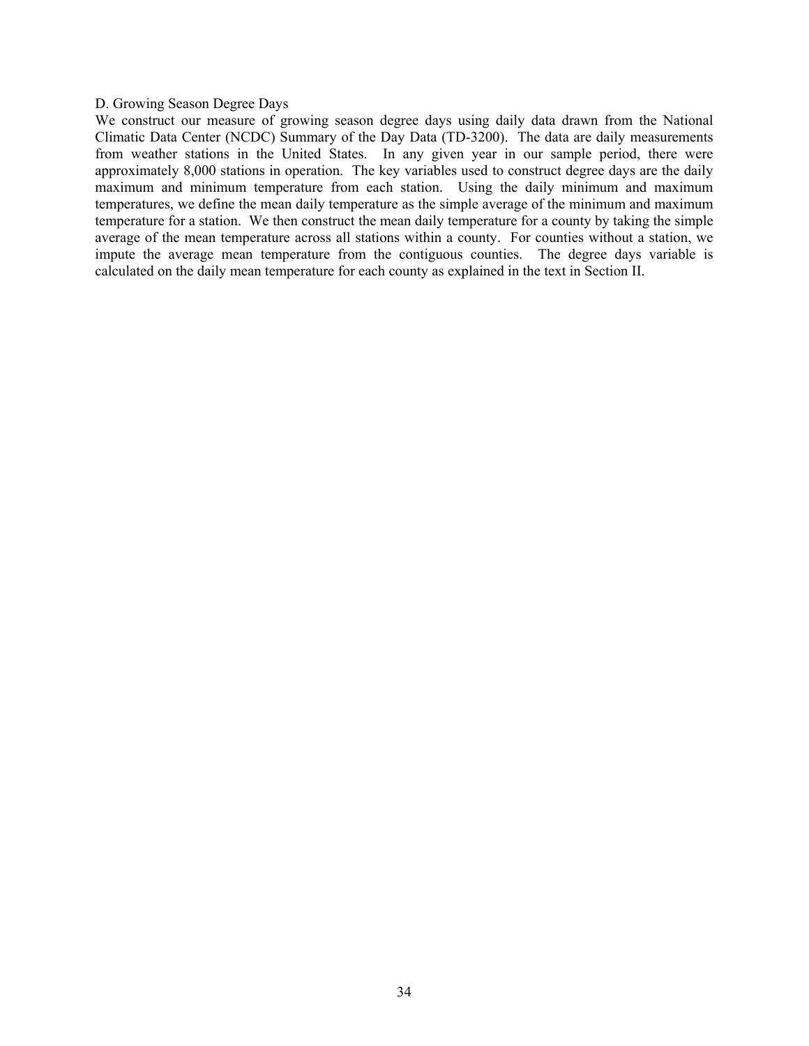D. Growing Season Degree Days

We construct our measure of growing season degree days using daily data drawn from the National Climatic Data Center (NCDC) Summary of the Day Data (TD-3200). The data are daily measurements from weather stations in the United States. In any given year in our sample period, there were approximately 8,000 stations in operation. The key variables used to construct degree days are the daily maximum and minimum temperature from each station. Using the daily minimum and maximum temperatures, we define the mean daily temperature as the simple average of the minimum and maximum temperature for a station. We then construct the mean daily temperature for a county by taking the simple average of the mean temperature across all stations within a county. For counties without a station, we impute the average mean temperature from the contiguous counties. The degree days variable is calculated on the daily mean temperature for each county as explained in the text in Section II.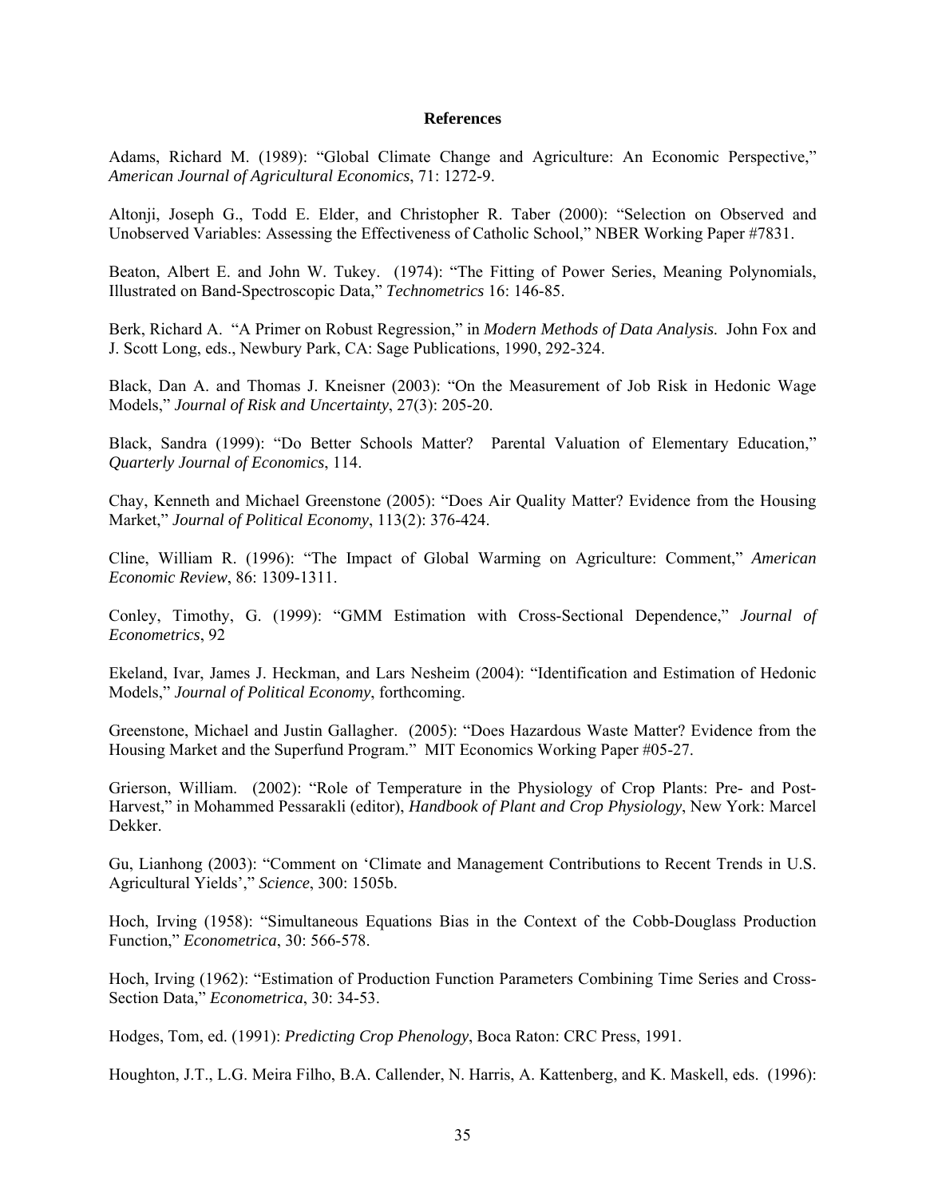**References**

Adams, Richard M. (1989): "Global Climate Change and Agriculture: An Economic Perspective," *American Journal of Agricultural Economics*, 71: 1272-9.

Altonji, Joseph G., Todd E. Elder, and Christopher R. Taber (2000): "Selection on Observed and Unobserved Variables: Assessing the Effectiveness of Catholic School," NBER Working Paper #7831.

Beaton, Albert E. and John W. Tukey. (1974): "The Fitting of Power Series, Meaning Polynomials, Illustrated on Band-Spectroscopic Data," *Technometrics* 16: 146-85.

Berk, Richard A. "A Primer on Robust Regression," in *Modern Methods of Data Analysis.* John Fox and J. Scott Long, eds., Newbury Park, CA: Sage Publications, 1990, 292-324.

Black, Dan A. and Thomas J. Kneisner (2003): "On the Measurement of Job Risk in Hedonic Wage Models," *Journal of Risk and Uncertainty*, 27(3): 205-20.

Black, Sandra (1999): "Do Better Schools Matter? Parental Valuation of Elementary Education," *Quarterly Journal of Economics*, 114.

Chay, Kenneth and Michael Greenstone (2005): "Does Air Quality Matter? Evidence from the Housing Market," *Journal of Political Economy*, 113(2): 376-424.

Cline, William R. (1996): "The Impact of Global Warming on Agriculture: Comment," *American Economic Review*, 86: 1309-1311.

Conley, Timothy, G. (1999): "GMM Estimation with Cross-Sectional Dependence," *Journal of Econometrics*, 92

Ekeland, Ivar, James J. Heckman, and Lars Nesheim (2004): "Identification and Estimation of Hedonic Models," *Journal of Political Economy*, forthcoming.

Greenstone, Michael and Justin Gallagher. (2005): "Does Hazardous Waste Matter? Evidence from the Housing Market and the Superfund Program." MIT Economics Working Paper #05-27.

Grierson, William. (2002): "Role of Temperature in the Physiology of Crop Plants: Pre- and Post-Harvest," in Mohammed Pessarakli (editor), *Handbook of Plant and Crop Physiology*, New York: Marcel Dekker.

Gu, Lianhong (2003): "Comment on 'Climate and Management Contributions to Recent Trends in U.S. Agricultural Yields'," *Science*, 300: 1505b.

Hoch, Irving (1958): "Simultaneous Equations Bias in the Context of the Cobb-Douglass Production Function," *Econometrica*, 30: 566-578.

Hoch, Irving (1962): "Estimation of Production Function Parameters Combining Time Series and Cross-Section Data," *Econometrica*, 30: 34-53.

Hodges, Tom, ed. (1991): *Predicting Crop Phenology*, Boca Raton: CRC Press, 1991.

Houghton, J.T., L.G. Meira Filho, B.A. Callender, N. Harris, A. Kattenberg, and K. Maskell, eds. (1996):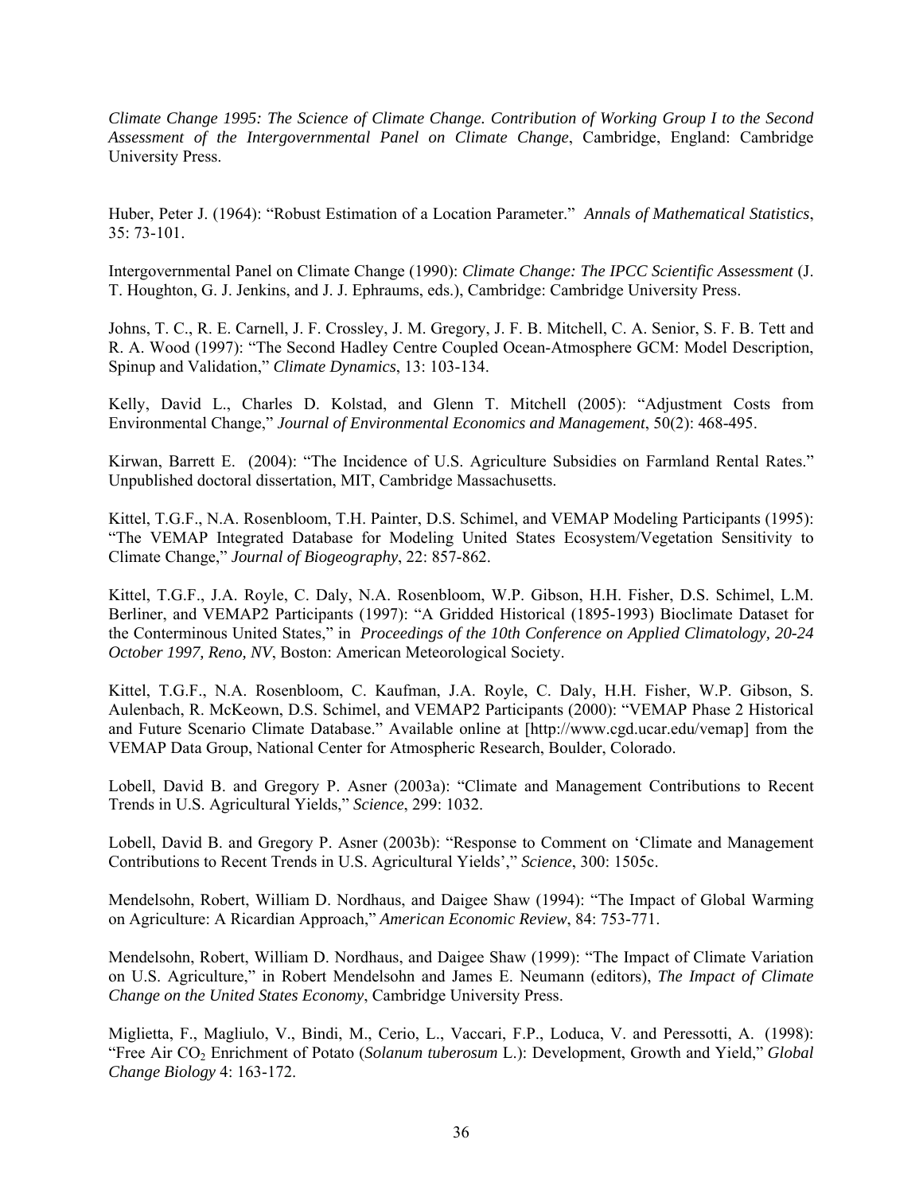*Climate Change 1995: The Science of Climate Change. Contribution of Working Group I to the Second Assessment of the Intergovernmental Panel on Climate Change*, Cambridge, England: Cambridge University Press.

Huber, Peter J. (1964): "Robust Estimation of a Location Parameter." *Annals of Mathematical Statistics*, 35: 73-101.

Intergovernmental Panel on Climate Change (1990): *Climate Change: The IPCC Scientific Assessment* (J. T. Houghton, G. J. Jenkins, and J. J. Ephraums, eds.), Cambridge: Cambridge University Press.

Johns, T. C., R. E. Carnell, J. F. Crossley, J. M. Gregory, J. F. B. Mitchell, C. A. Senior, S. F. B. Tett and R. A. Wood (1997): "The Second Hadley Centre Coupled Ocean-Atmosphere GCM: Model Description, Spinup and Validation," *Climate Dynamics*, 13: 103-134.

Kelly, David L., Charles D. Kolstad, and Glenn T. Mitchell (2005): "Adjustment Costs from Environmental Change," *Journal of Environmental Economics and Management*, 50(2): 468-495.

Kirwan, Barrett E. (2004): "The Incidence of U.S. Agriculture Subsidies on Farmland Rental Rates." Unpublished doctoral dissertation, MIT, Cambridge Massachusetts.

Kittel, T.G.F., N.A. Rosenbloom, T.H. Painter, D.S. Schimel, and VEMAP Modeling Participants (1995): "The VEMAP Integrated Database for Modeling United States Ecosystem/Vegetation Sensitivity to Climate Change," *Journal of Biogeography*, 22: 857-862.

Kittel, T.G.F., J.A. Royle, C. Daly, N.A. Rosenbloom, W.P. Gibson, H.H. Fisher, D.S. Schimel, L.M. Berliner, and VEMAP2 Participants (1997): "A Gridded Historical (1895-1993) Bioclimate Dataset for the Conterminous United States," in *Proceedings of the 10th Conference on Applied Climatology, 20-24 October 1997, Reno, NV*, Boston: American Meteorological Society.

Kittel, T.G.F., N.A. Rosenbloom, C. Kaufman, J.A. Royle, C. Daly, H.H. Fisher, W.P. Gibson, S. Aulenbach, R. McKeown, D.S. Schimel, and VEMAP2 Participants (2000): "VEMAP Phase 2 Historical and Future Scenario Climate Database." Available online at [http://www.cgd.ucar.edu/vemap] from the VEMAP Data Group, National Center for Atmospheric Research, Boulder, Colorado.

Lobell, David B. and Gregory P. Asner (2003a): "Climate and Management Contributions to Recent Trends in U.S. Agricultural Yields," *Science*, 299: 1032.

Lobell, David B. and Gregory P. Asner (2003b): "Response to Comment on 'Climate and Management Contributions to Recent Trends in U.S. Agricultural Yields'," *Science*, 300: 1505c.

Mendelsohn, Robert, William D. Nordhaus, and Daigee Shaw (1994): "The Impact of Global Warming on Agriculture: A Ricardian Approach," *American Economic Review*, 84: 753-771.

Mendelsohn, Robert, William D. Nordhaus, and Daigee Shaw (1999): "The Impact of Climate Variation on U.S. Agriculture," in Robert Mendelsohn and James E. Neumann (editors), *The Impact of Climate Change on the United States Economy*, Cambridge University Press.

Miglietta, F., Magliulo, V., Bindi, M., Cerio, L., Vaccari, F.P., Loduca, V. and Peressotti, A. (1998): "Free Air $CO_2$ Enrichment of Potato (*Solanum tuberosum* L.): Development, Growth and Yield," *Global Change Biology* 4: 163-172.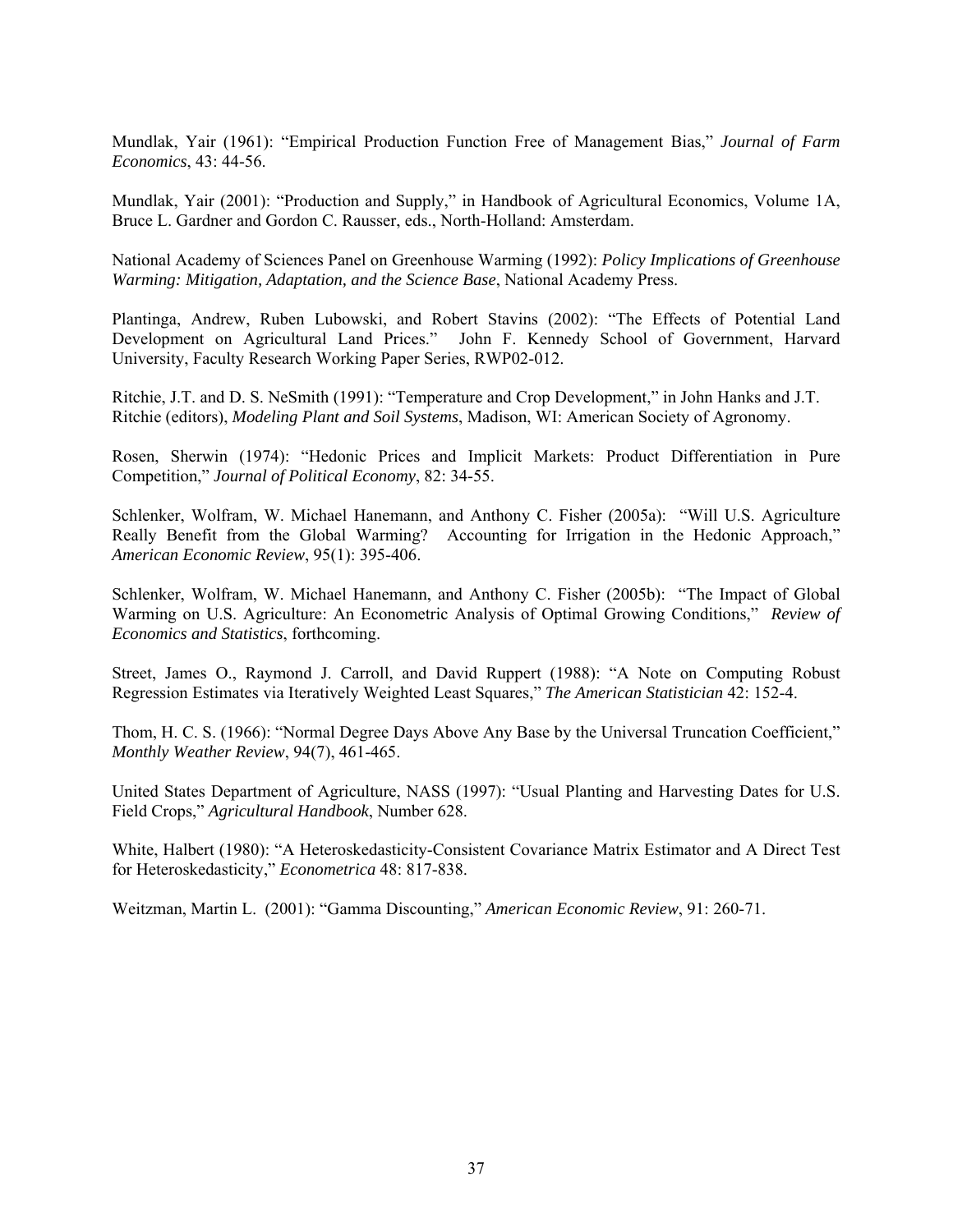Mundlak, Yair (1961): “Empirical Production Function Free of Management Bias,” *Journal of Farm Economics*, 43: 44-56.

Mundlak, Yair (2001): “Production and Supply,” in Handbook of Agricultural Economics, Volume 1A, Bruce L. Gardner and Gordon C. Rausser, eds., North-Holland: Amsterdam.

National Academy of Sciences Panel on Greenhouse Warming (1992): *Policy Implications of Greenhouse Warming: Mitigation, Adaptation, and the Science Base*, National Academy Press.

Plantinga, Andrew, Ruben Lubowski, and Robert Stavins (2002): “The Effects of Potential Land Development on Agricultural Land Prices.” John F. Kennedy School of Government, Harvard University, Faculty Research Working Paper Series, RWP02-012.

Ritchie, J.T. and D. S. NeSmith (1991): “Temperature and Crop Development,” in John Hanks and J.T. Ritchie (editors), *Modeling Plant and Soil Systems*, Madison, WI: American Society of Agronomy.

Rosen, Sherwin (1974): “Hedonic Prices and Implicit Markets: Product Differentiation in Pure Competition,” *Journal of Political Economy*, 82: 34-55.

Schlenker, Wolfram, W. Michael Hanemann, and Anthony C. Fisher (2005a): “Will U.S. Agriculture Really Benefit from the Global Warming? Accounting for Irrigation in the Hedonic Approach,” *American Economic Review*, 95(1): 395-406.

Schlenker, Wolfram, W. Michael Hanemann, and Anthony C. Fisher (2005b): “The Impact of Global Warming on U.S. Agriculture: An Econometric Analysis of Optimal Growing Conditions,” *Review of Economics and Statistics*, forthcoming.

Street, James O., Raymond J. Carroll, and David Ruppert (1988): “A Note on Computing Robust Regression Estimates via Iteratively Weighted Least Squares,” *The American Statistician* 42: 152-4.

Thom, H. C. S. (1966): “Normal Degree Days Above Any Base by the Universal Truncation Coefficient,” *Monthly Weather Review*, 94(7), 461-465.

United States Department of Agriculture, NASS (1997): “Usual Planting and Harvesting Dates for U.S. Field Crops,” *Agricultural Handbook*, Number 628.

White, Halbert (1980): “A Heteroskedasticity-Consistent Covariance Matrix Estimator and A Direct Test for Heteroskedasticity,” *Econometrica* 48: 817-838.

Weitzman, Martin L. (2001): “Gamma Discounting,” *American Economic Review*, 91: 260-71.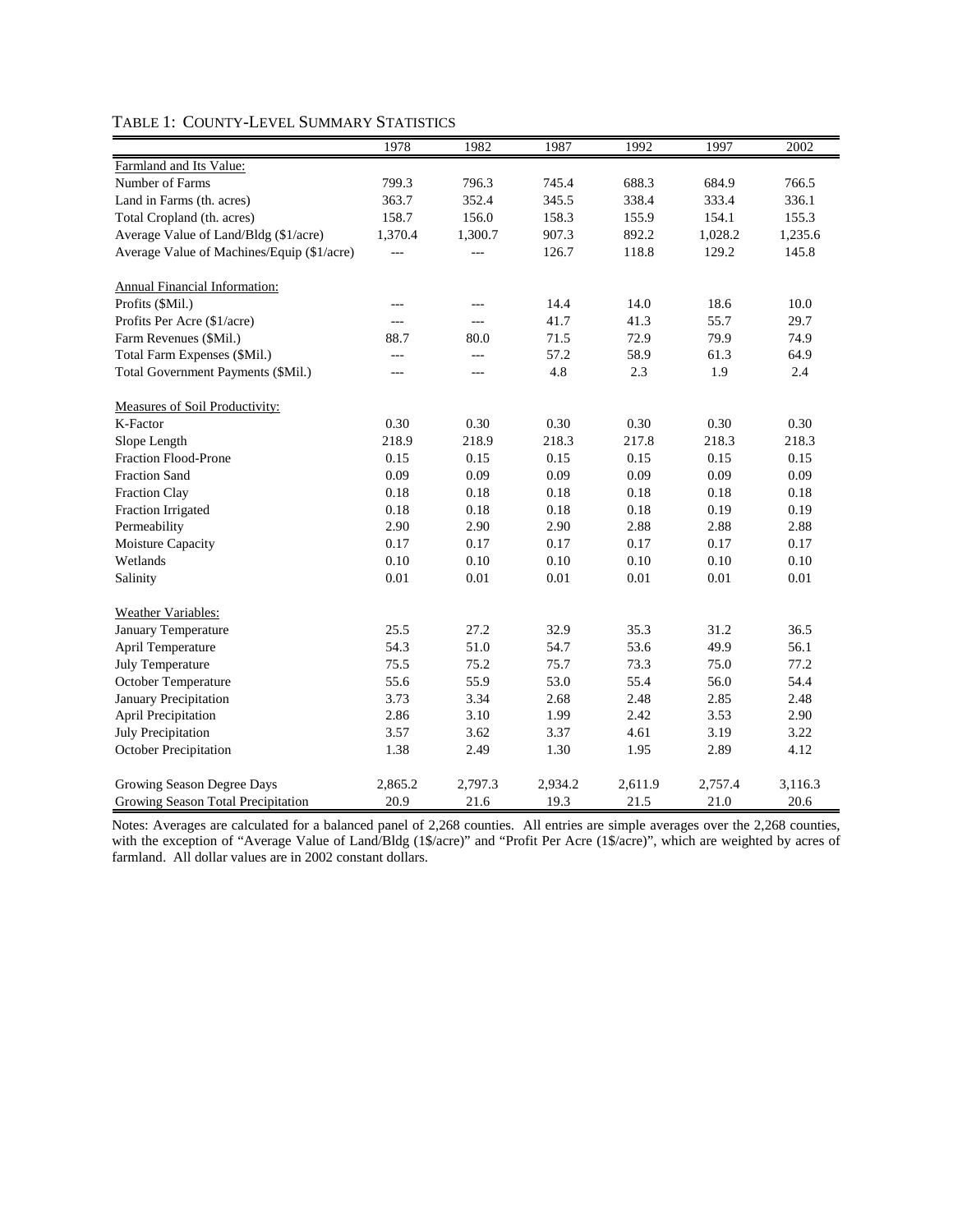TABLE 1: COUNTY-LEVEL SUMMARY STATISTICS

| | 1978 | 1982 | 1987 | 1992 | 1997 | 2002 |
|---|---|---|---|---|---|---|
| Farmland and Its Value: | | | | | | |
| Number of Farms | 799.3 | 796.3 | 745.4 | 688.3 | 684.9 | 766.5 |
| Land in Farms (th. acres) | 363.7 | 352.4 | 345.5 | 338.4 | 333.4 | 336.1 |
| Total Cropland (th. acres) | 158.7 | 156.0 | 158.3 | 155.9 | 154.1 | 155.3 |
| Average Value of Land/Bldg ($1/acre) | 1,370.4 | 1,300.7 | 907.3 | 892.2 | 1,028.2 | 1,235.6 |
| Average Value of Machines/Equip ($1/acre) | --- | --- | 126.7 | 118.8 | 129.2 | 145.8 |
| | | | | | | |
| Annual Financial Information: | | | | | | |
| Profits ($Mil.) | --- | --- | 14.4 | 14.0 | 18.6 | 10.0 |
| Profits Per Acre ($1/acre) | --- | --- | 41.7 | 41.3 | 55.7 | 29.7 |
| Farm Revenues ($Mil.) | 88.7 | 80.0 | 71.5 | 72.9 | 79.9 | 74.9 |
| Total Farm Expenses ($Mil.) | --- | --- | 57.2 | 58.9 | 61.3 | 64.9 |
| Total Government Payments ($Mil.) | --- | --- | 4.8 | 2.3 | 1.9 | 2.4 |
| | | | | | | |
| Measures of Soil Productivity: | | | | | | |
| K-Factor | 0.30 | 0.30 | 0.30 | 0.30 | 0.30 | 0.30 |
| Slope Length | 218.9 | 218.9 | 218.3 | 217.8 | 218.3 | 218.3 |
| Fraction Flood-Prone | 0.15 | 0.15 | 0.15 | 0.15 | 0.15 | 0.15 |
| Fraction Sand | 0.09 | 0.09 | 0.09 | 0.09 | 0.09 | 0.09 |
| Fraction Clay | 0.18 | 0.18 | 0.18 | 0.18 | 0.18 | 0.18 |
| Fraction Irrigated | 0.18 | 0.18 | 0.18 | 0.18 | 0.19 | 0.19 |
| Permeability | 2.90 | 2.90 | 2.90 | 2.88 | 2.88 | 2.88 |
| Moisture Capacity | 0.17 | 0.17 | 0.17 | 0.17 | 0.17 | 0.17 |
| Wetlands | 0.10 | 0.10 | 0.10 | 0.10 | 0.10 | 0.10 |
| Salinity | 0.01 | 0.01 | 0.01 | 0.01 | 0.01 | 0.01 |
| | | | | | | |
| Weather Variables: | | | | | | |
| January Temperature | 25.5 | 27.2 | 32.9 | 35.3 | 31.2 | 36.5 |
| April Temperature | 54.3 | 51.0 | 54.7 | 53.6 | 49.9 | 56.1 |
| July Temperature | 75.5 | 75.2 | 75.7 | 73.3 | 75.0 | 77.2 |
| October Temperature | 55.6 | 55.9 | 53.0 | 55.4 | 56.0 | 54.4 |
| January Precipitation | 3.73 | 3.34 | 2.68 | 2.48 | 2.85 | 2.48 |
| April Precipitation | 2.86 | 3.10 | 1.99 | 2.42 | 3.53 | 2.90 |
| July Precipitation | 3.57 | 3.62 | 3.37 | 4.61 | 3.19 | 3.22 |
| October Precipitation | 1.38 | 2.49 | 1.30 | 1.95 | 2.89 | 4.12 |
| | | | | | | |
| Growing Season Degree Days | 2,865.2 | 2,797.3 | 2,934.2 | 2,611.9 | 2,757.4 | 3,116.3 |
| Growing Season Total Precipitation | 20.9 | 21.6 | 19.3 | 21.5 | 21.0 | 20.6 |

Notes: Averages are calculated for a balanced panel of 2,268 counties. All entries are simple averages over the 2,268 counties, with the exception of "Average Value of Land/Bldg (1$/acre)" and "Profit Per Acre (1$/acre)", which are weighted by acres of farmland. All dollar values are in 2002 constant dollars.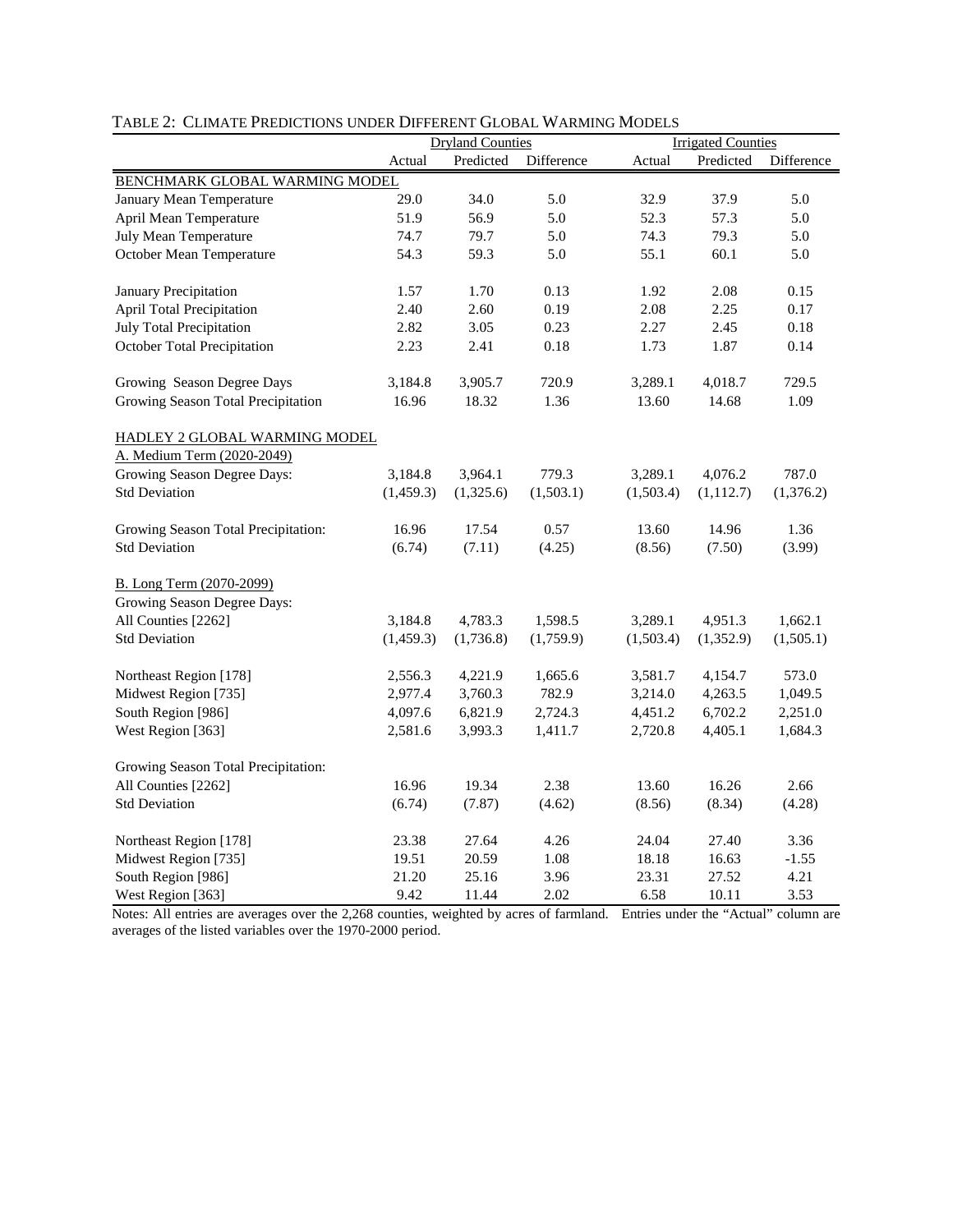TABLE 2: CLIMATE PREDICTIONS UNDER DIFFERENT GLOBAL WARMING MODELS

| | Dryland Counties | | | Irrigated Counties | | |
|---|---|---|---|---|---|---|
| | Actual | Predicted | Difference | Actual | Predicted | Difference |
| BENCHMARK GLOBAL WARMING MODEL | | | | | | |
| January Mean Temperature | 29.0 | 34.0 | 5.0 | 32.9 | 37.9 | 5.0 |
| April Mean Temperature | 51.9 | 56.9 | 5.0 | 52.3 | 57.3 | 5.0 |
| July Mean Temperature | 74.7 | 79.7 | 5.0 | 74.3 | 79.3 | 5.0 |
| October Mean Temperature | 54.3 | 59.3 | 5.0 | 55.1 | 60.1 | 5.0 |
| January Precipitation | 1.57 | 1.70 | 0.13 | 1.92 | 2.08 | 0.15 |
| April Total Precipitation | 2.40 | 2.60 | 0.19 | 2.08 | 2.25 | 0.17 |
| July Total Precipitation | 2.82 | 3.05 | 0.23 | 2.27 | 2.45 | 0.18 |
| October Total Precipitation | 2.23 | 2.41 | 0.18 | 1.73 | 1.87 | 0.14 |
| Growing Season Degree Days | 3,184.8 | 3,905.7 | 720.9 | 3,289.1 | 4,018.7 | 729.5 |
| Growing Season Total Precipitation | 16.96 | 18.32 | 1.36 | 13.60 | 14.68 | 1.09 |
| HADLEY 2 GLOBAL WARMING MODEL | | | | | | |
| A. Medium Term (2020-2049) | | | | | | |
| Growing Season Degree Days: | 3,184.8 | 3,964.1 | 779.3 | 3,289.1 | 4,076.2 | 787.0 |
| Std Deviation | (1,459.3) | (1,325.6) | (1,503.1) | (1,503.4) | (1,112.7) | (1,376.2) |
| Growing Season Total Precipitation: | 16.96 | 17.54 | 0.57 | 13.60 | 14.96 | 1.36 |
| Std Deviation | (6.74) | (7.11) | (4.25) | (8.56) | (7.50) | (3.99) |
| B. Long Term (2070-2099) | | | | | | |
| Growing Season Degree Days: | | | | | | |
| All Counties [2262] | 3,184.8 | 4,783.3 | 1,598.5 | 3,289.1 | 4,951.3 | 1,662.1 |
| Std Deviation | (1,459.3) | (1,736.8) | (1,759.9) | (1,503.4) | (1,352.9) | (1,505.1) |
| Northeast Region [178] | 2,556.3 | 4,221.9 | 1,665.6 | 3,581.7 | 4,154.7 | 573.0 |
| Midwest Region [735] | 2,977.4 | 3,760.3 | 782.9 | 3,214.0 | 4,263.5 | 1,049.5 |
| South Region [986] | 4,097.6 | 6,821.9 | 2,724.3 | 4,451.2 | 6,702.2 | 2,251.0 |
| West Region [363] | 2,581.6 | 3,993.3 | 1,411.7 | 2,720.8 | 4,405.1 | 1,684.3 |
| Growing Season Total Precipitation: | | | | | | |
| All Counties [2262] | 16.96 | 19.34 | 2.38 | 13.60 | 16.26 | 2.66 |
| Std Deviation | (6.74) | (7.87) | (4.62) | (8.56) | (8.34) | (4.28) |
| Northeast Region [178] | 23.38 | 27.64 | 4.26 | 24.04 | 27.40 | 3.36 |
| Midwest Region [735] | 19.51 | 20.59 | 1.08 | 18.18 | 16.63 | -1.55 |
| South Region [986] | 21.20 | 25.16 | 3.96 | 23.31 | 27.52 | 4.21 |
| West Region [363] | 9.42 | 11.44 | 2.02 | 6.58 | 10.11 | 3.53 |

Notes: All entries are averages over the 2,268 counties, weighted by acres of farmland. Entries under the "Actual" column are averages of the listed variables over the 1970-2000 period.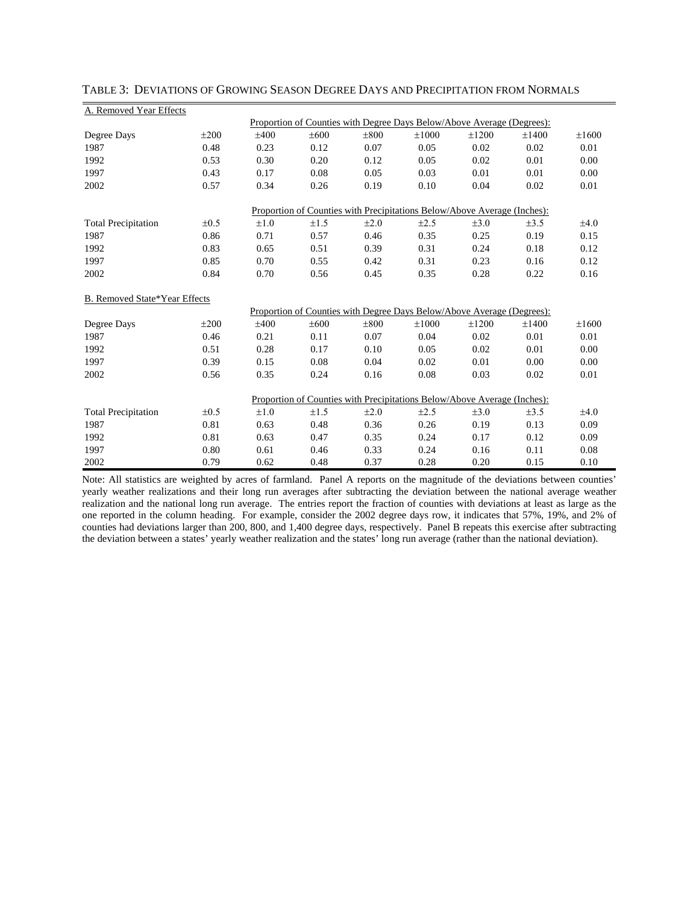TABLE 3: DEVIATIONS OF GROWING SEASON DEGREE DAYS AND PRECIPITATION FROM NORMALS

| A. Removed Year Effects | | | | | | | | |
|---|---|---|---|---|---|---|---|---|
| | Proportion of Counties with Degree Days Below/Above Average (Degrees): | | | | | | | |
| Degree Days | ±200 | ±400 | ±600 | ±800 | ±1000 | ±1200 | ±1400 | ±1600 |
| 1987 | 0.48 | 0.23 | 0.12 | 0.07 | 0.05 | 0.02 | 0.02 | 0.01 |
| 1992 | 0.53 | 0.30 | 0.20 | 0.12 | 0.05 | 0.02 | 0.01 | 0.00 |
| 1997 | 0.43 | 0.17 | 0.08 | 0.05 | 0.03 | 0.01 | 0.01 | 0.00 |
| 2002 | 0.57 | 0.34 | 0.26 | 0.19 | 0.10 | 0.04 | 0.02 | 0.01 |
| | Proportion of Counties with Precipitations Below/Above Average (Inches): | | | | | | | |
| Total Precipitation | ±0.5 | ±1.0 | ±1.5 | ±2.0 | ±2.5 | ±3.0 | ±3.5 | ±4.0 |
| 1987 | 0.86 | 0.71 | 0.57 | 0.46 | 0.35 | 0.25 | 0.19 | 0.15 |
| 1992 | 0.83 | 0.65 | 0.51 | 0.39 | 0.31 | 0.24 | 0.18 | 0.12 |
| 1997 | 0.85 | 0.70 | 0.55 | 0.42 | 0.31 | 0.23 | 0.16 | 0.12 |
| 2002 | 0.84 | 0.70 | 0.56 | 0.45 | 0.35 | 0.28 | 0.22 | 0.16 |
| **B. Removed State*Year Effects** | | | | | | | | |
| | Proportion of Counties with Degree Days Below/Above Average (Degrees): | | | | | | | |
| Degree Days | ±200 | ±400 | ±600 | ±800 | ±1000 | ±1200 | ±1400 | ±1600 |
| 1987 | 0.46 | 0.21 | 0.11 | 0.07 | 0.04 | 0.02 | 0.01 | 0.01 |
| 1992 | 0.51 | 0.28 | 0.17 | 0.10 | 0.05 | 0.02 | 0.01 | 0.00 |
| 1997 | 0.39 | 0.15 | 0.08 | 0.04 | 0.02 | 0.01 | 0.00 | 0.00 |
| 2002 | 0.56 | 0.35 | 0.24 | 0.16 | 0.08 | 0.03 | 0.02 | 0.01 |
| | Proportion of Counties with Precipitations Below/Above Average (Inches): | | | | | | | |
| Total Precipitation | ±0.5 | ±1.0 | ±1.5 | ±2.0 | ±2.5 | ±3.0 | ±3.5 | ±4.0 |
| 1987 | 0.81 | 0.63 | 0.48 | 0.36 | 0.26 | 0.19 | 0.13 | 0.09 |
| 1992 | 0.81 | 0.63 | 0.47 | 0.35 | 0.24 | 0.17 | 0.12 | 0.09 |
| 1997 | 0.80 | 0.61 | 0.46 | 0.33 | 0.24 | 0.16 | 0.11 | 0.08 |
| 2002 | 0.79 | 0.62 | 0.48 | 0.37 | 0.28 | 0.20 | 0.15 | 0.10 |

Note: All statistics are weighted by acres of farmland. Panel A reports on the magnitude of the deviations between counties' yearly weather realizations and their long run averages after subtracting the deviation between the national average weather realization and the national long run average. The entries report the fraction of counties with deviations at least as large as the one reported in the column heading. For example, consider the 2002 degree days row, it indicates that 57%, 19%, and 2% of counties had deviations larger than 200, 800, and 1,400 degree days, respectively. Panel B repeats this exercise after subtracting the deviation between a states' yearly weather realization and the states' long run average (rather than the national deviation).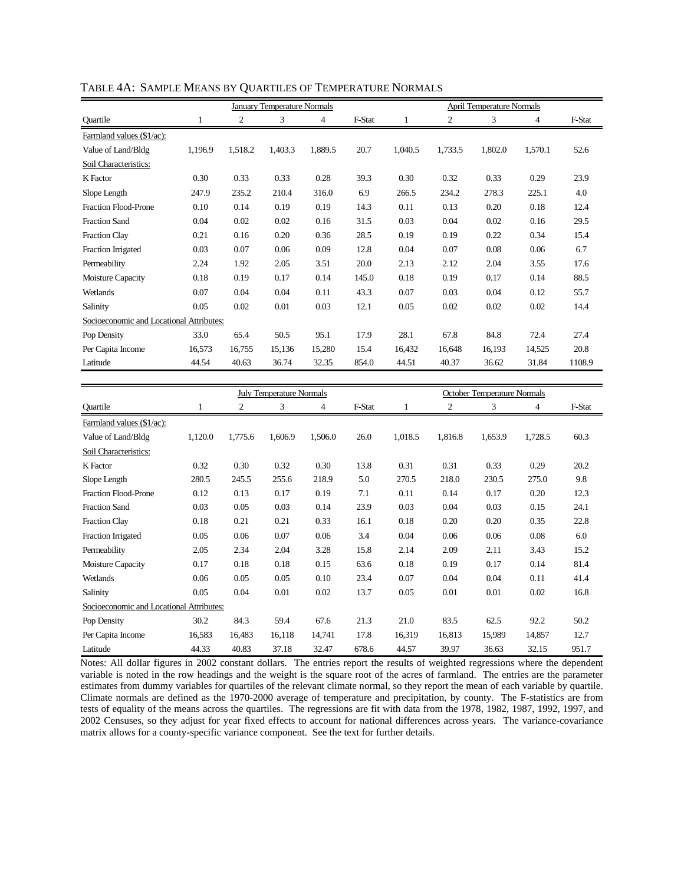TABLE 4A: SAMPLE MEANS BY QUARTILES OF TEMPERATURE NORMALS

| | January Temperature Normals | | | | | April Temperature Normals | | | | |
|---|---|---|---|---|---|---|---|---|---|---|
| Quartile | 1 | 2 | 3 | 4 | F-Stat | 1 | 2 | 3 | 4 | F-Stat |
| Farmland values ($1/ac): | | | | | | | | | | |
| Value of Land/Bldg | 1,196.9 | 1,518.2 | 1,403.3 | 1,889.5 | 20.7 | 1,040.5 | 1,733.5 | 1,802.0 | 1,570.1 | 52.6 |
| Soil Characteristics: | | | | | | | | | | |
| K Factor | 0.30 | 0.33 | 0.33 | 0.28 | 39.3 | 0.30 | 0.32 | 0.33 | 0.29 | 23.9 |
| Slope Length | 247.9 | 235.2 | 210.4 | 316.0 | 6.9 | 266.5 | 234.2 | 278.3 | 225.1 | 4.0 |
| Fraction Flood-Prone | 0.10 | 0.14 | 0.19 | 0.19 | 14.3 | 0.11 | 0.13 | 0.20 | 0.18 | 12.4 |
| Fraction Sand | 0.04 | 0.02 | 0.02 | 0.16 | 31.5 | 0.03 | 0.04 | 0.02 | 0.16 | 29.5 |
| Fraction Clay | 0.21 | 0.16 | 0.20 | 0.36 | 28.5 | 0.19 | 0.19 | 0.22 | 0.34 | 15.4 |
| Fraction Irrigated | 0.03 | 0.07 | 0.06 | 0.09 | 12.8 | 0.04 | 0.07 | 0.08 | 0.06 | 6.7 |
| Permeability | 2.24 | 1.92 | 2.05 | 3.51 | 20.0 | 2.13 | 2.12 | 2.04 | 3.55 | 17.6 |
| Moisture Capacity | 0.18 | 0.19 | 0.17 | 0.14 | 145.0 | 0.18 | 0.19 | 0.17 | 0.14 | 88.5 |
| Wetlands | 0.07 | 0.04 | 0.04 | 0.11 | 43.3 | 0.07 | 0.03 | 0.04 | 0.12 | 55.7 |
| Salinity | 0.05 | 0.02 | 0.01 | 0.03 | 12.1 | 0.05 | 0.02 | 0.02 | 0.02 | 14.4 |
| Socioeconomic and Locational Attributes: | | | | | | | | | | |
| Pop Density | 33.0 | 65.4 | 50.5 | 95.1 | 17.9 | 28.1 | 67.8 | 84.8 | 72.4 | 27.4 |
| Per Capita Income | 16,573 | 16,755 | 15,136 | 15,280 | 15.4 | 16,432 | 16,648 | 16,193 | 14,525 | 20.8 |
| Latitude | 44.54 | 40.63 | 36.74 | 32.35 | 854.0 | 44.51 | 40.37 | 36.62 | 31.84 | 1108.9 |

| | July Temperature Normals | | | | | October Temperature Normals | | | | |
|---|---|---|---|---|---|---|---|---|---|---|
| Quartile | 1 | 2 | 3 | 4 | F-Stat | 1 | 2 | 3 | 4 | F-Stat |
| Farmland values ($1/ac): | | | | | | | | | | |
| Value of Land/Bldg | 1,120.0 | 1,775.6 | 1,606.9 | 1,506.0 | 26.0 | 1,018.5 | 1,816.8 | 1,653.9 | 1,728.5 | 60.3 |
| Soil Characteristics: | | | | | | | | | | |
| K Factor | 0.32 | 0.30 | 0.32 | 0.30 | 13.8 | 0.31 | 0.31 | 0.33 | 0.29 | 20.2 |
| Slope Length | 280.5 | 245.5 | 255.6 | 218.9 | 5.0 | 270.5 | 218.0 | 230.5 | 275.0 | 9.8 |
| Fraction Flood-Prone | 0.12 | 0.13 | 0.17 | 0.19 | 7.1 | 0.11 | 0.14 | 0.17 | 0.20 | 12.3 |
| Fraction Sand | 0.03 | 0.05 | 0.03 | 0.14 | 23.9 | 0.03 | 0.04 | 0.03 | 0.15 | 24.1 |
| Fraction Clay | 0.18 | 0.21 | 0.21 | 0.33 | 16.1 | 0.18 | 0.20 | 0.20 | 0.35 | 22.8 |
| Fraction Irrigated | 0.05 | 0.06 | 0.07 | 0.06 | 3.4 | 0.04 | 0.06 | 0.06 | 0.08 | 6.0 |
| Permeability | 2.05 | 2.34 | 2.04 | 3.28 | 15.8 | 2.14 | 2.09 | 2.11 | 3.43 | 15.2 |
| Moisture Capacity | 0.17 | 0.18 | 0.18 | 0.15 | 63.6 | 0.18 | 0.19 | 0.17 | 0.14 | 81.4 |
| Wetlands | 0.06 | 0.05 | 0.05 | 0.10 | 23.4 | 0.07 | 0.04 | 0.04 | 0.11 | 41.4 |
| Salinity | 0.05 | 0.04 | 0.01 | 0.02 | 13.7 | 0.05 | 0.01 | 0.01 | 0.02 | 16.8 |
| Socioeconomic and Locational Attributes: | | | | | | | | | | |
| Pop Density | 30.2 | 84.3 | 59.4 | 67.6 | 21.3 | 21.0 | 83.5 | 62.5 | 92.2 | 50.2 |
| Per Capita Income | 16,583 | 16,483 | 16,118 | 14,741 | 17.8 | 16,319 | 16,813 | 15,989 | 14,857 | 12.7 |
| Latitude | 44.33 | 40.83 | 37.18 | 32.47 | 678.6 | 44.57 | 39.97 | 36.63 | 32.15 | 951.7 |

Notes: All dollar figures in 2002 constant dollars. The entries report the results of weighted regressions where the dependent variable is noted in the row headings and the weight is the square root of the acres of farmland. The entries are the parameter estimates from dummy variables for quartiles of the relevant climate normal, so they report the mean of each variable by quartile. Climate normals are defined as the 1970-2000 average of temperature and precipitation, by county. The F-statistics are from tests of equality of the means across the quartiles. The regressions are fit with data from the 1978, 1982, 1987, 1992, 1997, and 2002 Censuses, so they adjust for year fixed effects to account for national differences across years. The variance-covariance matrix allows for a county-specific variance component. See the text for further details.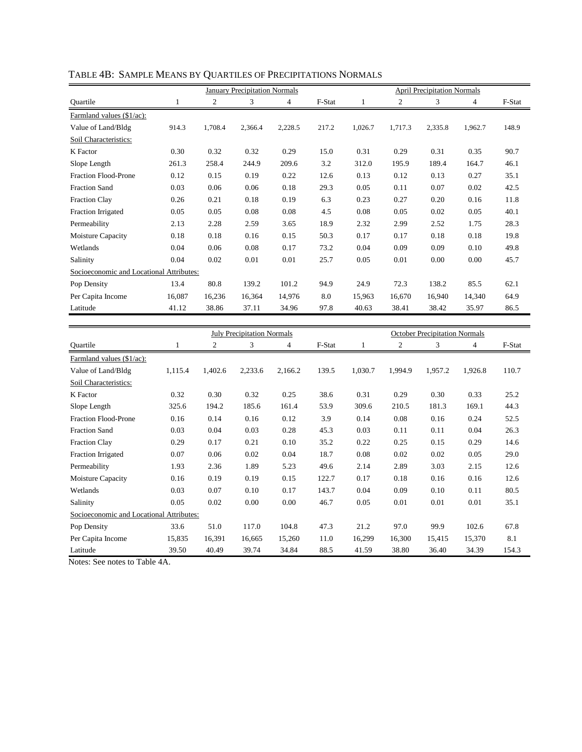TABLE 4B: SAMPLE MEANS BY QUARTILES OF PRECIPITATIONS NORMALS

| | January Precipitation Normals | | | | | April Precipitation Normals | | | | |
|---|---|---|---|---|---|---|---|---|---|---|
| Quartile | 1 | 2 | 3 | 4 | F-Stat | 1 | 2 | 3 | 4 | F-Stat |
| Farmland values ($1/ac): | | | | | | | | | | |
| Value of Land/Bldg | 914.3 | 1,708.4 | 2,366.4 | 2,228.5 | 217.2 | 1,026.7 | 1,717.3 | 2,335.8 | 1,962.7 | 148.9 |
| Soil Characteristics: | | | | | | | | | | |
| K Factor | 0.30 | 0.32 | 0.32 | 0.29 | 15.0 | 0.31 | 0.29 | 0.31 | 0.35 | 90.7 |
| Slope Length | 261.3 | 258.4 | 244.9 | 209.6 | 3.2 | 312.0 | 195.9 | 189.4 | 164.7 | 46.1 |
| Fraction Flood-Prone | 0.12 | 0.15 | 0.19 | 0.22 | 12.6 | 0.13 | 0.12 | 0.13 | 0.27 | 35.1 |
| Fraction Sand | 0.03 | 0.06 | 0.06 | 0.18 | 29.3 | 0.05 | 0.11 | 0.07 | 0.02 | 42.5 |
| Fraction Clay | 0.26 | 0.21 | 0.18 | 0.19 | 6.3 | 0.23 | 0.27 | 0.20 | 0.16 | 11.8 |
| Fraction Irrigated | 0.05 | 0.05 | 0.08 | 0.08 | 4.5 | 0.08 | 0.05 | 0.02 | 0.05 | 40.1 |
| Permeability | 2.13 | 2.28 | 2.59 | 3.65 | 18.9 | 2.32 | 2.99 | 2.52 | 1.75 | 28.3 |
| Moisture Capacity | 0.18 | 0.18 | 0.16 | 0.15 | 50.3 | 0.17 | 0.17 | 0.18 | 0.18 | 19.8 |
| Wetlands | 0.04 | 0.06 | 0.08 | 0.17 | 73.2 | 0.04 | 0.09 | 0.09 | 0.10 | 49.8 |
| Salinity | 0.04 | 0.02 | 0.01 | 0.01 | 25.7 | 0.05 | 0.01 | 0.00 | 0.00 | 45.7 |
| Socioeconomic and Locational Attributes: | | | | | | | | | | |
| Pop Density | 13.4 | 80.8 | 139.2 | 101.2 | 94.9 | 24.9 | 72.3 | 138.2 | 85.5 | 62.1 |
| Per Capita Income | 16,087 | 16,236 | 16,364 | 14,976 | 8.0 | 15,963 | 16,670 | 16,940 | 14,340 | 64.9 |
| Latitude | 41.12 | 38.86 | 37.11 | 34.96 | 97.8 | 40.63 | 38.41 | 38.42 | 35.97 | 86.5 |

| | July Precipitation Normals | | | | | October Precipitation Normals | | | | |
|---|---|---|---|---|---|---|---|---|---|---|
| Quartile | 1 | 2 | 3 | 4 | F-Stat | 1 | 2 | 3 | 4 | F-Stat |
| Farmland values ($1/ac): | | | | | | | | | | |
| Value of Land/Bldg | 1,115.4 | 1,402.6 | 2,233.6 | 2,166.2 | 139.5 | 1,030.7 | 1,994.9 | 1,957.2 | 1,926.8 | 110.7 |
| Soil Characteristics: | | | | | | | | | | |
| K Factor | 0.32 | 0.30 | 0.32 | 0.25 | 38.6 | 0.31 | 0.29 | 0.30 | 0.33 | 25.2 |
| Slope Length | 325.6 | 194.2 | 185.6 | 161.4 | 53.9 | 309.6 | 210.5 | 181.3 | 169.1 | 44.3 |
| Fraction Flood-Prone | 0.16 | 0.14 | 0.16 | 0.12 | 3.9 | 0.14 | 0.08 | 0.16 | 0.24 | 52.5 |
| Fraction Sand | 0.03 | 0.04 | 0.03 | 0.28 | 45.3 | 0.03 | 0.11 | 0.11 | 0.04 | 26.3 |
| Fraction Clay | 0.29 | 0.17 | 0.21 | 0.10 | 35.2 | 0.22 | 0.25 | 0.15 | 0.29 | 14.6 |
| Fraction Irrigated | 0.07 | 0.06 | 0.02 | 0.04 | 18.7 | 0.08 | 0.02 | 0.02 | 0.05 | 29.0 |
| Permeability | 1.93 | 2.36 | 1.89 | 5.23 | 49.6 | 2.14 | 2.89 | 3.03 | 2.15 | 12.6 |
| Moisture Capacity | 0.16 | 0.19 | 0.19 | 0.15 | 122.7 | 0.17 | 0.18 | 0.16 | 0.16 | 12.6 |
| Wetlands | 0.03 | 0.07 | 0.10 | 0.17 | 143.7 | 0.04 | 0.09 | 0.10 | 0.11 | 80.5 |
| Salinity | 0.05 | 0.02 | 0.00 | 0.00 | 46.7 | 0.05 | 0.01 | 0.01 | 0.01 | 35.1 |
| Socioeconomic and Locational Attributes: | | | | | | | | | | |
| Pop Density | 33.6 | 51.0 | 117.0 | 104.8 | 47.3 | 21.2 | 97.0 | 99.9 | 102.6 | 67.8 |
| Per Capita Income | 15,835 | 16,391 | 16,665 | 15,260 | 11.0 | 16,299 | 16,300 | 15,415 | 15,370 | 8.1 |
| Latitude | 39.50 | 40.49 | 39.74 | 34.84 | 88.5 | 41.59 | 38.80 | 36.40 | 34.39 | 154.3 |

Notes: See notes to Table 4A.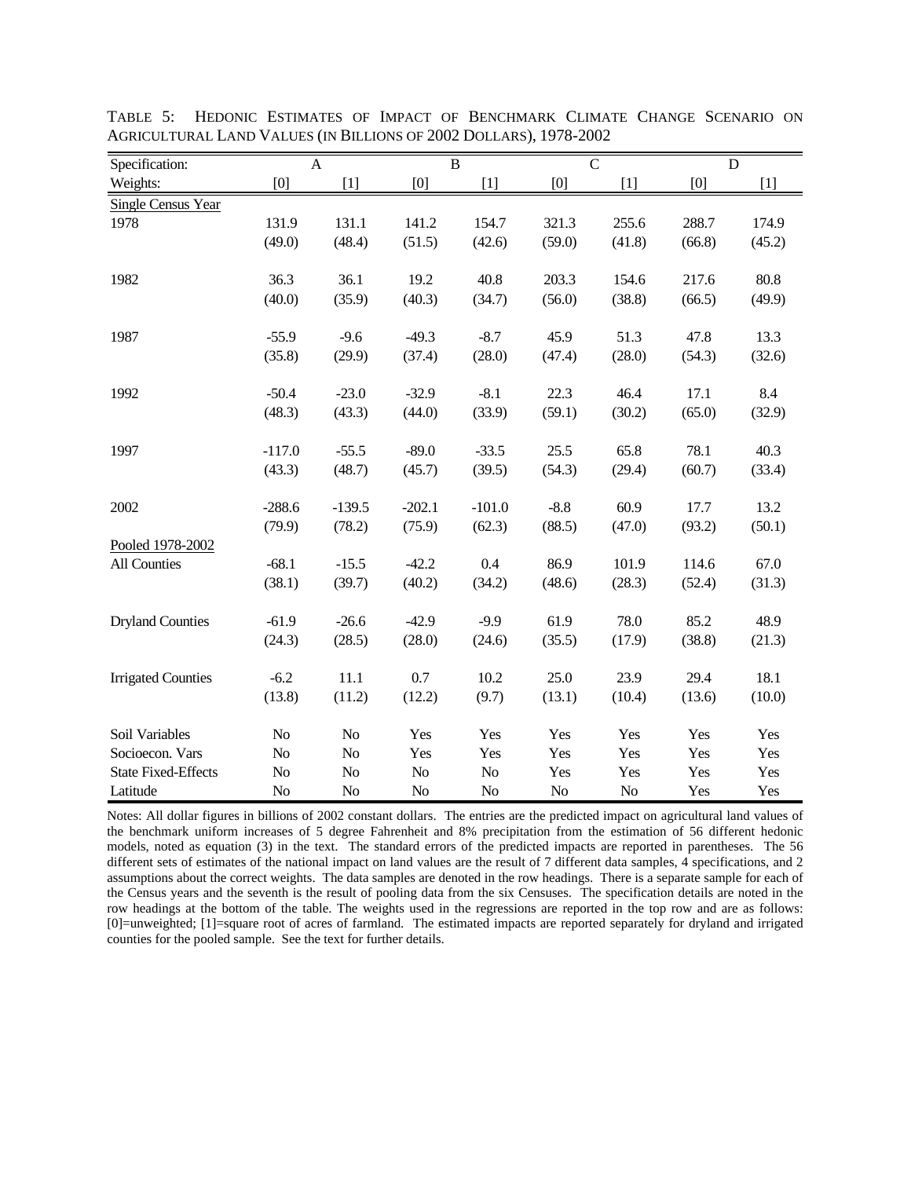TABLE 5: HEDONIC ESTIMATES OF IMPACT OF BENCHMARK CLIMATE CHANGE SCENARIO ON AGRICULTURAL LAND VALUES (IN BILLIONS OF 2002 DOLLARS), 1978-2002

| Specification: | A | | B | | C | | D | |
|---|---|---|---|---|---|---|---|---|
| Weights: | [0] | [1] | [0] | [1] | [0] | [1] | [0] | [1] |
| Single Census Year | | | | | | | | |
| 1978 | 131.9 | 131.1 | 141.2 | 154.7 | 321.3 | 255.6 | 288.7 | 174.9 |
| | (49.0) | (48.4) | (51.5) | (42.6) | (59.0) | (41.8) | (66.8) | (45.2) |
| 1982 | 36.3 | 36.1 | 19.2 | 40.8 | 203.3 | 154.6 | 217.6 | 80.8 |
| | (40.0) | (35.9) | (40.3) | (34.7) | (56.0) | (38.8) | (66.5) | (49.9) |
| 1987 | -55.9 | -9.6 | -49.3 | -8.7 | 45.9 | 51.3 | 47.8 | 13.3 |
| | (35.8) | (29.9) | (37.4) | (28.0) | (47.4) | (28.0) | (54.3) | (32.6) |
| 1992 | -50.4 | -23.0 | -32.9 | -8.1 | 22.3 | 46.4 | 17.1 | 8.4 |
| | (48.3) | (43.3) | (44.0) | (33.9) | (59.1) | (30.2) | (65.0) | (32.9) |
| 1997 | -117.0 | -55.5 | -89.0 | -33.5 | 25.5 | 65.8 | 78.1 | 40.3 |
| | (43.3) | (48.7) | (45.7) | (39.5) | (54.3) | (29.4) | (60.7) | (33.4) |
| 2002 | -288.6 | -139.5 | -202.1 | -101.0 | -8.8 | 60.9 | 17.7 | 13.2 |
| | (79.9) | (78.2) | (75.9) | (62.3) | (88.5) | (47.0) | (93.2) | (50.1) |
| Pooled 1978-2002 | | | | | | | | |
| All Counties | -68.1 | -15.5 | -42.2 | 0.4 | 86.9 | 101.9 | 114.6 | 67.0 |
| | (38.1) | (39.7) | (40.2) | (34.2) | (48.6) | (28.3) | (52.4) | (31.3) |
| Dryland Counties | -61.9 | -26.6 | -42.9 | -9.9 | 61.9 | 78.0 | 85.2 | 48.9 |
| | (24.3) | (28.5) | (28.0) | (24.6) | (35.5) | (17.9) | (38.8) | (21.3) |
| Irrigated Counties | -6.2 | 11.1 | 0.7 | 10.2 | 25.0 | 23.9 | 29.4 | 18.1 |
| | (13.8) | (11.2) | (12.2) | (9.7) | (13.1) | (10.4) | (13.6) | (10.0) |
| Soil Variables | No | No | Yes | Yes | Yes | Yes | Yes | Yes |
| Socioecon. Vars | No | No | Yes | Yes | Yes | Yes | Yes | Yes |
| State Fixed-Effects | No | No | No | No | Yes | Yes | Yes | Yes |
| Latitude | No | No | No | No | No | No | Yes | Yes |

Notes: All dollar figures in billions of 2002 constant dollars. The entries are the predicted impact on agricultural land values of the benchmark uniform increases of 5 degree Fahrenheit and 8% precipitation from the estimation of 56 different hedonic models, noted as equation (3) in the text. The standard errors of the predicted impacts are reported in parentheses. The 56 different sets of estimates of the national impact on land values are the result of 7 different data samples, 4 specifications, and 2 assumptions about the correct weights. The data samples are denoted in the row headings. There is a separate sample for each of the Census years and the seventh is the result of pooling data from the six Censuses. The specification details are noted in the row headings at the bottom of the table. The weights used in the regressions are reported in the top row and are as follows: [0]=unweighted; [1]=square root of acres of farmland. The estimated impacts are reported separately for dryland and irrigated counties for the pooled sample. See the text for further details.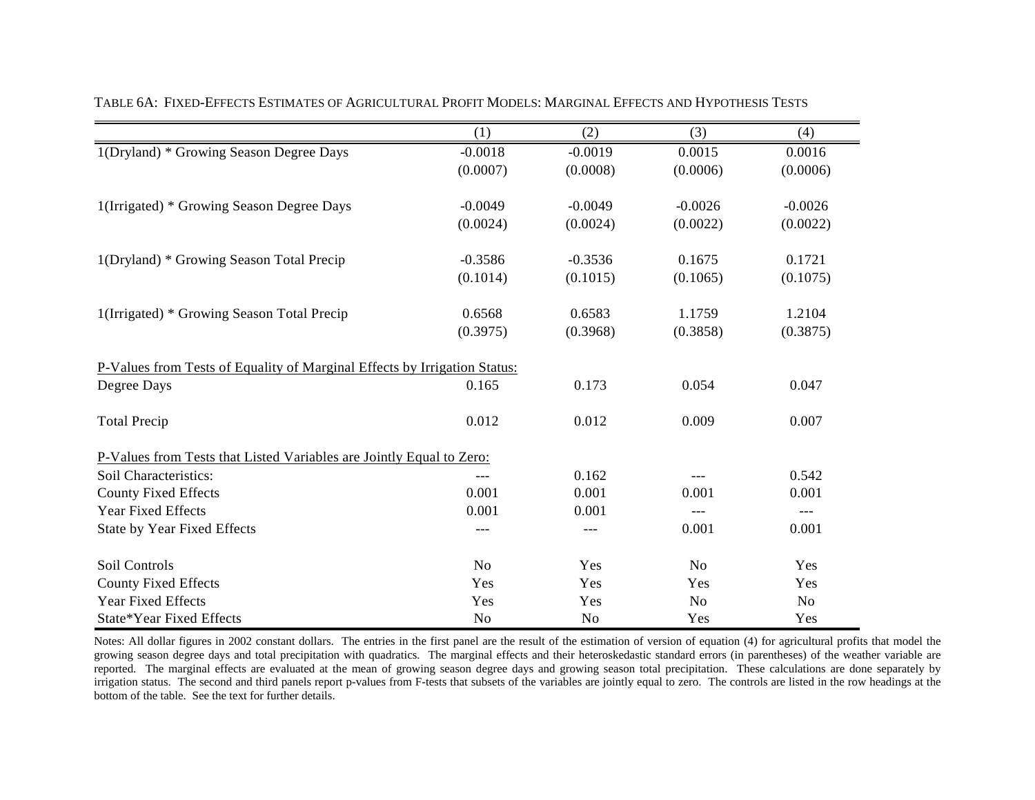TABLE 6A: FIXED-EFFECTS ESTIMATES OF AGRICULTURAL PROFIT MODELS: MARGINAL EFFECTS AND HYPOTHESIS TESTS

| | (1) | (2) | (3) | (4) |
|---|---|---|---|---|
| 1(Dryland) * Growing Season Degree Days | -0.0018 | -0.0019 | 0.0015 | 0.0016 |
| | (0.0007) | (0.0008) | (0.0006) | (0.0006) |
| 1(Irrigated) * Growing Season Degree Days | -0.0049 | -0.0049 | -0.0026 | -0.0026 |
| | (0.0024) | (0.0024) | (0.0022) | (0.0022) |
| 1(Dryland) * Growing Season Total Precip | -0.3586 | -0.3536 | 0.1675 | 0.1721 |
| | (0.1014) | (0.1015) | (0.1065) | (0.1075) |
| 1(Irrigated) * Growing Season Total Precip | 0.6568 | 0.6583 | 1.1759 | 1.2104 |
| | (0.3975) | (0.3968) | (0.3858) | (0.3875) |
| P-Values from Tests of Equality of Marginal Effects by Irrigation Status: | | | | |
| Degree Days | 0.165 | 0.173 | 0.054 | 0.047 |
| Total Precip | 0.012 | 0.012 | 0.009 | 0.007 |
| P-Values from Tests that Listed Variables are Jointly Equal to Zero: | | | | |
| Soil Characteristics: | --- | 0.162 | --- | 0.542 |
| County Fixed Effects | 0.001 | 0.001 | 0.001 | 0.001 |
| Year Fixed Effects | 0.001 | 0.001 | --- | --- |
| State by Year Fixed Effects | --- | --- | 0.001 | 0.001 |
| Soil Controls | No | Yes | No | Yes |
| County Fixed Effects | Yes | Yes | Yes | Yes |
| Year Fixed Effects | Yes | Yes | No | No |
| State*Year Fixed Effects | No | No | Yes | Yes |

Notes: All dollar figures in 2002 constant dollars. The entries in the first panel are the result of the estimation of version of equation (4) for agricultural profits that model the growing season degree days and total precipitation with quadratics. The marginal effects and their heteroskedastic standard errors (in parentheses) of the weather variable are reported. The marginal effects are evaluated at the mean of growing season degree days and growing season total precipitation. These calculations are done separately by irrigation status. The second and third panels report p-values from F-tests that subsets of the variables are jointly equal to zero. The controls are listed in the row headings at the bottom of the table. See the text for further details.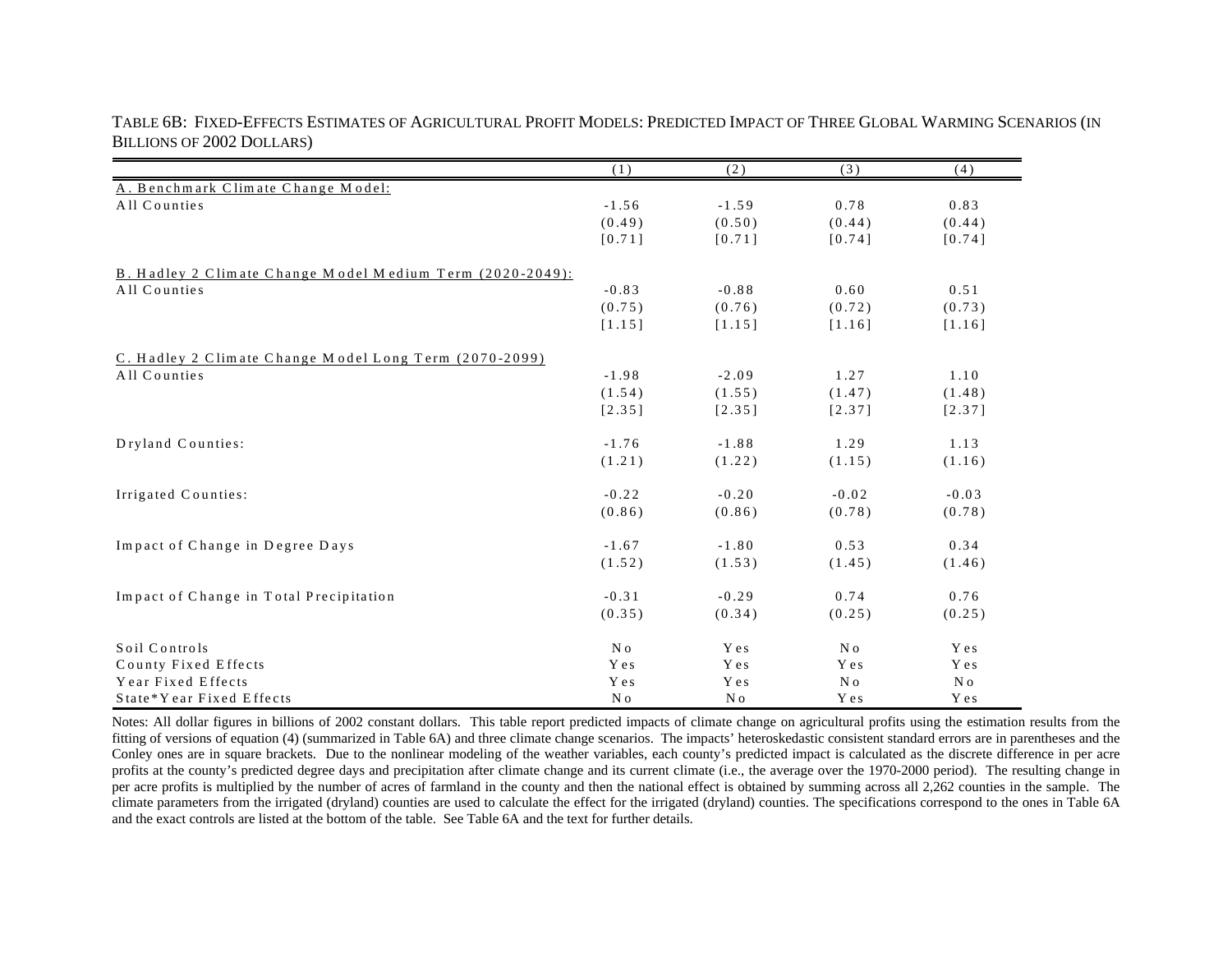TABLE 6B: FIXED-EFFECTS ESTIMATES OF AGRICULTURAL PROFIT MODELS: PREDICTED IMPACT OF THREE GLOBAL WARMING SCENARIOS (IN BILLIONS OF 2002 DOLLARS)

| | (1) | (2) | (3) | (4) |
|---|---|---|---|---|
| A. Benchmark Climate Change Model: | | | | |
| All Counties | -1.56 | -1.59 | 0.78 | 0.83 |
| | (0.49) | (0.50) | (0.44) | (0.44) |
| | [0.71] | [0.71] | [0.74] | [0.74] |
| B. Hadley 2 Climate Change Model Medium Term (2020-2049): | | | | |
| All Counties | -0.83 | -0.88 | 0.60 | 0.51 |
| | (0.75) | (0.76) | (0.72) | (0.73) |
| | [1.15] | [1.15] | [1.16] | [1.16] |
| C. Hadley 2 Climate Change Model Long Term (2070-2099) | | | | |
| All Counties | -1.98 | -2.09 | 1.27 | 1.10 |
| | (1.54) | (1.55) | (1.47) | (1.48) |
| | [2.35] | [2.35] | [2.37] | [2.37] |
| Dryland Counties: | -1.76 | -1.88 | 1.29 | 1.13 |
| | (1.21) | (1.22) | (1.15) | (1.16) |
| Irrigated Counties: | -0.22 | -0.20 | -0.02 | -0.03 |
| | (0.86) | (0.86) | (0.78) | (0.78) |
| Impact of Change in Degree Days | -1.67 | -1.80 | 0.53 | 0.34 |
| | (1.52) | (1.53) | (1.45) | (1.46) |
| Impact of Change in Total Precipitation | -0.31 | -0.29 | 0.74 | 0.76 |
| | (0.35) | (0.34) | (0.25) | (0.25) |
| Soil Controls | No | Yes | No | Yes |
| County Fixed Effects | Yes | Yes | Yes | Yes |
| Year Fixed Effects | Yes | Yes | No | No |
| State*Year Fixed Effects | No | No | Yes | Yes |

Notes: All dollar figures in billions of 2002 constant dollars. This table report predicted impacts of climate change on agricultural profits using the estimation results from the fitting of versions of equation (4) (summarized in Table 6A) and three climate change scenarios. The impacts' heteroskedastic consistent standard errors are in parentheses and the Conley ones are in square brackets. Due to the nonlinear modeling of the weather variables, each county's predicted impact is calculated as the discrete difference in per acre profits at the county's predicted degree days and precipitation after climate change and its current climate (i.e., the average over the 1970-2000 period). The resulting change in per acre profits is multiplied by the number of acres of farmland in the county and then the national effect is obtained by summing across all 2,262 counties in the sample. The climate parameters from the irrigated (dryland) counties are used to calculate the effect for the irrigated (dryland) counties. The specifications correspond to the ones in Table 6A and the exact controls are listed at the bottom of the table. See Table 6A and the text for further details.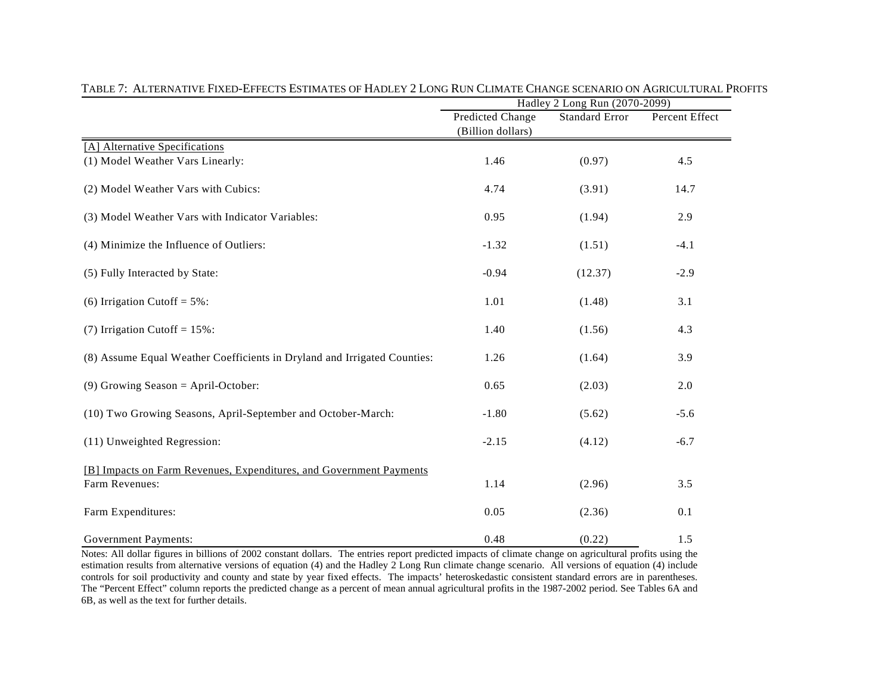TABLE 7: ALTERNATIVE FIXED-EFFECTS ESTIMATES OF HADLEY 2 LONG RUN CLIMATE CHANGE SCENARIO ON AGRICULTURAL PROFITS

| | Hadley 2 Long Run (2070-2099) | | |
|---|---|---|---|
| | Predicted Change (Billion dollars) | Standard Error | Percent Effect |
| [A] Alternative Specifications | | | |
| (1) Model Weather Vars Linearly: | 1.46 | (0.97) | 4.5 |
| (2) Model Weather Vars with Cubics: | 4.74 | (3.91) | 14.7 |
| (3) Model Weather Vars with Indicator Variables: | 0.95 | (1.94) | 2.9 |
| (4) Minimize the Influence of Outliers: | -1.32 | (1.51) | -4.1 |
| (5) Fully Interacted by State: | -0.94 | (12.37) | -2.9 |
| (6) Irrigation Cutoff = 5%: | 1.01 | (1.48) | 3.1 |
| (7) Irrigation Cutoff = 15%: | 1.40 | (1.56) | 4.3 |
| (8) Assume Equal Weather Coefficients in Dryland and Irrigated Counties: | 1.26 | (1.64) | 3.9 |
| (9) Growing Season = April-October: | 0.65 | (2.03) | 2.0 |
| (10) Two Growing Seasons, April-September and October-March: | -1.80 | (5.62) | -5.6 |
| (11) Unweighted Regression: | -2.15 | (4.12) | -6.7 |
| [B] Impacts on Farm Revenues, Expenditures, and Government Payments | | | |
| Farm Revenues: | 1.14 | (2.96) | 3.5 |
| Farm Expenditures: | 0.05 | (2.36) | 0.1 |
| Government Payments: | 0.48 | (0.22) | 1.5 |

Notes: All dollar figures in billions of 2002 constant dollars. The entries report predicted impacts of climate change on agricultural profits using the estimation results from alternative versions of equation (4) and the Hadley 2 Long Run climate change scenario. All versions of equation (4) include controls for soil productivity and county and state by year fixed effects. The impacts' heteroskedastic consistent standard errors are in parentheses. The "Percent Effect" column reports the predicted change as a percent of mean annual agricultural profits in the 1987-2002 period. See Tables 6A and 6B, as well as the text for further details.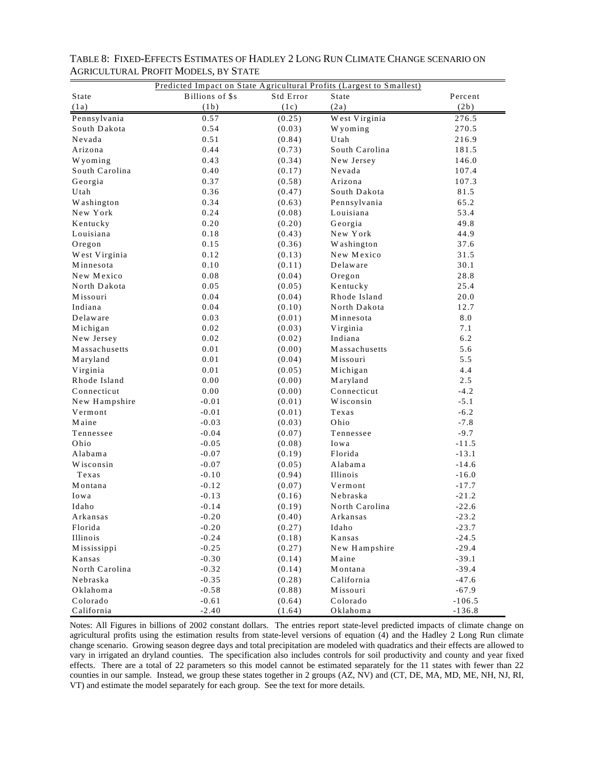TABLE 8: FIXED-EFFECTS ESTIMATES OF HADLEY 2 LONG RUN CLIMATE CHANGE SCENARIO ON AGRICULTURAL PROFIT MODELS, BY STATE

| Predicted Impact on State Agricultural Profits (Largest to Smallest) | | | | |
|---|---|---|---|---|
| State | Billions of $s | Std Error | State | Percent |
| (1a) | (1b) | (1c) | (2a) | (2b) |
| Pennsylvania | 0.57 | (0.25) | West Virginia | 276.5 |
| South Dakota | 0.54 | (0.03) | Wyoming | 270.5 |
| Nevada | 0.51 | (0.84) | Utah | 216.9 |
| Arizona | 0.44 | (0.73) | South Carolina | 181.5 |
| Wyoming | 0.43 | (0.34) | New Jersey | 146.0 |
| South Carolina | 0.40 | (0.17) | Nevada | 107.4 |
| Georgia | 0.37 | (0.58) | Arizona | 107.3 |
| Utah | 0.36 | (0.47) | South Dakota | 81.5 |
| Washington | 0.34 | (0.63) | Pennsylvania | 65.2 |
| New York | 0.24 | (0.08) | Louisiana | 53.4 |
| Kentucky | 0.20 | (0.20) | Georgia | 49.8 |
| Louisiana | 0.18 | (0.43) | New York | 44.9 |
| Oregon | 0.15 | (0.36) | Washington | 37.6 |
| West Virginia | 0.12 | (0.13) | New Mexico | 31.5 |
| Minnesota | 0.10 | (0.11) | Delaware | 30.1 |
| New Mexico | 0.08 | (0.04) | Oregon | 28.8 |
| North Dakota | 0.05 | (0.05) | Kentucky | 25.4 |
| Missouri | 0.04 | (0.04) | Rhode Island | 20.0 |
| Indiana | 0.04 | (0.10) | North Dakota | 12.7 |
| Delaware | 0.03 | (0.01) | Minnesota | 8.0 |
| Michigan | 0.02 | (0.03) | Virginia | 7.1 |
| New Jersey | 0.02 | (0.02) | Indiana | 6.2 |
| Massachusetts | 0.01 | (0.00) | Massachusetts | 5.6 |
| Maryland | 0.01 | (0.04) | Missouri | 5.5 |
| Virginia | 0.01 | (0.05) | Michigan | 4.4 |
| Rhode Island | 0.00 | (0.00) | Maryland | 2.5 |
| Connecticut | 0.00 | (0.00) | Connecticut | -4.2 |
| New Hampshire | -0.01 | (0.01) | Wisconsin | -5.1 |
| Vermont | -0.01 | (0.01) | Texas | -6.2 |
| Maine | -0.03 | (0.03) | Ohio | -7.8 |
| Tennessee | -0.04 | (0.07) | Tennessee | -9.7 |
| Ohio | -0.05 | (0.08) | Iowa | -11.5 |
| Alabama | -0.07 | (0.19) | Florida | -13.1 |
| Wisconsin | -0.07 | (0.05) | Alabama | -14.6 |
| Texas | -0.10 | (0.94) | Illinois | -16.0 |
| Montana | -0.12 | (0.07) | Vermont | -17.7 |
| Iowa | -0.13 | (0.16) | Nebraska | -21.2 |
| Idaho | -0.14 | (0.19) | North Carolina | -22.6 |
| Arkansas | -0.20 | (0.40) | Arkansas | -23.2 |
| Florida | -0.20 | (0.27) | Idaho | -23.7 |
| Illinois | -0.24 | (0.18) | Kansas | -24.5 |
| Mississippi | -0.25 | (0.27) | New Hampshire | -29.4 |
| Kansas | -0.30 | (0.14) | Maine | -39.1 |
| North Carolina | -0.32 | (0.14) | Montana | -39.4 |
| Nebraska | -0.35 | (0.28) | California | -47.6 |
| Oklahoma | -0.58 | (0.88) | Missouri | -67.9 |
| Colorado | -0.61 | (0.64) | Colorado | -106.5 |
| California | -2.40 | (1.64) | Oklahoma | -136.8 |

Notes: All Figures in billions of 2002 constant dollars. The entries report state-level predicted impacts of climate change on agricultural profits using the estimation results from state-level versions of equation (4) and the Hadley 2 Long Run climate change scenario. Growing season degree days and total precipitation are modeled with quadratics and their effects are allowed to vary in irrigated an dryland counties. The specification also includes controls for soil productivity and county and year fixed effects. There are a total of 22 parameters so this model cannot be estimated separately for the 11 states with fewer than 22 counties in our sample. Instead, we group these states together in 2 groups (AZ, NV) and (CT, DE, MA, MD, ME, NH, NJ, RI, VT) and estimate the model separately for each group. See the text for more details.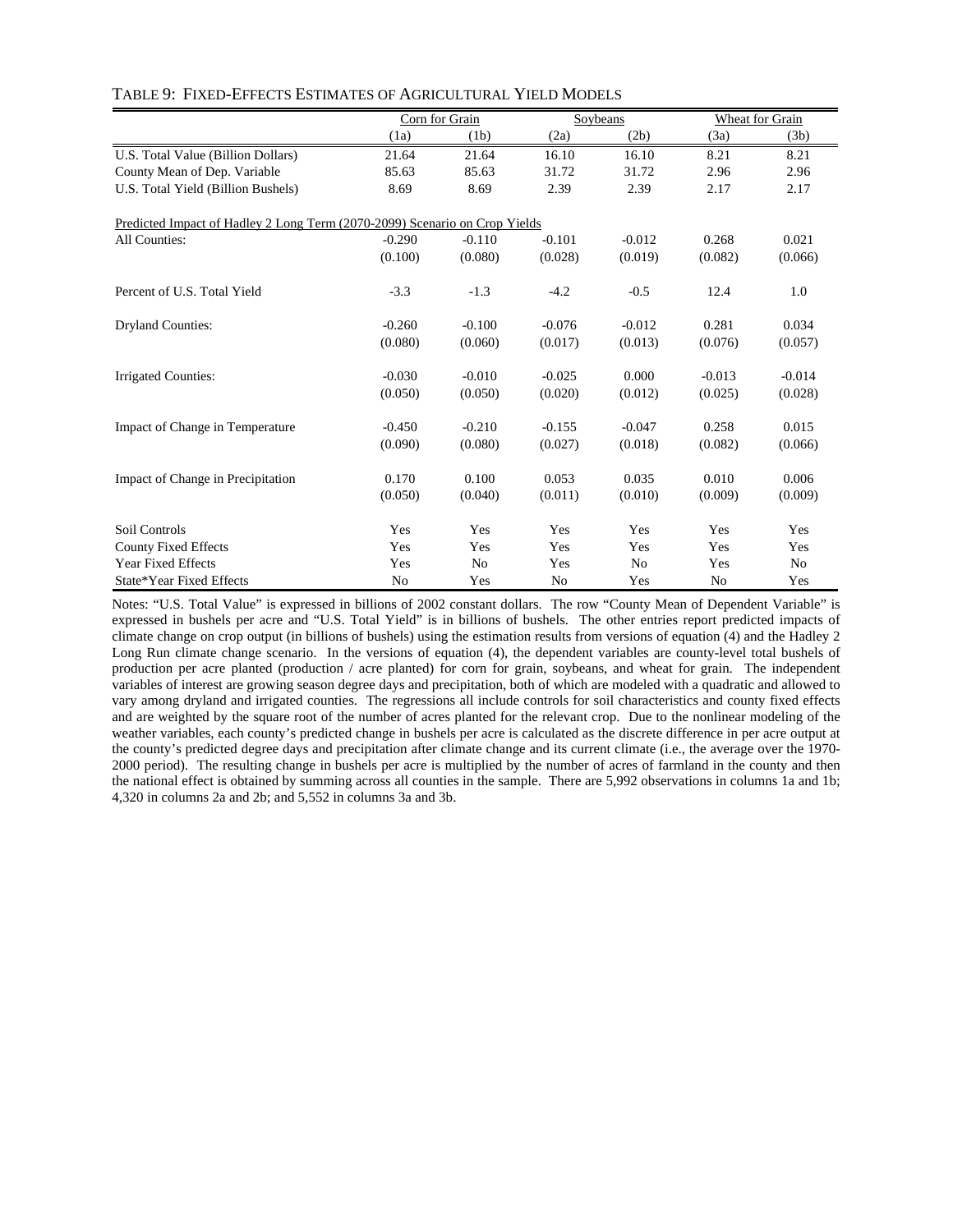TABLE 9: FIXED-EFFECTS ESTIMATES OF AGRICULTURAL YIELD MODELS

| | Corn for Grain | | Soybeans | | Wheat for Grain | |
|---|---|---|---|---|---|---|
| | (1a) | (1b) | (2a) | (2b) | (3a) | (3b) |
| U.S. Total Value (Billion Dollars) | 21.64 | 21.64 | 16.10 | 16.10 | 8.21 | 8.21 |
| County Mean of Dep. Variable | 85.63 | 85.63 | 31.72 | 31.72 | 2.96 | 2.96 |
| U.S. Total Yield (Billion Bushels) | 8.69 | 8.69 | 2.39 | 2.39 | 2.17 | 2.17 |
| Predicted Impact of Hadley 2 Long Term (2070-2099) Scenario on Crop Yields | | | | | | |
| All Counties: | -0.290 | -0.110 | -0.101 | -0.012 | 0.268 | 0.021 |
| | (0.100) | (0.080) | (0.028) | (0.019) | (0.082) | (0.066) |
| Percent of U.S. Total Yield | -3.3 | -1.3 | -4.2 | -0.5 | 12.4 | 1.0 |
| Dryland Counties: | -0.260 | -0.100 | -0.076 | -0.012 | 0.281 | 0.034 |
| | (0.080) | (0.060) | (0.017) | (0.013) | (0.076) | (0.057) |
| Irrigated Counties: | -0.030 | -0.010 | -0.025 | 0.000 | -0.013 | -0.014 |
| | (0.050) | (0.050) | (0.020) | (0.012) | (0.025) | (0.028) |
| Impact of Change in Temperature | -0.450 | -0.210 | -0.155 | -0.047 | 0.258 | 0.015 |
| | (0.090) | (0.080) | (0.027) | (0.018) | (0.082) | (0.066) |
| Impact of Change in Precipitation | 0.170 | 0.100 | 0.053 | 0.035 | 0.010 | 0.006 |
| | (0.050) | (0.040) | (0.011) | (0.010) | (0.009) | (0.009) |
| Soil Controls | Yes | Yes | Yes | Yes | Yes | Yes |
| County Fixed Effects | Yes | Yes | Yes | Yes | Yes | Yes |
| Year Fixed Effects | Yes | No | Yes | No | Yes | No |
| State*Year Fixed Effects | No | Yes | No | Yes | No | Yes |

Notes: "U.S. Total Value" is expressed in billions of 2002 constant dollars. The row "County Mean of Dependent Variable" is expressed in bushels per acre and "U.S. Total Yield" is in billions of bushels. The other entries report predicted impacts of climate change on crop output (in billions of bushels) using the estimation results from versions of equation (4) and the Hadley 2 Long Run climate change scenario. In the versions of equation (4), the dependent variables are county-level total bushels of production per acre planted (production / acre planted) for corn for grain, soybeans, and wheat for grain. The independent variables of interest are growing season degree days and precipitation, both of which are modeled with a quadratic and allowed to vary among dryland and irrigated counties. The regressions all include controls for soil characteristics and county fixed effects and are weighted by the square root of the number of acres planted for the relevant crop. Due to the nonlinear modeling of the weather variables, each county's predicted change in bushels per acre is calculated as the discrete difference in per acre output at the county's predicted degree days and precipitation after climate change and its current climate (i.e., the average over the 1970-2000 period). The resulting change in bushels per acre is multiplied by the number of acres of farmland in the county and then the national effect is obtained by summing across all counties in the sample. There are 5,992 observations in columns 1a and 1b; 4,320 in columns 2a and 2b; and 5,552 in columns 3a and 3b.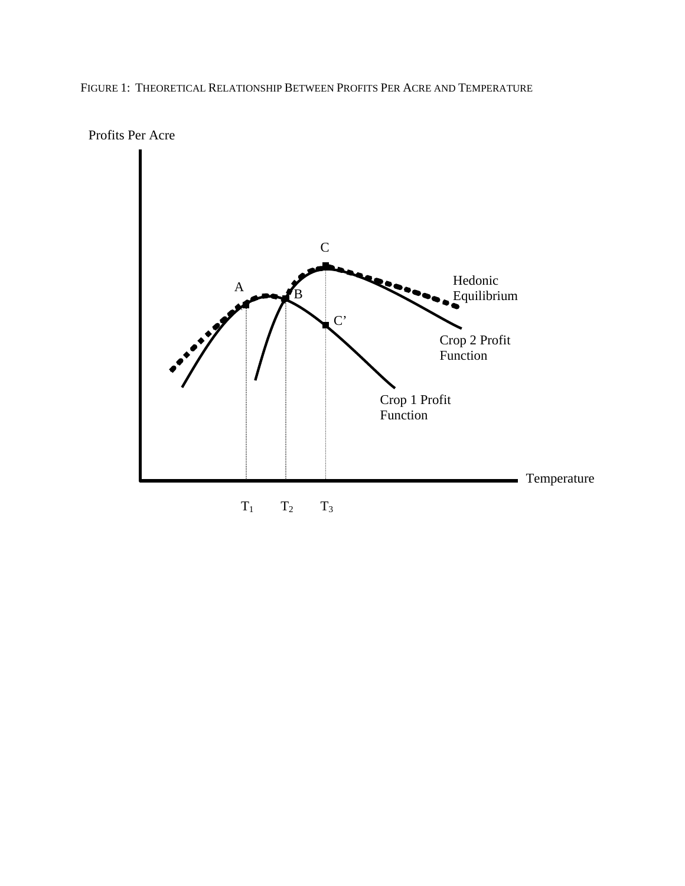FIGURE 1: THEORETICAL RELATIONSHIP BETWEEN PROFITS PER ACRE AND TEMPERATURE

Profits Per Acre

C

A

B

C'

Hedonic Equilibrium

Crop 2 Profit Function

Crop 1 Profit Function

Temperature

$T_1$ $T_2$ $T_3$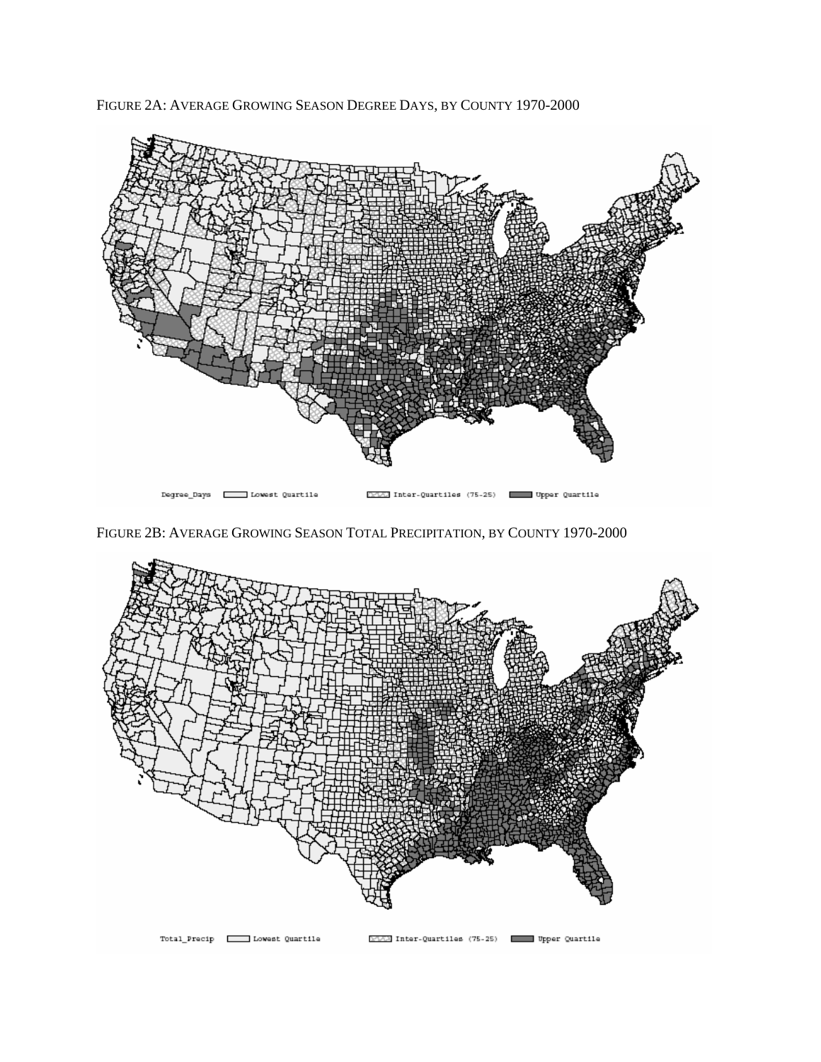FIGURE 2A: AVERAGE GROWING SEASON DEGREE DAYS, BY COUNTY 1970-2000

Degree_Days  Lowest Quartile  Inter-Quartiles (75-25)  Upper Quartile

FIGURE 2B: AVERAGE GROWING SEASON TOTAL PRECIPITATION, BY COUNTY 1970-2000

Total_Precip  Lowest Quartile  Inter-Quartiles (75-25)  Upper Quartile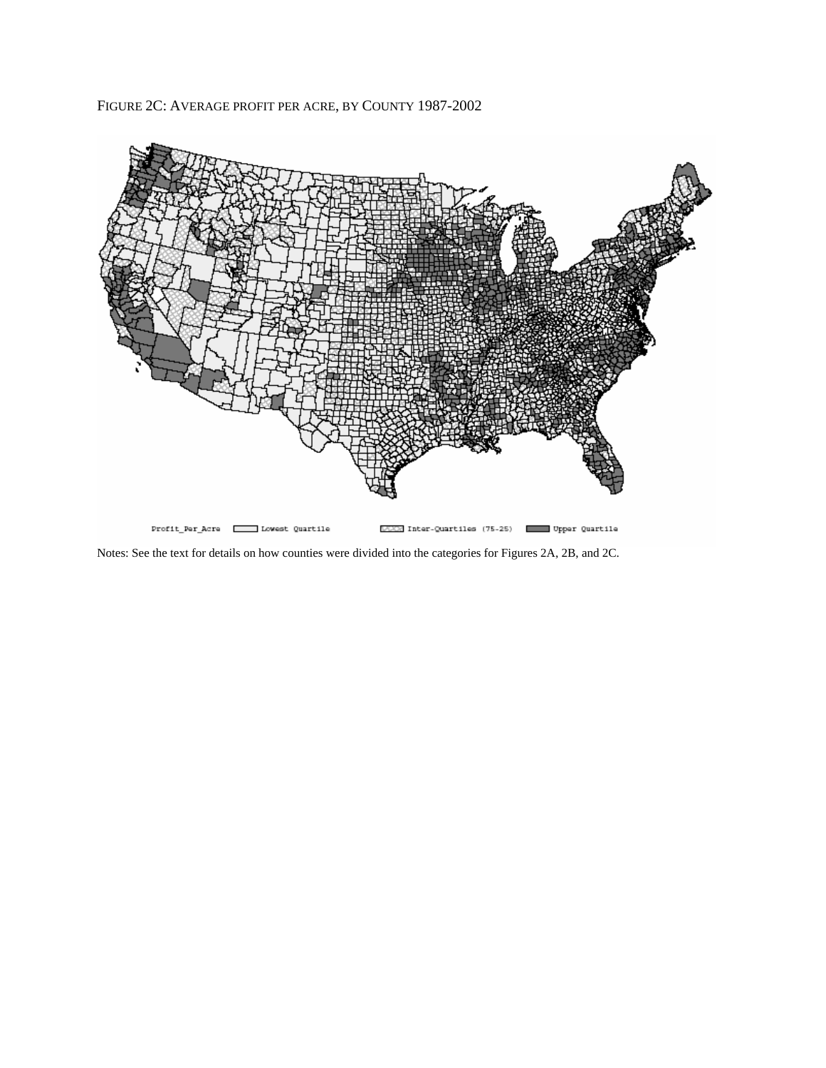FIGURE 2C: AVERAGE PROFIT PER ACRE, BY COUNTY 1987-2002

Profit_Per_Acre Lowest Quartile Inter-Quartiles (75-25) Upper Quartile

Notes: See the text for details on how counties were divided into the categories for Figures 2A, 2B, and 2C.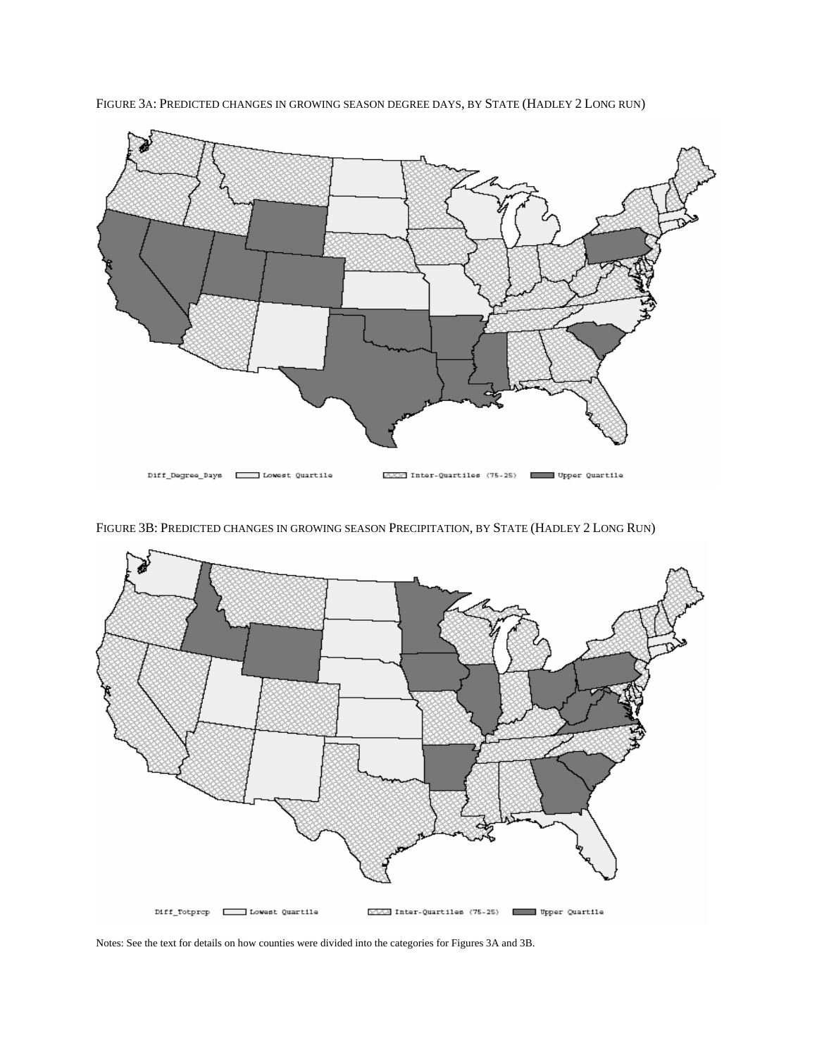FIGURE 3A: PREDICTED CHANGES IN GROWING SEASON DEGREE DAYS, BY STATE (HADLEY 2 LONG RUN)

FIGURE 3B: PREDICTED CHANGES IN GROWING SEASON PRECIPITATION, BY STATE (HADLEY 2 LONG RUN)

Notes: See the text for details on how counties were divided into the categories for Figures 3A and 3B.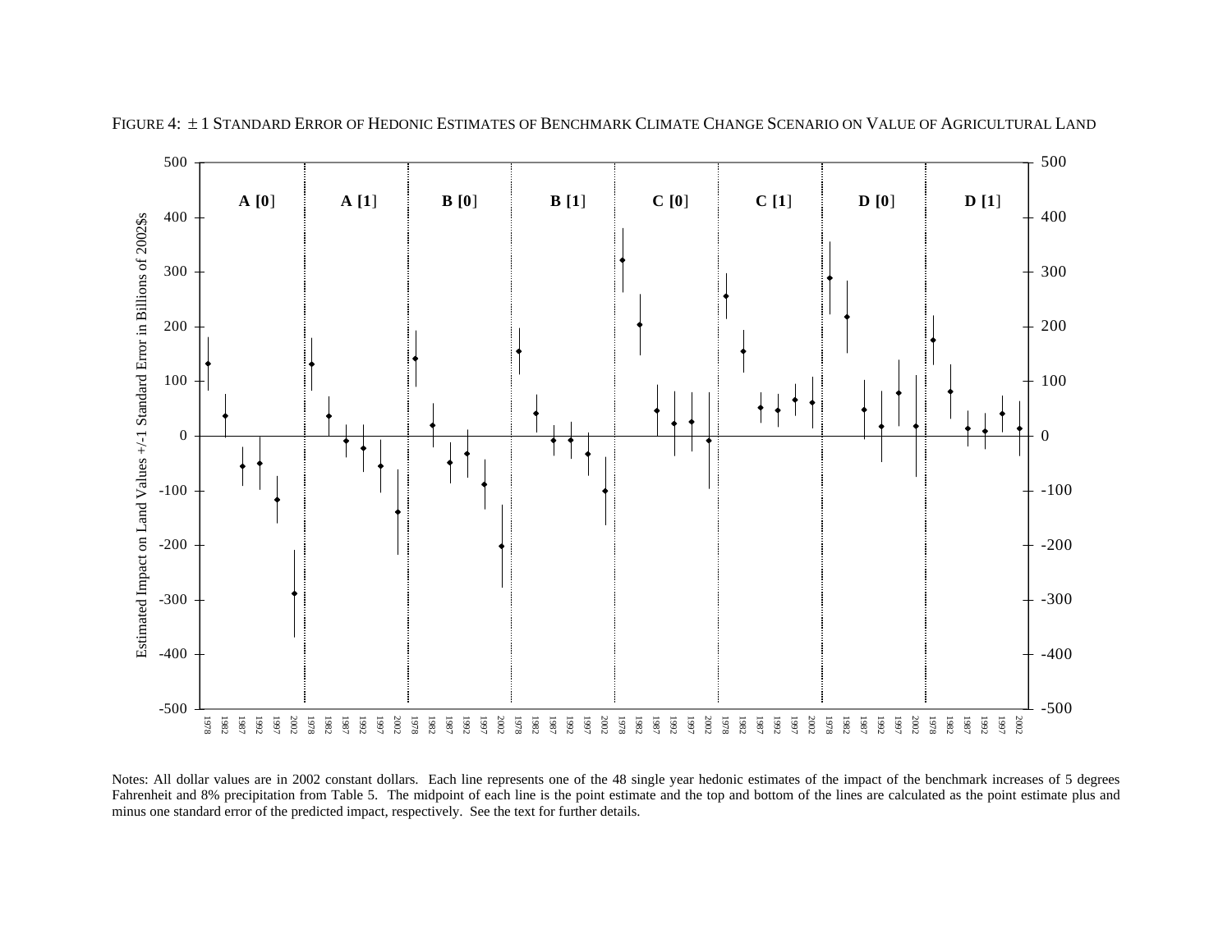FIGURE 4: ± 1 STANDARD ERROR OF HEDONIC ESTIMATES OF BENCHMARK CLIMATE CHANGE SCENARIO ON VALUE OF AGRICULTURAL LAND

Notes: All dollar values are in 2002 constant dollars. Each line represents one of the 48 single year hedonic estimates of the impact of the benchmark increases of 5 degrees Fahrenheit and 8% precipitation from Table 5. The midpoint of each line is the point estimate and the top and bottom of the lines are calculated as the point estimate plus and minus one standard error of the predicted impact, respectively. See the text for further details.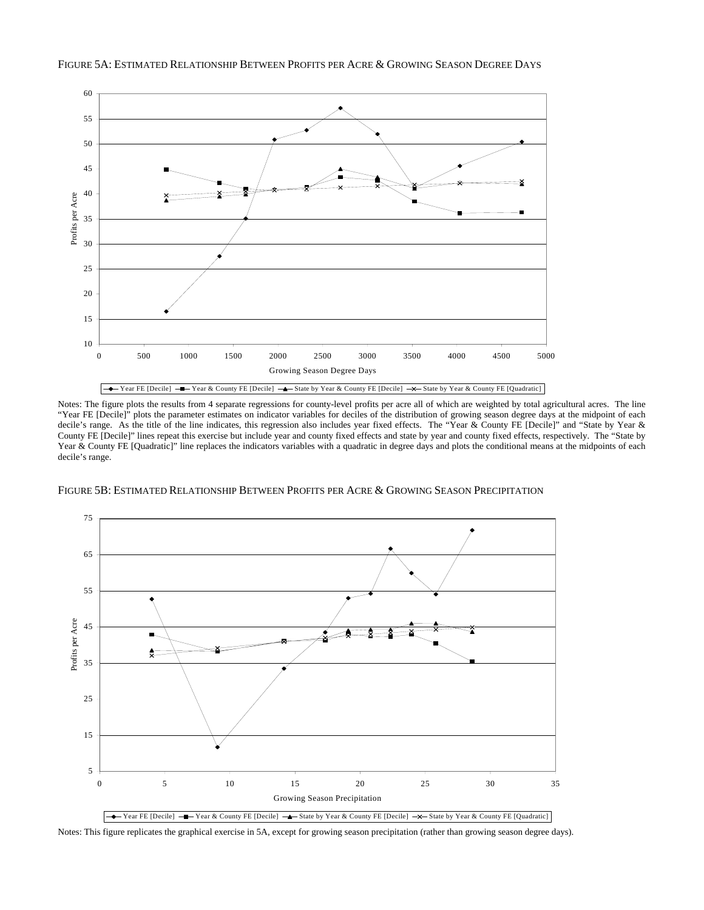FIGURE 5A: ESTIMATED RELATIONSHIP BETWEEN PROFITS PER ACRE & GROWING SEASON DEGREE DAYS

Notes: The figure plots the results from 4 separate regressions for county-level profits per acre all of which are weighted by total agricultural acres. The line "Year FE [Decile]" plots the parameter estimates on indicator variables for deciles of the distribution of growing season degree days at the midpoint of each decile's range. As the title of the line indicates, this regression also includes year fixed effects. The "Year & County FE [Decile]" and "State by Year & County FE [Decile]" lines repeat this exercise but include year and county fixed effects and state by year and county fixed effects, respectively. The "State by Year & County FE [Quadratic]" line replaces the indicators variables with a quadratic in degree days and plots the conditional means at the midpoints of each decile's range.

FIGURE 5B: ESTIMATED RELATIONSHIP BETWEEN PROFITS PER ACRE & GROWING SEASON PRECIPITATION

Notes: This figure replicates the graphical exercise in 5A, except for growing season precipitation (rather than growing season degree days).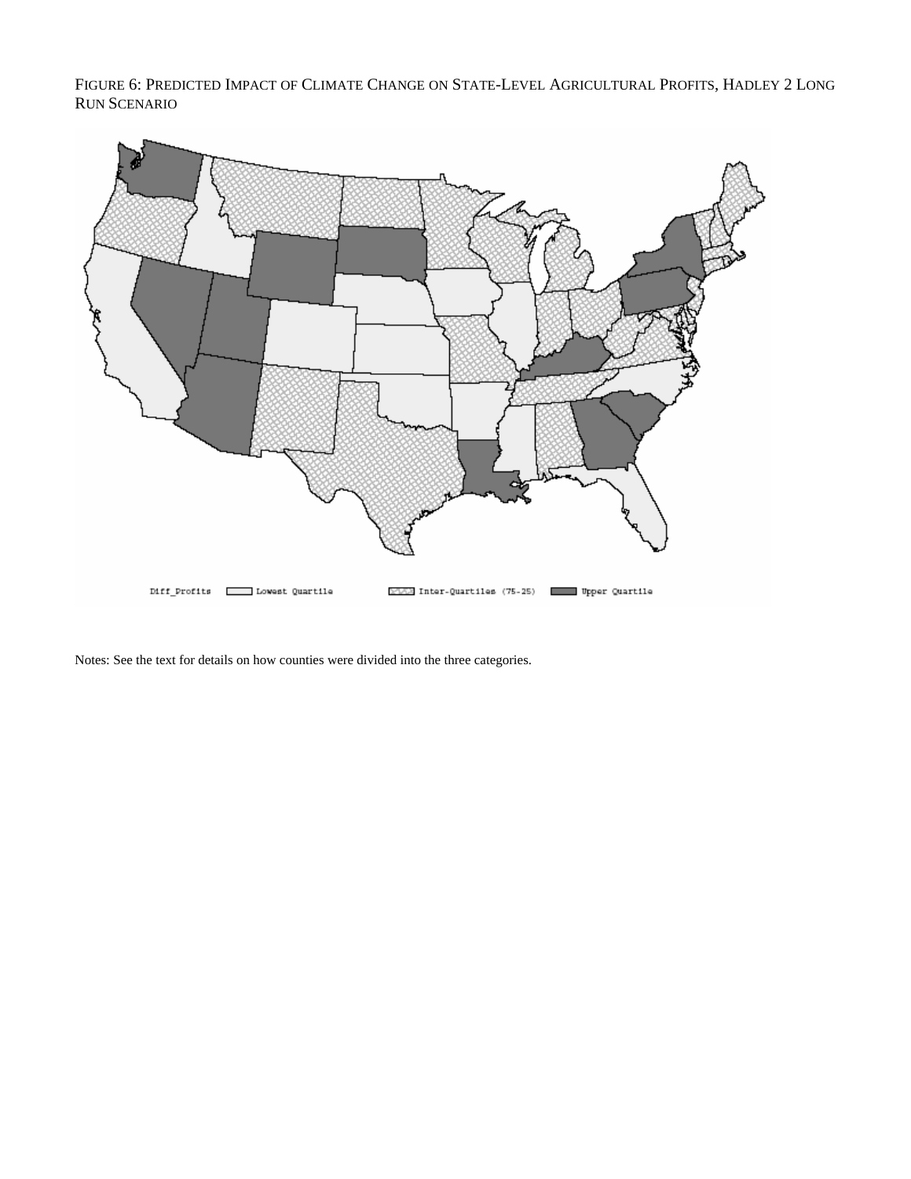FIGURE 6: PREDICTED IMPACT OF CLIMATE CHANGE ON STATE-LEVEL AGRICULTURAL PROFITS, HADLEY 2 LONG RUN SCENARIO

Diff_Profits
Lowest Quartile
Inter-Quartiles (75-25)
Upper Quartile

Notes: See the text for details on how counties were divided into the three categories.